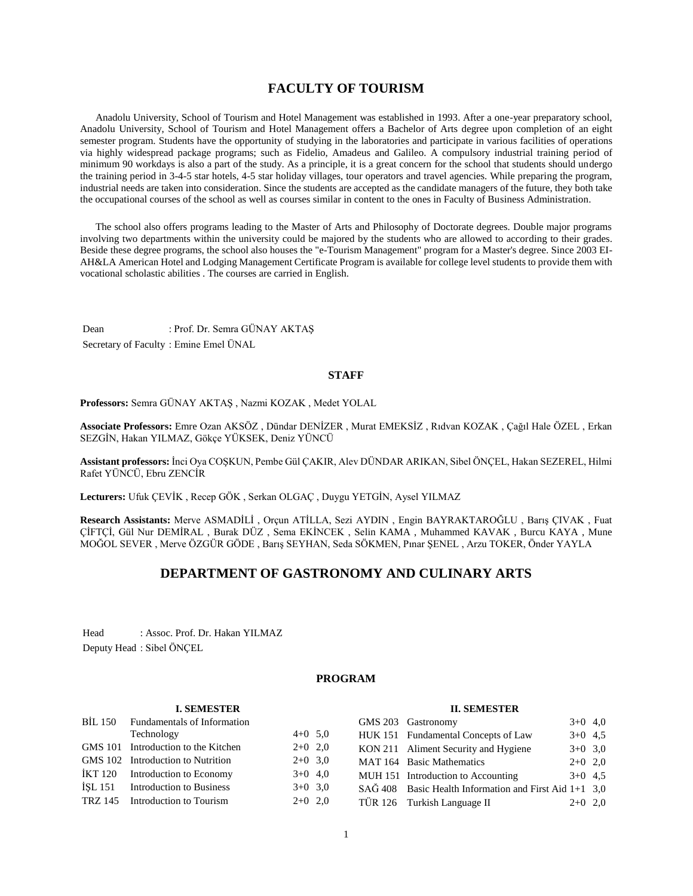# FACULTY OF TOURISM

Anadolu University, School of Tourism and Hotel Management was established in 1993. After a one-year preparatory school, Anadolu University, School of Tourism and Hotel Management offers a Bachelor of Arts degree upon completion of an eight semester program. Students have the opportunity of studying in the laboratories and participate in various facilities of operations via highly widespread package programs; such as Fidelio, Amadeus and Galileo. A compulsory industrial training period of minimum 90 workdays is also a part of the study. As a principle, it is a great concern for the school that students should undergo the training period in 3-4-5 star hotels, 4-5 star holiday villages, tour operators and travel agencies. While preparing the program, industrial needs are taken into consideration. Since the students are accepted as the candidate managers of the future, they both take the occupational courses of the school as well as courses similar in content to the ones in Faculty of Business Administration.

The school also offers programs leading to the Master of Arts and Philosophy of Doctorate degrees. Double major programs involving two departments within the university could be majored by the students who are allowed to according to their grades. Beside these degree programs, the school also houses the "e-Tourism Management" program for a Master's degree. Since 2003 EI-AH&LA American Hotel and Lodging Management Certificate Program is available for college level students to provide them with vocational scholastic abilities . The courses are carried in English.

Dean : Prof. Dr. Semra GÜNAY AKTAŞ

Secretary of Faculty : Emine Emel ÜNAL

### STAFF

**Professors:** Semra GÜNAY AKTAŞ , Nazmi KOZAK , Medet YOLAL

**Associate Professors:** Emre Ozan AKSÖZ , Dündar DENİZER , Murat EMEKSİZ , Rıdvan KOZAK , Çağıl Hale ÖZEL , Erkan SEZGİN, Hakan YILMAZ, Gökçe YÜKSEK, Deniz YÜNCÜ

**Assistant professors:** İnci Oya COŞKUN, Pembe Gül ÇAKIR, Alev DÜNDAR ARIKAN, Sibel ÖNÇEL, Hakan SEZEREL, Hilmi Rafet YÜNCÜ, Ebru ZENCİR

**Lecturers:** Ufuk ÇEVİK , Recep GÖK , Serkan OLGAÇ , Duygu YETGİN, Aysel YILMAZ

**Research Assistants:** Merve ASMADİLİ , Orçun ATİLLA, Sezi AYDIN , Engin BAYRAKTAROĞLU , Barış ÇIVAK , Fuat ÇİFTÇİ, Gül Nur DEMİRAL , Burak DÜZ , Sema EKİNCEK , Selin KAMA , Muhammed KAVAK , Burcu KAYA , Mune MOĞOL SEVER , Merve ÖZGÜR GÖDE , Barış SEYHAN, Seda SÖKMEN, Pınar ŞENEL , Arzu TOKER, Önder YAYLA

# DEPARTMENT OF GASTRONOMY AND CULINARY ARTS

Head : Assoc. Prof. Dr. Hakan YILMAZ

Deputy Head : Sibel ÖNÇEL

### PROGRAM

**I. SEMESTER**

| Code | Course | Hours | Credit |
|---|---|---|---|
| BİL 150 | Fundamentals of Information Technology | 4+0 | 5,0 |
| GMS 101 | Introduction to the Kitchen | 2+0 | 2,0 |
| GMS 102 | Introduction to Nutrition | 2+0 | 3,0 |
| İKT 120 | Introduction to Economy | 3+0 | 4,0 |
| İŞL 151 | Introduction to Business | 3+0 | 3,0 |
| TRZ 145 | Introduction to Tourism | 2+0 | 2,0 |

**II. SEMESTER**

| Code | Course | Hours | Credit |
|---|---|---|---|
| GMS 203 | Gastronomy | 3+0 | 4,0 |
| HUK 151 | Fundamental Concepts of Law | 3+0 | 4,5 |
| KON 211 | Aliment Security and Hygiene | 3+0 | 3,0 |
| MAT 164 | Basic Mathematics | 2+0 | 2,0 |
| MUH 151 | Introduction to Accounting | 3+0 | 4,5 |
| SAĞ 408 | Basic Health Information and First Aid | 1+1 | 3,0 |
| TÜR 126 | Turkish Language II | 2+0 | 2,0 |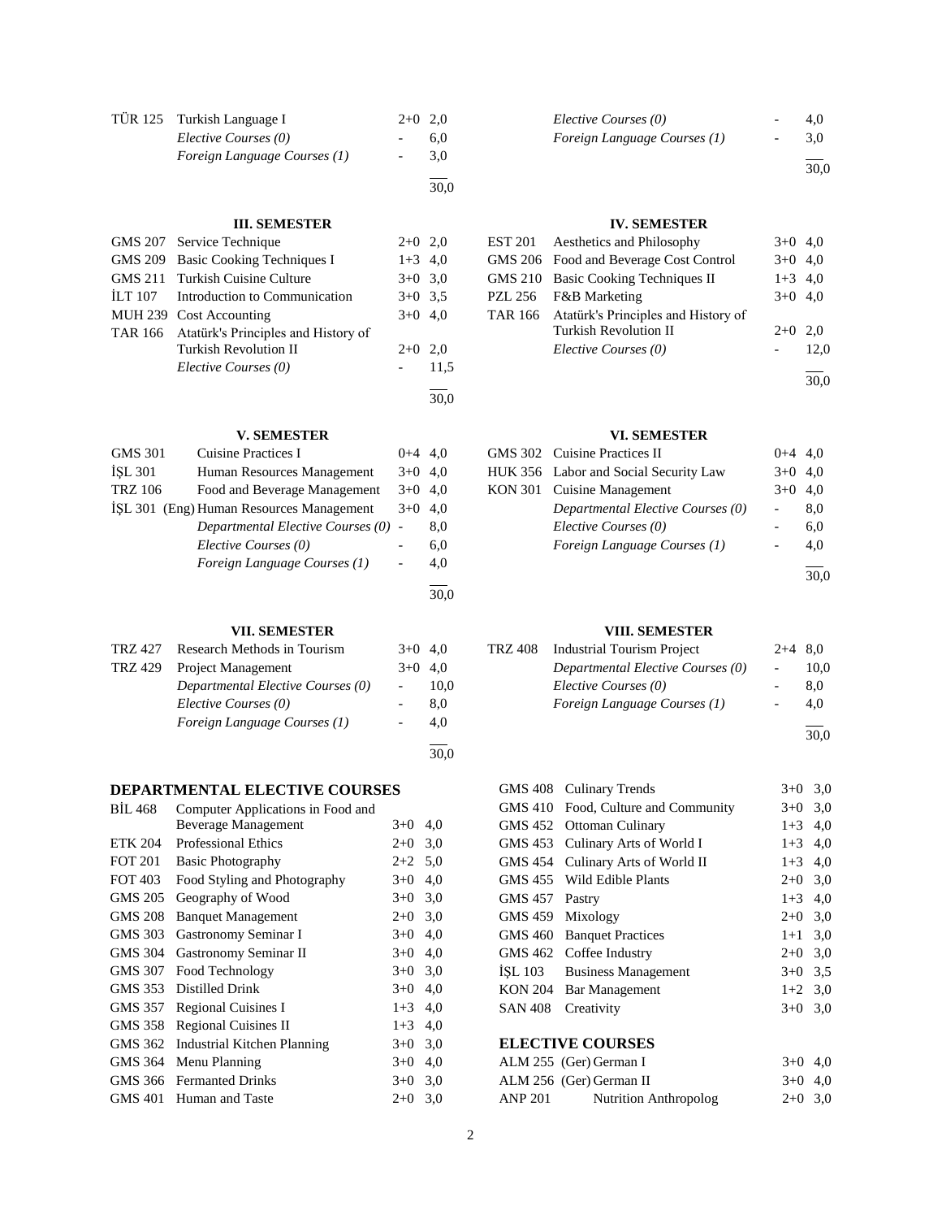| | | | |
|---|---|---|---|
| TÜR 125 | Turkish Language I | 2+0 | 2,0 |
| | *Elective Courses (0)* | - | 6,0 |
| | *Foreign Language Courses (1)* | - | 3,0 |
| | | | 30,0 |

| | | | |
|---|---|---|---|
| | *Elective Courses (0)* | - | 4,0 |
| | *Foreign Language Courses (1)* | - | 3,0 |
| | | | 30,0 |

### III. SEMESTER

| | | | |
|---|---|---|---|
| GMS 207 | Service Technique | 2+0 | 2,0 |
| GMS 209 | Basic Cooking Techniques I | 1+3 | 4,0 |
| GMS 211 | Turkish Cuisine Culture | 3+0 | 3,0 |
| İLT 107 | Introduction to Communication | 3+0 | 3,5 |
| MUH 239 | Cost Accounting | 3+0 | 4,0 |
| TAR 166 | Atatürk's Principles and History of Turkish Revolution II | 2+0 | 2,0 |
| | *Elective Courses (0)* | - | 11,5 |
| | | | 30,0 |

### IV. SEMESTER

| | | | |
|---|---|---|---|
| EST 201 | Aesthetics and Philosophy | 3+0 | 4,0 |
| GMS 206 | Food and Beverage Cost Control | 3+0 | 4,0 |
| GMS 210 | Basic Cooking Techniques II | 1+3 | 4,0 |
| PZL 256 | F&B Marketing | 3+0 | 4,0 |
| TAR 166 | Atatürk's Principles and History of Turkish Revolution II | 2+0 | 2,0 |
| | *Elective Courses (0)* | - | 12,0 |
| | | | 30,0 |

### V. SEMESTER

| | | | |
|---|---|---|---|
| GMS 301 | Cuisine Practices I | 0+4 | 4,0 |
| İŞL 301 | Human Resources Management | 3+0 | 4,0 |
| TRZ 106 | Food and Beverage Management | 3+0 | 4,0 |
| İŞL 301 (Eng) | Human Resources Management | 3+0 | 4,0 |
| | *Departmental Elective Courses (0)* | - | 8,0 |
| | *Elective Courses (0)* | - | 6,0 |
| | *Foreign Language Courses (1)* | - | 4,0 |
| | | | 30,0 |

### VI. SEMESTER

| | | | |
|---|---|---|---|
| GMS 302 | Cuisine Practices II | 0+4 | 4,0 |
| HUK 356 | Labor and Social Security Law | 3+0 | 4,0 |
| KON 301 | Cuisine Management | 3+0 | 4,0 |
| | *Departmental Elective Courses (0)* | - | 8,0 |
| | *Elective Courses (0)* | - | 6,0 |
| | *Foreign Language Courses (1)* | - | 4,0 |
| | | | 30,0 |

### VII. SEMESTER

| | | | |
|---|---|---|---|
| TRZ 427 | Research Methods in Tourism | 3+0 | 4,0 |
| TRZ 429 | Project Management | 3+0 | 4,0 |
| | *Departmental Elective Courses (0)* | - | 10,0 |
| | *Elective Courses (0)* | - | 8,0 |
| | *Foreign Language Courses (1)* | - | 4,0 |
| | | | 30,0 |

### VIII. SEMESTER

| | | | |
|---|---|---|---|
| TRZ 408 | Industrial Tourism Project | 2+4 | 8,0 |
| | *Departmental Elective Courses (0)* | - | 10,0 |
| | *Elective Courses (0)* | - | 8,0 |
| | *Foreign Language Courses (1)* | - | 4,0 |
| | | | 30,0 |

## DEPARTMENTAL ELECTIVE COURSES

| | | | |
|---|---|---|---|
| BİL 468 | Computer Applications in Food and Beverage Management | 3+0 | 4,0 |
| ETK 204 | Professional Ethics | 2+0 | 3,0 |
| FOT 201 | Basic Photography | 2+2 | 5,0 |
| FOT 403 | Food Styling and Photography | 3+0 | 4,0 |
| GMS 205 | Geography of Wood | 3+0 | 3,0 |
| GMS 208 | Banquet Management | 2+0 | 3,0 |
| GMS 303 | Gastronomy Seminar I | 3+0 | 4,0 |
| GMS 304 | Gastronomy Seminar II | 3+0 | 4,0 |
| GMS 307 | Food Technology | 3+0 | 3,0 |
| GMS 353 | Distilled Drink | 3+0 | 4,0 |
| GMS 357 | Regional Cuisines I | 1+3 | 4,0 |
| GMS 358 | Regional Cuisines II | 1+3 | 4,0 |
| GMS 362 | Industrial Kitchen Planning | 3+0 | 3,0 |
| GMS 364 | Menu Planning | 3+0 | 4,0 |
| GMS 366 | Fermanted Drinks | 3+0 | 3,0 |
| GMS 401 | Human and Taste | 2+0 | 3,0 |
| GMS 408 | Culinary Trends | 3+0 | 3,0 |
| GMS 410 | Food, Culture and Community | 3+0 | 3,0 |
| GMS 452 | Ottoman Culinary | 1+3 | 4,0 |
| GMS 453 | Culinary Arts of World I | 1+3 | 4,0 |
| GMS 454 | Culinary Arts of World II | 1+3 | 4,0 |
| GMS 455 | Wild Edible Plants | 2+0 | 3,0 |
| GMS 457 | Pastry | 1+3 | 4,0 |
| GMS 459 | Mixology | 2+0 | 3,0 |
| GMS 460 | Banquet Practices | 1+1 | 3,0 |
| GMS 462 | Coffee Industry | 2+0 | 3,0 |
| İŞL 103 | Business Management | 3+0 | 3,5 |
| KON 204 | Bar Management | 1+2 | 3,0 |
| SAN 408 | Creativity | 3+0 | 3,0 |

## ELECTIVE COURSES

| | | | |
|---|---|---|---|
| ALM 255 (Ger) | German I | 3+0 | 4,0 |
| ALM 256 (Ger) | German II | 3+0 | 4,0 |
| ANP 201 | Nutrition Anthropolog | 2+0 | 3,0 |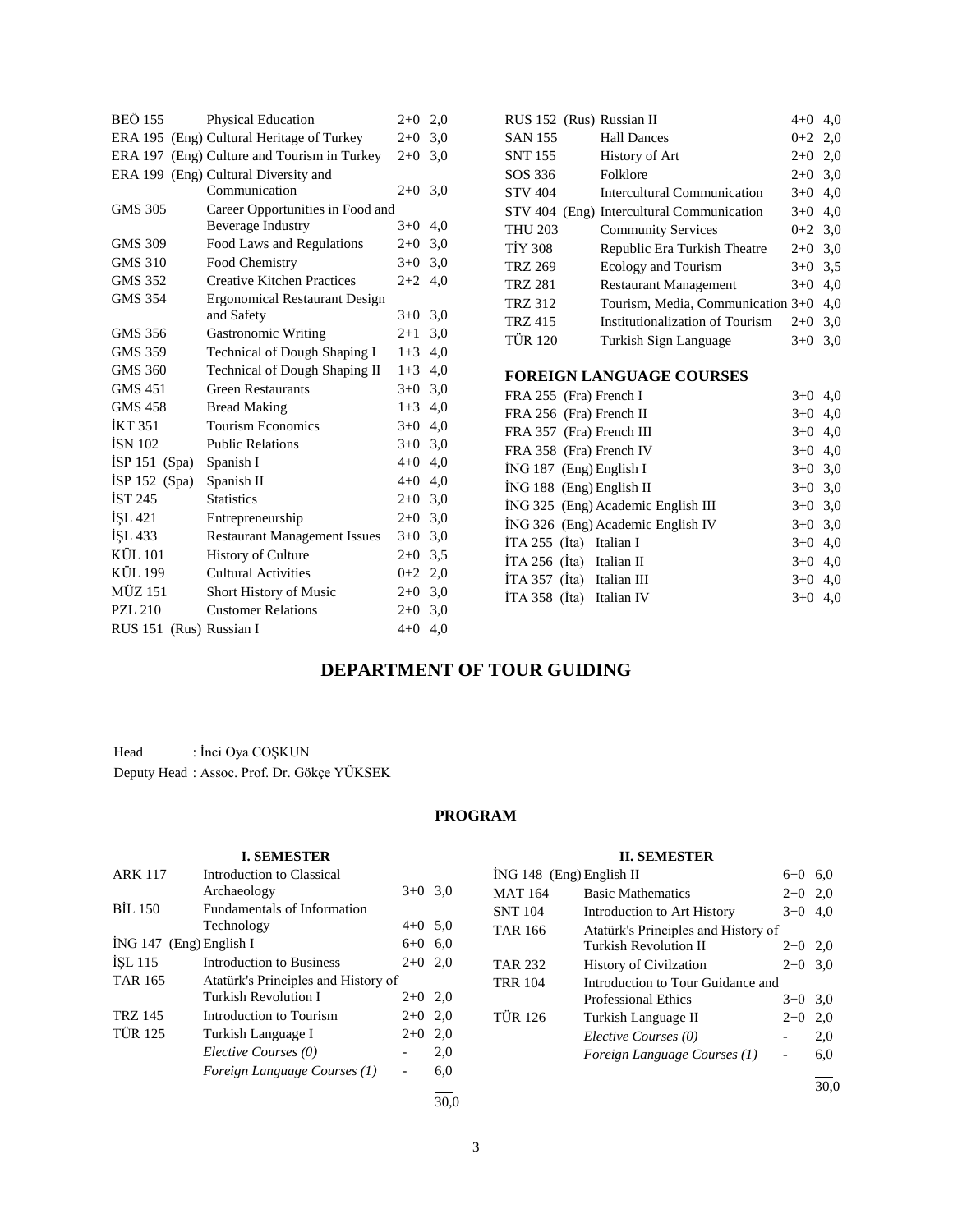| | | | |
|---|---|---|---|
| BEÖ 155 | Physical Education | 2+0 | 2,0 |
| ERA 195 (Eng) | Cultural Heritage of Turkey | 2+0 | 3,0 |
| ERA 197 (Eng) | Culture and Tourism in Turkey | 2+0 | 3,0 |
| ERA 199 (Eng) | Cultural Diversity and Communication | 2+0 | 3,0 |
| GMS 305 | Career Opportunities in Food and Beverage Industry | 3+0 | 4,0 |
| GMS 309 | Food Laws and Regulations | 2+0 | 3,0 |
| GMS 310 | Food Chemistry | 3+0 | 3,0 |
| GMS 352 | Creative Kitchen Practices | 2+2 | 4,0 |
| GMS 354 | Ergonomical Restaurant Design and Safety | 3+0 | 3,0 |
| GMS 356 | Gastronomic Writing | 2+1 | 3,0 |
| GMS 359 | Technical of Dough Shaping I | 1+3 | 4,0 |
| GMS 360 | Technical of Dough Shaping II | 1+3 | 4,0 |
| GMS 451 | Green Restaurants | 3+0 | 3,0 |
| GMS 458 | Bread Making | 1+3 | 4,0 |
| İKT 351 | Tourism Economics | 3+0 | 4,0 |
| İSN 102 | Public Relations | 3+0 | 3,0 |
| İSP 151 (Spa) | Spanish I | 4+0 | 4,0 |
| İSP 152 (Spa) | Spanish II | 4+0 | 4,0 |
| İST 245 | Statistics | 2+0 | 3,0 |
| İŞL 421 | Entrepreneurship | 2+0 | 3,0 |
| İŞL 433 | Restaurant Management Issues | 3+0 | 3,0 |
| KÜL 101 | History of Culture | 2+0 | 3,5 |
| KÜL 199 | Cultural Activities | 0+2 | 2,0 |
| MÜZ 151 | Short History of Music | 2+0 | 3,0 |
| PZL 210 | Customer Relations | 2+0 | 3,0 |
| RUS 151 (Rus) | Russian I | 4+0 | 4,0 |
| RUS 152 (Rus) | Russian II | 4+0 | 4,0 |
| SAN 155 | Hall Dances | 0+2 | 2,0 |
| SNT 155 | History of Art | 2+0 | 2,0 |
| SOS 336 | Folklore | 2+0 | 3,0 |
| STV 404 | Intercultural Communication | 3+0 | 4,0 |
| STV 404 (Eng) | Intercultural Communication | 3+0 | 4,0 |
| THU 203 | Community Services | 0+2 | 3,0 |
| TİY 308 | Republic Era Turkish Theatre | 2+0 | 3,0 |
| TRZ 269 | Ecology and Tourism | 3+0 | 3,5 |
| TRZ 281 | Restaurant Management | 3+0 | 4,0 |
| TRZ 312 | Tourism, Media, Communication | 3+0 | 4,0 |
| TRZ 415 | Institutionalization of Tourism | 2+0 | 3,0 |
| TÜR 120 | Turkish Sign Language | 3+0 | 3,0 |

### FOREIGN LANGUAGE COURSES

| | | | |
|---|---|---|---|
| FRA 255 (Fra) | French I | 3+0 | 4,0 |
| FRA 256 (Fra) | French II | 3+0 | 4,0 |
| FRA 357 (Fra) | French III | 3+0 | 4,0 |
| FRA 358 (Fra) | French IV | 3+0 | 4,0 |
| İNG 187 (Eng) | English I | 3+0 | 3,0 |
| İNG 188 (Eng) | English II | 3+0 | 3,0 |
| İNG 325 (Eng) | Academic English III | 3+0 | 3,0 |
| İNG 326 (Eng) | Academic English IV | 3+0 | 3,0 |
| İTA 255 (İta) | Italian I | 3+0 | 4,0 |
| İTA 256 (İta) | Italian II | 3+0 | 4,0 |
| İTA 357 (İta) | Italian III | 3+0 | 4,0 |
| İTA 358 (İta) | Italian IV | 3+0 | 4,0 |

## DEPARTMENT OF TOUR GUIDING

Head : İnci Oya COŞKUN

Deputy Head : Assoc. Prof. Dr. Gökçe YÜKSEK

### PROGRAM

**I. SEMESTER**

| | | | |
|---|---|---|---|
| ARK 117 | Introduction to Classical Archaeology | 3+0 | 3,0 |
| BİL 150 | Fundamentals of Information Technology | 4+0 | 5,0 |
| İNG 147 (Eng) | English I | 6+0 | 6,0 |
| İŞL 115 | Introduction to Business | 2+0 | 2,0 |
| TAR 165 | Atatürk's Principles and History of Turkish Revolution I | 2+0 | 2,0 |
| TRZ 145 | Introduction to Tourism | 2+0 | 2,0 |
| TÜR 125 | Turkish Language I | 2+0 | 2,0 |
| | *Elective Courses (0)* | - | 2,0 |
| | *Foreign Language Courses (1)* | - | 6,0 |
| | | | 30,0 |

**II. SEMESTER**

| | | | |
|---|---|---|---|
| İNG 148 (Eng) | English II | 6+0 | 6,0 |
| MAT 164 | Basic Mathematics | 2+0 | 2,0 |
| SNT 104 | Introduction to Art History | 3+0 | 4,0 |
| TAR 166 | Atatürk's Principles and History of Turkish Revolution II | 2+0 | 2,0 |
| TAR 232 | History of Civilzation | 2+0 | 3,0 |
| TRR 104 | Introduction to Tour Guidance and Professional Ethics | 3+0 | 3,0 |
| TÜR 126 | Turkish Language II | 2+0 | 2,0 |
| | *Elective Courses (0)* | - | 2,0 |
| | *Foreign Language Courses (1)* | - | 6,0 |
| | | | 30,0 |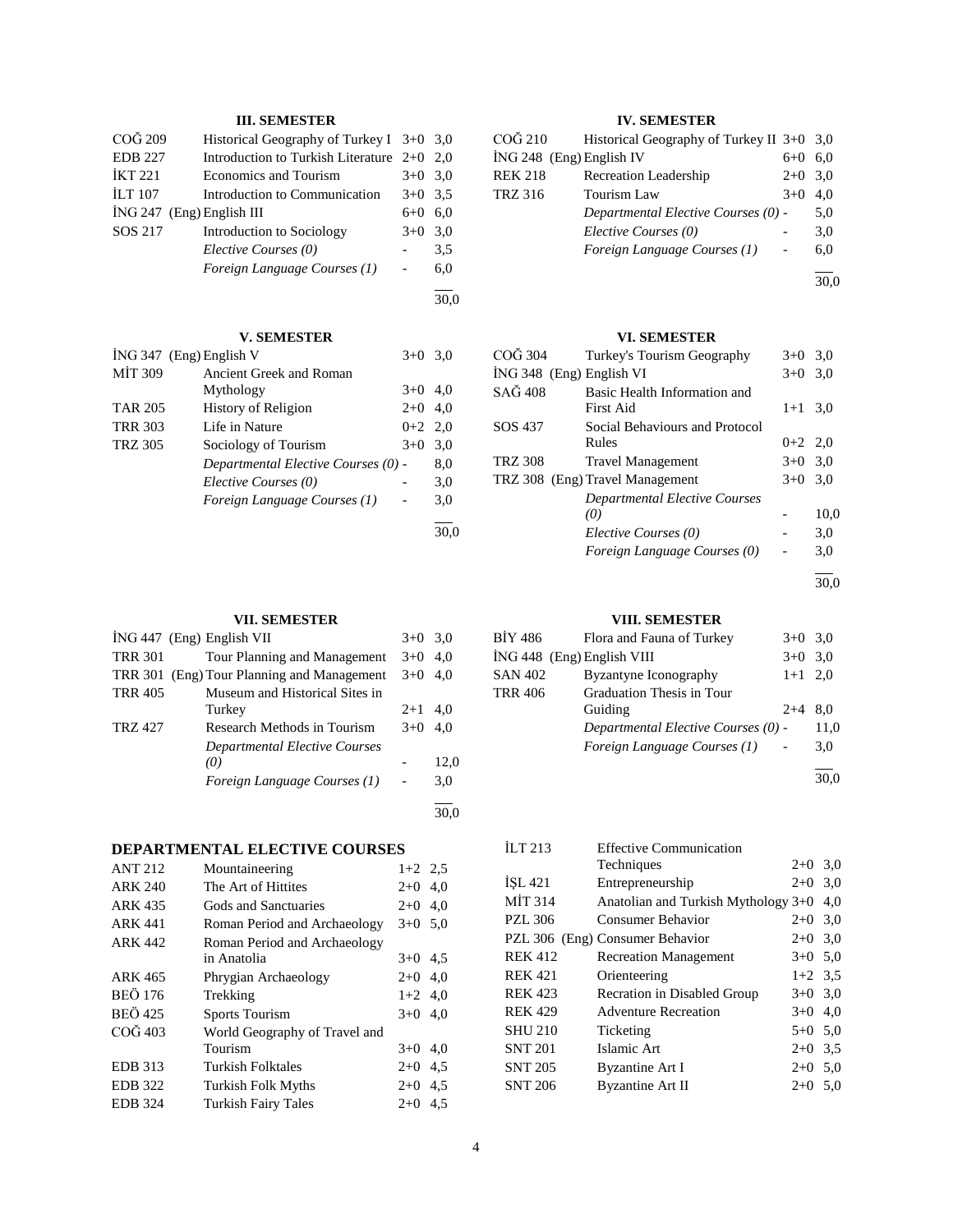### III. SEMESTER

| | | | |
|---|---|---|---|
| COĞ 209 | Historical Geography of Turkey I | 3+0 | 3,0 |
| EDB 227 | Introduction to Turkish Literature | 2+0 | 2,0 |
| İKT 221 | Economics and Tourism | 3+0 | 3,0 |
| İLT 107 | Introduction to Communication | 3+0 | 3,5 |
| İNG 247 (Eng) | English III | 6+0 | 6,0 |
| SOS 217 | Introduction to Sociology | 3+0 | 3,0 |
| | *Elective Courses (0)* | - | 3,5 |
| | *Foreign Language Courses (1)* | - | 6,0 |
| | | | 30,0 |

### IV. SEMESTER

| | | | |
|---|---|---|---|
| COĞ 210 | Historical Geography of Turkey II | 3+0 | 3,0 |
| İNG 248 (Eng) | English IV | 6+0 | 6,0 |
| REK 218 | Recreation Leadership | 2+0 | 3,0 |
| TRZ 316 | Tourism Law | 3+0 | 4,0 |
| | *Departmental Elective Courses (0)* | - | 5,0 |
| | *Elective Courses (0)* | - | 3,0 |
| | *Foreign Language Courses (1)* | - | 6,0 |
| | | | 30,0 |

### V. SEMESTER

| | | | |
|---|---|---|---|
| İNG 347 (Eng) | English V | 3+0 | 3,0 |
| MİT 309 | Ancient Greek and Roman Mythology | 3+0 | 4,0 |
| TAR 205 | History of Religion | 2+0 | 4,0 |
| TRR 303 | Life in Nature | 0+2 | 2,0 |
| TRZ 305 | Sociology of Tourism | 3+0 | 3,0 |
| | *Departmental Elective Courses (0)* | - | 8,0 |
| | *Elective Courses (0)* | - | 3,0 |
| | *Foreign Language Courses (1)* | - | 3,0 |
| | | | 30,0 |

### VI. SEMESTER

| | | | |
|---|---|---|---|
| COĞ 304 | Turkey's Tourism Geography | 3+0 | 3,0 |
| İNG 348 (Eng) | English VI | 3+0 | 3,0 |
| SAĞ 408 | Basic Health Information and First Aid | 1+1 | 3,0 |
| SOS 437 | Social Behaviours and Protocol Rules | 0+2 | 2,0 |
| TRZ 308 | Travel Management | 3+0 | 3,0 |
| TRZ 308 (Eng) | Travel Management | 3+0 | 3,0 |
| | *Departmental Elective Courses (0)* | - | 10,0 |
| | *Elective Courses (0)* | - | 3,0 |
| | *Foreign Language Courses (0)* | - | 3,0 |
| | | | 30,0 |

### VII. SEMESTER

| | | | |
|---|---|---|---|
| İNG 447 (Eng) | English VII | 3+0 | 3,0 |
| TRR 301 | Tour Planning and Management | 3+0 | 4,0 |
| TRR 301 (Eng) | Tour Planning and Management | 3+0 | 4,0 |
| TRR 405 | Museum and Historical Sites in Turkey | 2+1 | 4,0 |
| TRZ 427 | Research Methods in Tourism | 3+0 | 4,0 |
| | *Departmental Elective Courses (0)* | - | 12,0 |
| | *Foreign Language Courses (1)* | - | 3,0 |
| | | | 30,0 |

### VIII. SEMESTER

| | | | |
|---|---|---|---|
| BİY 486 | Flora and Fauna of Turkey | 3+0 | 3,0 |
| İNG 448 (Eng) | English VIII | 3+0 | 3,0 |
| SAN 402 | Byzantyne Iconography | 1+1 | 2,0 |
| TRR 406 | Graduation Thesis in Tour Guiding | 2+4 | 8,0 |
| | *Departmental Elective Courses (0)* | - | 11,0 |
| | *Foreign Language Courses (1)* | - | 3,0 |
| | | | 30,0 |

## DEPARTMENTAL ELECTIVE COURSES

| | | | |
|---|---|---|---|
| ANT 212 | Mountaineering | 1+2 | 2,5 |
| ARK 240 | The Art of Hittites | 2+0 | 4,0 |
| ARK 435 | Gods and Sanctuaries | 2+0 | 4,0 |
| ARK 441 | Roman Period and Archaeology | 3+0 | 5,0 |
| ARK 442 | Roman Period and Archaeology in Anatolia | 3+0 | 4,5 |
| ARK 465 | Phrygian Archaeology | 2+0 | 4,0 |
| BEÖ 176 | Trekking | 1+2 | 4,0 |
| BEÖ 425 | Sports Tourism | 3+0 | 4,0 |
| COĞ 403 | World Geography of Travel and Tourism | 3+0 | 4,0 |
| EDB 313 | Turkish Folktales | 2+0 | 4,5 |
| EDB 322 | Turkish Folk Myths | 2+0 | 4,5 |
| EDB 324 | Turkish Fairy Tales | 2+0 | 4,5 |
| İLT 213 | Effective Communication Techniques | 2+0 | 3,0 |
| İŞL 421 | Entrepreneurship | 2+0 | 3,0 |
| MİT 314 | Anatolian and Turkish Mythology | 3+0 | 4,0 |
| PZL 306 | Consumer Behavior | 2+0 | 3,0 |
| PZL 306 (Eng) | Consumer Behavior | 2+0 | 3,0 |
| REK 412 | Recreation Management | 3+0 | 5,0 |
| REK 421 | Orienteering | 1+2 | 3,5 |
| REK 423 | Recration in Disabled Group | 3+0 | 3,0 |
| REK 429 | Adventure Recreation | 3+0 | 4,0 |
| SHU 210 | Ticketing | 5+0 | 5,0 |
| SNT 201 | Islamic Art | 2+0 | 3,5 |
| SNT 205 | Byzantine Art I | 2+0 | 5,0 |
| SNT 206 | Byzantine Art II | 2+0 | 5,0 |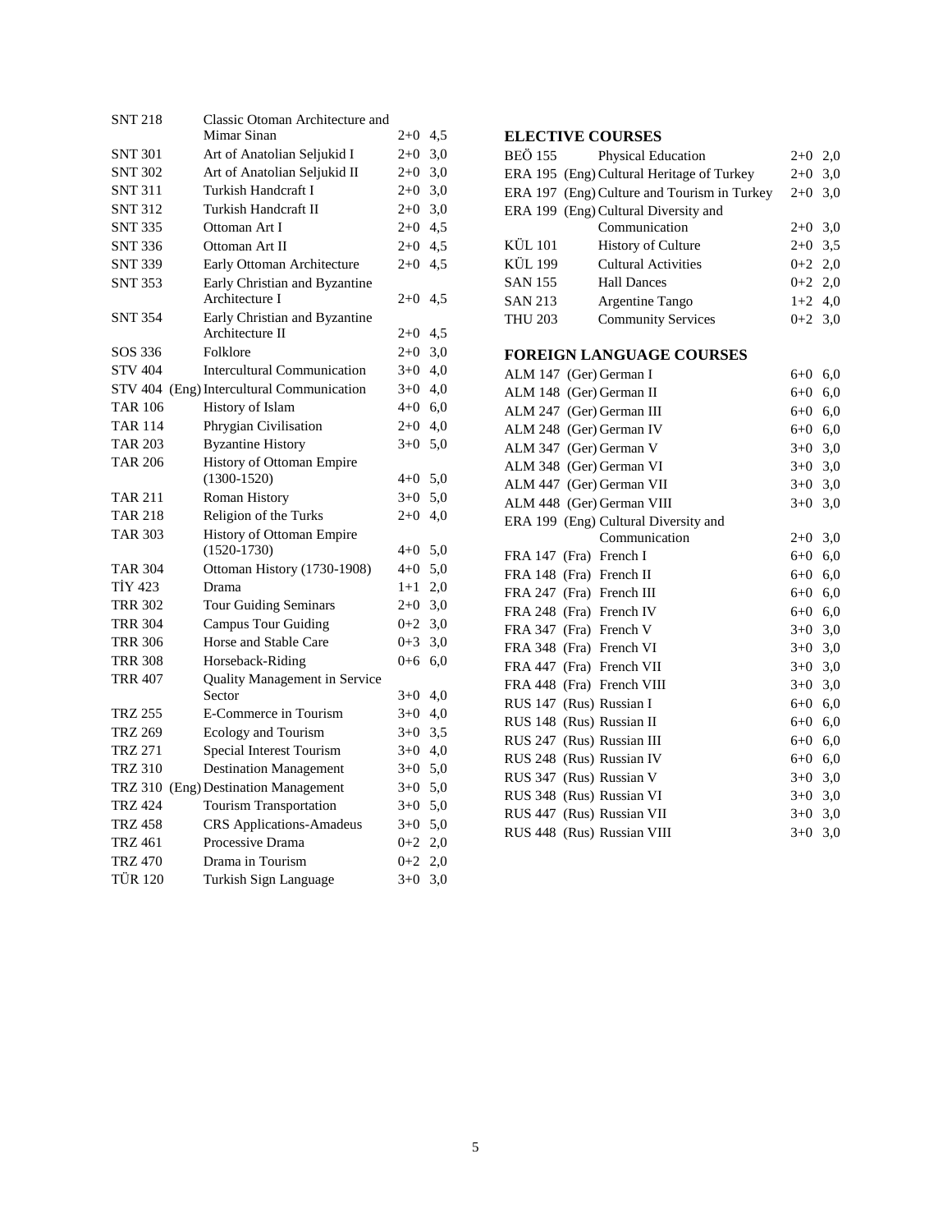| | | | |
|---|---|---|---|
| SNT 218 | Classic Otoman Architecture and Mimar Sinan | 2+0 | 4,5 |
| SNT 301 | Art of Anatolian Seljukid I | 2+0 | 3,0 |
| SNT 302 | Art of Anatolian Seljukid II | 2+0 | 3,0 |
| SNT 311 | Turkish Handcraft I | 2+0 | 3,0 |
| SNT 312 | Turkish Handcraft II | 2+0 | 3,0 |
| SNT 335 | Ottoman Art I | 2+0 | 4,5 |
| SNT 336 | Ottoman Art II | 2+0 | 4,5 |
| SNT 339 | Early Ottoman Architecture | 2+0 | 4,5 |
| SNT 353 | Early Christian and Byzantine Architecture I | 2+0 | 4,5 |
| SNT 354 | Early Christian and Byzantine Architecture II | 2+0 | 4,5 |
| SOS 336 | Folklore | 2+0 | 3,0 |
| STV 404 | Intercultural Communication | 3+0 | 4,0 |
| STV 404 | (Eng) Intercultural Communication | 3+0 | 4,0 |
| TAR 106 | History of Islam | 4+0 | 6,0 |
| TAR 114 | Phrygian Civilisation | 2+0 | 4,0 |
| TAR 203 | Byzantine History | 3+0 | 5,0 |
| TAR 206 | History of Ottoman Empire (1300-1520) | 4+0 | 5,0 |
| TAR 211 | Roman History | 3+0 | 5,0 |
| TAR 218 | Religion of the Turks | 2+0 | 4,0 |
| TAR 303 | History of Ottoman Empire (1520-1730) | 4+0 | 5,0 |
| TAR 304 | Ottoman History (1730-1908) | 4+0 | 5,0 |
| TİY 423 | Drama | 1+1 | 2,0 |
| TRR 302 | Tour Guiding Seminars | 2+0 | 3,0 |
| TRR 304 | Campus Tour Guiding | 0+2 | 3,0 |
| TRR 306 | Horse and Stable Care | 0+3 | 3,0 |
| TRR 308 | Horseback-Riding | 0+6 | 6,0 |
| TRR 407 | Quality Management in Service Sector | 3+0 | 4,0 |
| TRZ 255 | E-Commerce in Tourism | 3+0 | 4,0 |
| TRZ 269 | Ecology and Tourism | 3+0 | 3,5 |
| TRZ 271 | Special Interest Tourism | 3+0 | 4,0 |
| TRZ 310 | Destination Management | 3+0 | 5,0 |
| TRZ 310 | (Eng) Destination Management | 3+0 | 5,0 |
| TRZ 424 | Tourism Transportation | 3+0 | 5,0 |
| TRZ 458 | CRS Applications-Amadeus | 3+0 | 5,0 |
| TRZ 461 | Processive Drama | 0+2 | 2,0 |
| TRZ 470 | Drama in Tourism | 0+2 | 2,0 |
| TÜR 120 | Turkish Sign Language | 3+0 | 3,0 |

## ELECTIVE COURSES

| | | | |
|---|---|---|---|
| BEÖ 155 | Physical Education | 2+0 | 2,0 |
| ERA 195 | (Eng) Cultural Heritage of Turkey | 2+0 | 3,0 |
| ERA 197 | (Eng) Culture and Tourism in Turkey | 2+0 | 3,0 |
| ERA 199 | (Eng) Cultural Diversity and Communication | 2+0 | 3,0 |
| KÜL 101 | History of Culture | 2+0 | 3,5 |
| KÜL 199 | Cultural Activities | 0+2 | 2,0 |
| SAN 155 | Hall Dances | 0+2 | 2,0 |
| SAN 213 | Argentine Tango | 1+2 | 4,0 |
| THU 203 | Community Services | 0+2 | 3,0 |

## FOREIGN LANGUAGE COURSES

| | | | |
|---|---|---|---|
| ALM 147 | (Ger) German I | 6+0 | 6,0 |
| ALM 148 | (Ger) German II | 6+0 | 6,0 |
| ALM 247 | (Ger) German III | 6+0 | 6,0 |
| ALM 248 | (Ger) German IV | 6+0 | 6,0 |
| ALM 347 | (Ger) German V | 3+0 | 3,0 |
| ALM 348 | (Ger) German VI | 3+0 | 3,0 |
| ALM 447 | (Ger) German VII | 3+0 | 3,0 |
| ALM 448 | (Ger) German VIII | 3+0 | 3,0 |
| ERA 199 | (Eng) Cultural Diversity and Communication | 2+0 | 3,0 |
| FRA 147 | (Fra) French I | 6+0 | 6,0 |
| FRA 148 | (Fra) French II | 6+0 | 6,0 |
| FRA 247 | (Fra) French III | 6+0 | 6,0 |
| FRA 248 | (Fra) French IV | 6+0 | 6,0 |
| FRA 347 | (Fra) French V | 3+0 | 3,0 |
| FRA 348 | (Fra) French VI | 3+0 | 3,0 |
| FRA 447 | (Fra) French VII | 3+0 | 3,0 |
| FRA 448 | (Fra) French VIII | 3+0 | 3,0 |
| RUS 147 | (Rus) Russian I | 6+0 | 6,0 |
| RUS 148 | (Rus) Russian II | 6+0 | 6,0 |
| RUS 247 | (Rus) Russian III | 6+0 | 6,0 |
| RUS 248 | (Rus) Russian IV | 6+0 | 6,0 |
| RUS 347 | (Rus) Russian V | 3+0 | 3,0 |
| RUS 348 | (Rus) Russian VI | 3+0 | 3,0 |
| RUS 447 | (Rus) Russian VII | 3+0 | 3,0 |
| RUS 448 | (Rus) Russian VIII | 3+0 | 3,0 |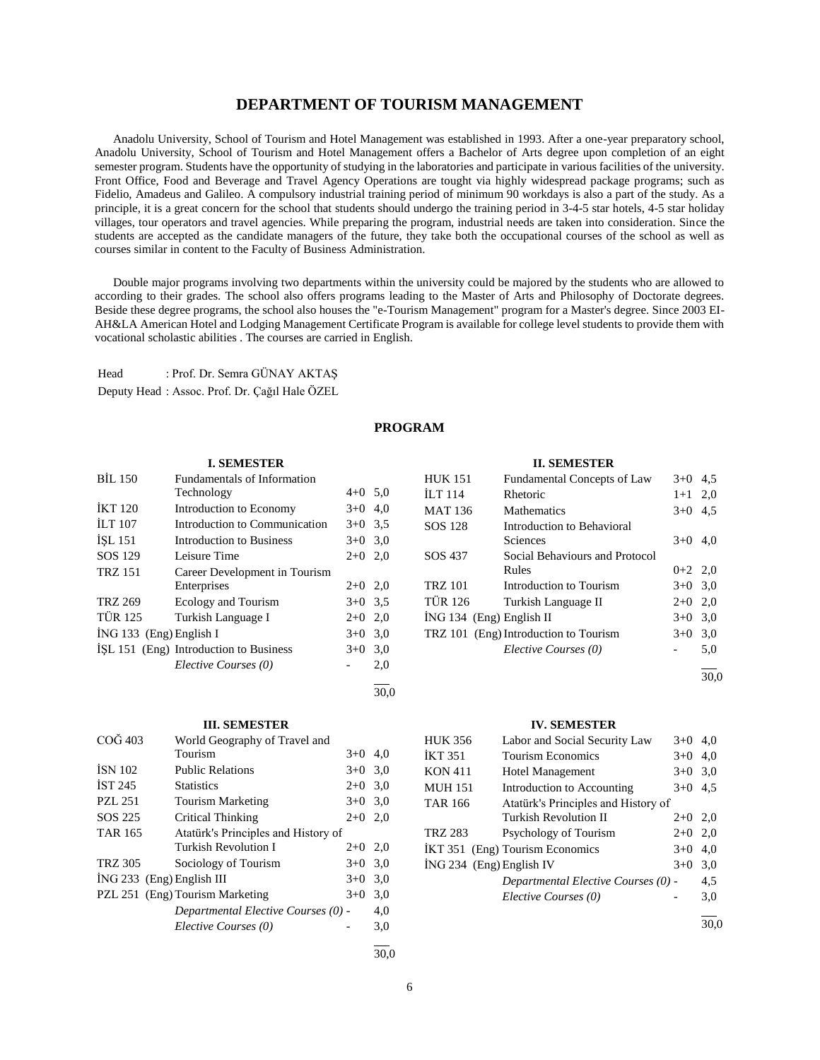# DEPARTMENT OF TOURISM MANAGEMENT

Anadolu University, School of Tourism and Hotel Management was established in 1993. After a one-year preparatory school, Anadolu University, School of Tourism and Hotel Management offers a Bachelor of Arts degree upon completion of an eight semester program. Students have the opportunity of studying in the laboratories and participate in various facilities of the university. Front Office, Food and Beverage and Travel Agency Operations are tought via highly widespread package programs; such as Fidelio, Amadeus and Galileo. A compulsory industrial training period of minimum 90 workdays is also a part of the study. As a principle, it is a great concern for the school that students should undergo the training period in 3-4-5 star hotels, 4-5 star holiday villages, tour operators and travel agencies. While preparing the program, industrial needs are taken into consideration. Since the students are accepted as the candidate managers of the future, they take both the occupational courses of the school as well as courses similar in content to the Faculty of Business Administration.

Double major programs involving two departments within the university could be majored by the students who are allowed to according to their grades. The school also offers programs leading to the Master of Arts and Philosophy of Doctorate degrees. Beside these degree programs, the school also houses the "e-Tourism Management" program for a Master's degree. Since 2003 EI-AH&LA American Hotel and Lodging Management Certificate Program is available for college level students to provide them with vocational scholastic abilities . The courses are carried in English.

Head : Prof. Dr. Semra GÜNAY AKTAŞ

Deputy Head : Assoc. Prof. Dr. Çağıl Hale ÖZEL

## PROGRAM

### I. SEMESTER

| Code | Course | Hours | Credits |
|---|---|---|---|
| BİL 150 | Fundamentals of Information Technology | 4+0 | 5,0 |
| İKT 120 | Introduction to Economy | 3+0 | 4,0 |
| İLT 107 | Introduction to Communication | 3+0 | 3,5 |
| İŞL 151 | Introduction to Business | 3+0 | 3,0 |
| SOS 129 | Leisure Time | 2+0 | 2,0 |
| TRZ 151 | Career Development in Tourism Enterprises | 2+0 | 2,0 |
| TRZ 269 | Ecology and Tourism | 3+0 | 3,5 |
| TÜR 125 | Turkish Language I | 2+0 | 2,0 |
| İNG 133 (Eng) | English I | 3+0 | 3,0 |
| İŞL 151 (Eng) | Introduction to Business | 3+0 | 3,0 |
| | *Elective Courses (0)* | - | 2,0 |
| | | | 30,0 |

### II. SEMESTER

| Code | Course | Hours | Credits |
|---|---|---|---|
| HUK 151 | Fundamental Concepts of Law | 3+0 | 4,5 |
| İLT 114 | Rhetoric | 1+1 | 2,0 |
| MAT 136 | Mathematics | 3+0 | 4,5 |
| SOS 128 | Introduction to Behavioral Sciences | 3+0 | 4,0 |
| SOS 437 | Social Behaviours and Protocol Rules | 0+2 | 2,0 |
| TRZ 101 | Introduction to Tourism | 3+0 | 3,0 |
| TÜR 126 | Turkish Language II | 2+0 | 2,0 |
| İNG 134 (Eng) | English II | 3+0 | 3,0 |
| TRZ 101 (Eng) | Introduction to Tourism | 3+0 | 3,0 |
| | *Elective Courses (0)* | - | 5,0 |
| | | | 30,0 |

### III. SEMESTER

| Code | Course | Hours | Credits |
|---|---|---|---|
| COĞ 403 | World Geography of Travel and Tourism | 3+0 | 4,0 |
| İSN 102 | Public Relations | 3+0 | 3,0 |
| İST 245 | Statistics | 2+0 | 3,0 |
| PZL 251 | Tourism Marketing | 3+0 | 3,0 |
| SOS 225 | Critical Thinking | 2+0 | 2,0 |
| TAR 165 | Atatürk's Principles and History of Turkish Revolution I | 2+0 | 2,0 |
| TRZ 305 | Sociology of Tourism | 3+0 | 3,0 |
| İNG 233 (Eng) | English III | 3+0 | 3,0 |
| PZL 251 (Eng) | Tourism Marketing | 3+0 | 3,0 |
| | *Departmental Elective Courses (0)* | - | 4,0 |
| | *Elective Courses (0)* | - | 3,0 |
| | | | 30,0 |

### IV. SEMESTER

| Code | Course | Hours | Credits |
|---|---|---|---|
| HUK 356 | Labor and Social Security Law | 3+0 | 4,0 |
| İKT 351 | Tourism Economics | 3+0 | 4,0 |
| KON 411 | Hotel Management | 3+0 | 3,0 |
| MUH 151 | Introduction to Accounting | 3+0 | 4,5 |
| TAR 166 | Atatürk's Principles and History of Turkish Revolution II | 2+0 | 2,0 |
| TRZ 283 | Psychology of Tourism | 2+0 | 2,0 |
| İKT 351 (Eng) | Tourism Economics | 3+0 | 4,0 |
| İNG 234 (Eng) | English IV | 3+0 | 3,0 |
| | *Departmental Elective Courses (0)* | - | 4,5 |
| | *Elective Courses (0)* | - | 3,0 |
| | | | 30,0 |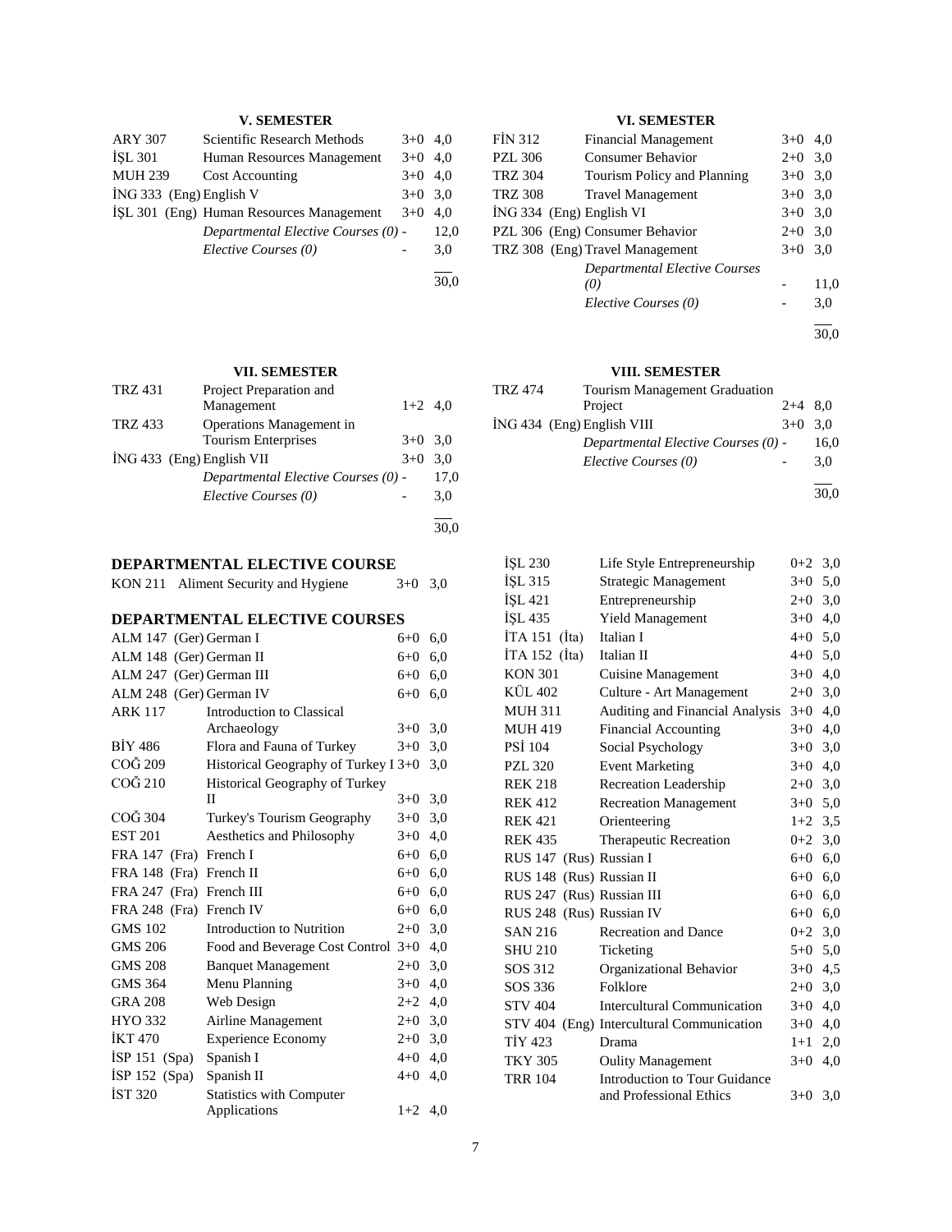## V. SEMESTER

| | | | |
|---|---|---|---|
| ARY 307 | Scientific Research Methods | 3+0 | 4,0 |
| İŞL 301 | Human Resources Management | 3+0 | 4,0 |
| MUH 239 | Cost Accounting | 3+0 | 4,0 |
| İNG 333 (Eng) | English V | 3+0 | 3,0 |
| İŞL 301 (Eng) | Human Resources Management | 3+0 | 4,0 |
| | *Departmental Elective Courses (0)* | - | 12,0 |
| | *Elective Courses (0)* | - | 3,0 |
| | | | 30,0 |

## VI. SEMESTER

| | | | |
|---|---|---|---|
| FİN 312 | Financial Management | 3+0 | 4,0 |
| PZL 306 | Consumer Behavior | 2+0 | 3,0 |
| TRZ 304 | Tourism Policy and Planning | 3+0 | 3,0 |
| TRZ 308 | Travel Management | 3+0 | 3,0 |
| İNG 334 (Eng) | English VI | 3+0 | 3,0 |
| PZL 306 (Eng) | Consumer Behavior | 2+0 | 3,0 |
| TRZ 308 (Eng) | Travel Management | 3+0 | 3,0 |
| | *Departmental Elective Courses (0)* | - | 11,0 |
| | *Elective Courses (0)* | - | 3,0 |
| | | | 30,0 |

## VII. SEMESTER

| | | | |
|---|---|---|---|
| TRZ 431 | Project Preparation and Management | 1+2 | 4,0 |
| TRZ 433 | Operations Management in Tourism Enterprises | 3+0 | 3,0 |
| İNG 433 (Eng) | English VII | 3+0 | 3,0 |
| | *Departmental Elective Courses (0)* | - | 17,0 |
| | *Elective Courses (0)* | - | 3,0 |
| | | | 30,0 |

## VIII. SEMESTER

| | | | |
|---|---|---|---|
| TRZ 474 | Tourism Management Graduation Project | 2+4 | 8,0 |
| İNG 434 (Eng) | English VIII | 3+0 | 3,0 |
| | *Departmental Elective Courses (0)* | - | 16,0 |
| | *Elective Courses (0)* | - | 3,0 |
| | | | 30,0 |

## DEPARTMENTAL ELECTIVE COURSE

| | | | |
|---|---|---|---|
| KON 211 | Aliment Security and Hygiene | 3+0 | 3,0 |

## DEPARTMENTAL ELECTIVE COURSES

| | | | |
|---|---|---|---|
| ALM 147 (Ger) | German I | 6+0 | 6,0 |
| ALM 148 (Ger) | German II | 6+0 | 6,0 |
| ALM 247 (Ger) | German III | 6+0 | 6,0 |
| ALM 248 (Ger) | German IV | 6+0 | 6,0 |
| ARK 117 | Introduction to Classical Archaeology | 3+0 | 3,0 |
| BİY 486 | Flora and Fauna of Turkey | 3+0 | 3,0 |
| COĞ 209 | Historical Geography of Turkey I | 3+0 | 3,0 |
| COĞ 210 | Historical Geography of Turkey II | 3+0 | 3,0 |
| COĞ 304 | Turkey's Tourism Geography | 3+0 | 3,0 |
| EST 201 | Aesthetics and Philosophy | 3+0 | 4,0 |
| FRA 147 (Fra) | French I | 6+0 | 6,0 |
| FRA 148 (Fra) | French II | 6+0 | 6,0 |
| FRA 247 (Fra) | French III | 6+0 | 6,0 |
| FRA 248 (Fra) | French IV | 6+0 | 6,0 |
| GMS 102 | Introduction to Nutrition | 2+0 | 3,0 |
| GMS 206 | Food and Beverage Cost Control | 3+0 | 4,0 |
| GMS 208 | Banquet Management | 2+0 | 3,0 |
| GMS 364 | Menu Planning | 3+0 | 4,0 |
| GRA 208 | Web Design | 2+2 | 4,0 |
| HYO 332 | Airline Management | 2+0 | 3,0 |
| İKT 470 | Experience Economy | 2+0 | 3,0 |
| İSP 151 (Spa) | Spanish I | 4+0 | 4,0 |
| İSP 152 (Spa) | Spanish II | 4+0 | 4,0 |
| İST 320 | Statistics with Computer Applications | 1+2 | 4,0 |
| İŞL 230 | Life Style Entrepreneurship | 0+2 | 3,0 |
| İŞL 315 | Strategic Management | 3+0 | 5,0 |
| İŞL 421 | Entrepreneurship | 2+0 | 3,0 |
| İŞL 435 | Yield Management | 3+0 | 4,0 |
| İTA 151 (İta) | Italian I | 4+0 | 5,0 |
| İTA 152 (İta) | Italian II | 4+0 | 5,0 |
| KON 301 | Cuisine Management | 3+0 | 4,0 |
| KÜL 402 | Culture - Art Management | 2+0 | 3,0 |
| MUH 311 | Auditing and Financial Analysis | 3+0 | 4,0 |
| MUH 419 | Financial Accounting | 3+0 | 4,0 |
| PSİ 104 | Social Psychology | 3+0 | 3,0 |
| PZL 320 | Event Marketing | 3+0 | 4,0 |
| REK 218 | Recreation Leadership | 2+0 | 3,0 |
| REK 412 | Recreation Management | 3+0 | 5,0 |
| REK 421 | Orienteering | 1+2 | 3,5 |
| REK 435 | Therapeutic Recreation | 0+2 | 3,0 |
| RUS 147 (Rus) | Russian I | 6+0 | 6,0 |
| RUS 148 (Rus) | Russian II | 6+0 | 6,0 |
| RUS 247 (Rus) | Russian III | 6+0 | 6,0 |
| RUS 248 (Rus) | Russian IV | 6+0 | 6,0 |
| SAN 216 | Recreation and Dance | 0+2 | 3,0 |
| SHU 210 | Ticketing | 5+0 | 5,0 |
| SOS 312 | Organizational Behavior | 3+0 | 4,5 |
| SOS 336 | Folklore | 2+0 | 3,0 |
| STV 404 | Intercultural Communication | 3+0 | 4,0 |
| STV 404 (Eng) | Intercultural Communication | 3+0 | 4,0 |
| TİY 423 | Drama | 1+1 | 2,0 |
| TKY 305 | Oulity Management | 3+0 | 4,0 |
| TRR 104 | Introduction to Tour Guidance and Professional Ethics | 3+0 | 3,0 |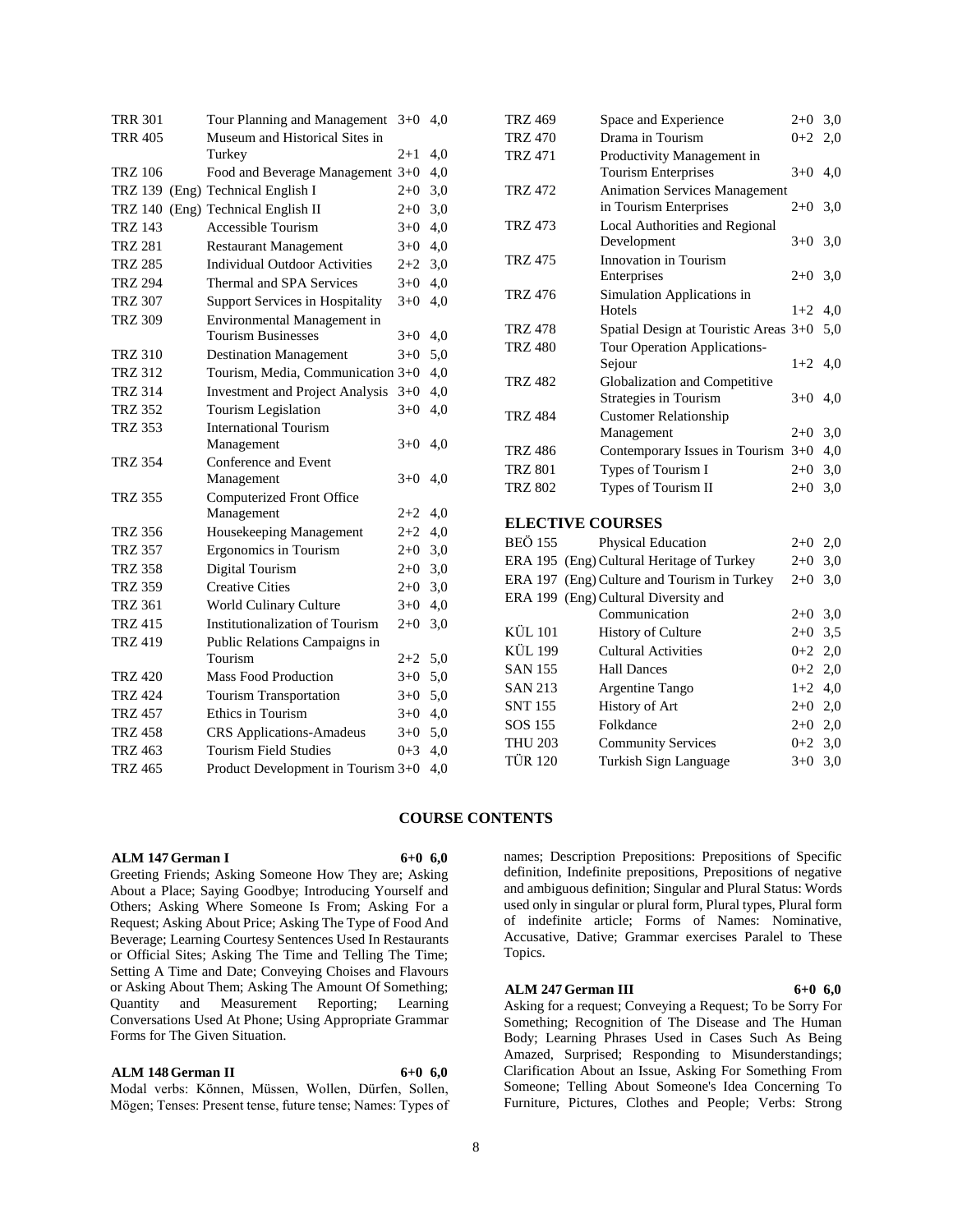| | | | |
|---|---|---|---|
| TRR 301 | Tour Planning and Management | 3+0 | 4,0 |
| TRR 405 | Museum and Historical Sites in Turkey | 2+1 | 4,0 |
| TRZ 106 | Food and Beverage Management | 3+0 | 4,0 |
| TRZ 139 (Eng) | Technical English I | 2+0 | 3,0 |
| TRZ 140 (Eng) | Technical English II | 2+0 | 3,0 |
| TRZ 143 | Accessible Tourism | 3+0 | 4,0 |
| TRZ 281 | Restaurant Management | 3+0 | 4,0 |
| TRZ 285 | Individual Outdoor Activities | 2+2 | 3,0 |
| TRZ 294 | Thermal and SPA Services | 3+0 | 4,0 |
| TRZ 307 | Support Services in Hospitality | 3+0 | 4,0 |
| TRZ 309 | Environmental Management in Tourism Businesses | 3+0 | 4,0 |
| TRZ 310 | Destination Management | 3+0 | 5,0 |
| TRZ 312 | Tourism, Media, Communication | 3+0 | 4,0 |
| TRZ 314 | Investment and Project Analysis | 3+0 | 4,0 |
| TRZ 352 | Tourism Legislation | 3+0 | 4,0 |
| TRZ 353 | International Tourism Management | 3+0 | 4,0 |
| TRZ 354 | Conference and Event Management | 3+0 | 4,0 |
| TRZ 355 | Computerized Front Office Management | 2+2 | 4,0 |
| TRZ 356 | Housekeeping Management | 2+2 | 4,0 |
| TRZ 357 | Ergonomics in Tourism | 2+0 | 3,0 |
| TRZ 358 | Digital Tourism | 2+0 | 3,0 |
| TRZ 359 | Creative Cities | 2+0 | 3,0 |
| TRZ 361 | World Culinary Culture | 3+0 | 4,0 |
| TRZ 415 | Institutionalization of Tourism | 2+0 | 3,0 |
| TRZ 419 | Public Relations Campaigns in Tourism | 2+2 | 5,0 |
| TRZ 420 | Mass Food Production | 3+0 | 5,0 |
| TRZ 424 | Tourism Transportation | 3+0 | 5,0 |
| TRZ 457 | Ethics in Tourism | 3+0 | 4,0 |
| TRZ 458 | CRS Applications-Amadeus | 3+0 | 5,0 |
| TRZ 463 | Tourism Field Studies | 0+3 | 4,0 |
| TRZ 465 | Product Development in Tourism | 3+0 | 4,0 |
| TRZ 469 | Space and Experience | 2+0 | 3,0 |
| TRZ 470 | Drama in Tourism | 0+2 | 2,0 |
| TRZ 471 | Productivity Management in Tourism Enterprises | 3+0 | 4,0 |
| TRZ 472 | Animation Services Management in Tourism Enterprises | 2+0 | 3,0 |
| TRZ 473 | Local Authorities and Regional Development | 3+0 | 3,0 |
| TRZ 475 | Innovation in Tourism Enterprises | 2+0 | 3,0 |
| TRZ 476 | Simulation Applications in Hotels | 1+2 | 4,0 |
| TRZ 478 | Spatial Design at Touristic Areas | 3+0 | 5,0 |
| TRZ 480 | Tour Operation Applications-Sejour | 1+2 | 4,0 |
| TRZ 482 | Globalization and Competitive Strategies in Tourism | 3+0 | 4,0 |
| TRZ 484 | Customer Relationship Management | 2+0 | 3,0 |
| TRZ 486 | Contemporary Issues in Tourism | 3+0 | 4,0 |
| TRZ 801 | Types of Tourism I | 2+0 | 3,0 |
| TRZ 802 | Types of Tourism II | 2+0 | 3,0 |

## ELECTIVE COURSES

| | | | |
|---|---|---|---|
| BEÖ 155 | Physical Education | 2+0 | 2,0 |
| ERA 195 (Eng) | Cultural Heritage of Turkey | 2+0 | 3,0 |
| ERA 197 (Eng) | Culture and Tourism in Turkey | 2+0 | 3,0 |
| ERA 199 (Eng) | Cultural Diversity and Communication | 2+0 | 3,0 |
| KÜL 101 | History of Culture | 2+0 | 3,5 |
| KÜL 199 | Cultural Activities | 0+2 | 2,0 |
| SAN 155 | Hall Dances | 0+2 | 2,0 |
| SAN 213 | Argentine Tango | 1+2 | 4,0 |
| SNT 155 | History of Art | 2+0 | 2,0 |
| SOS 155 | Folkdance | 2+0 | 2,0 |
| THU 203 | Community Services | 0+2 | 3,0 |
| TÜR 120 | Turkish Sign Language | 3+0 | 3,0 |

## COURSE CONTENTS

**ALM 147 German I 6+0 6,0**

Greeting Friends; Asking Someone How They are; Asking About a Place; Saying Goodbye; Introducing Yourself and Others; Asking Where Someone Is From; Asking For a Request; Asking About Price; Asking The Type of Food And Beverage; Learning Courtesy Sentences Used In Restaurants or Official Sites; Asking The Time and Telling The Time; Setting A Time and Date; Conveying Choises and Flavours or Asking About Them; Asking The Amount Of Something; Quantity and Measurement Reporting; Learning Conversations Used At Phone; Using Appropriate Grammar Forms for The Given Situation.

**ALM 148 German II 6+0 6,0**

Modal verbs: Können, Müssen, Wollen, Dürfen, Sollen, Mögen; Tenses: Present tense, future tense; Names: Types of names; Description Prepositions: Prepositions of Specific definition, Indefinite prepositions, Prepositions of negative and ambiguous definition; Singular and Plural Status: Words used only in singular or plural form, Plural types, Plural form of indefinite article; Forms of Names: Nominative, Accusative, Dative; Grammar exercises Paralel to These Topics.

**ALM 247 German III 6+0 6,0**

Asking for a request; Conveying a Request; To be Sorry For Something; Recognition of The Disease and The Human Body; Learning Phrases Used in Cases Such As Being Amazed, Surprised; Responding to Misunderstandings; Clarification About an Issue, Asking For Something From Someone; Telling About Someone's Idea Concerning To Furniture, Pictures, Clothes and People; Verbs: Strong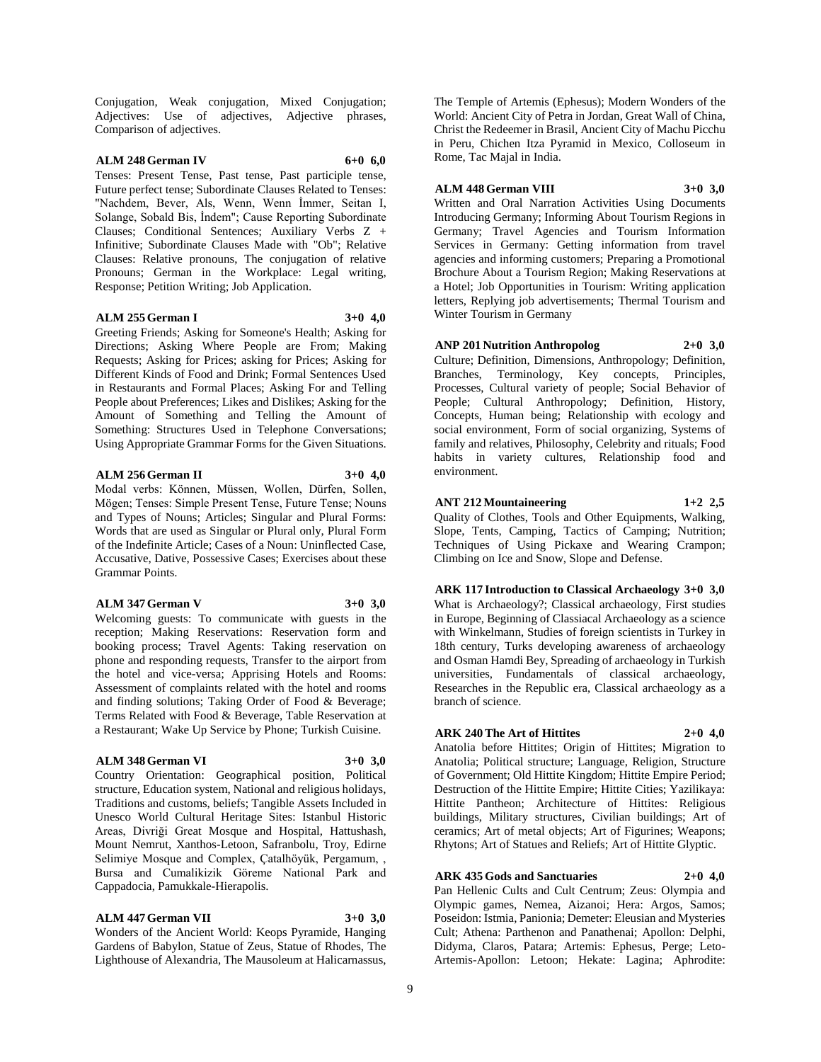Conjugation, Weak conjugation, Mixed Conjugation; Adjectives: Use of adjectives, Adjective phrases, Comparison of adjectives.

**ALM 248 German IV 6+0 6,0**

Tenses: Present Tense, Past tense, Past participle tense, Future perfect tense; Subordinate Clauses Related to Tenses: "Nachdem, Bever, Als, Wenn, Wenn İmmer, Seitan I, Solange, Sobald Bis, İndem"; Cause Reporting Subordinate Clauses; Conditional Sentences; Auxiliary Verbs Z + Infinitive; Subordinate Clauses Made with "Ob"; Relative Clauses: Relative pronouns, The conjugation of relative Pronouns; German in the Workplace: Legal writing, Response; Petition Writing; Job Application.

**ALM 255 German I 3+0 4,0**

Greeting Friends; Asking for Someone's Health; Asking for Directions; Asking Where People are From; Making Requests; Asking for Prices; asking for Prices; Asking for Different Kinds of Food and Drink; Formal Sentences Used in Restaurants and Formal Places; Asking For and Telling People about Preferences; Likes and Dislikes; Asking for the Amount of Something and Telling the Amount of Something: Structures Used in Telephone Conversations; Using Appropriate Grammar Forms for the Given Situations.

**ALM 256 German II 3+0 4,0**

Modal verbs: Können, Müssen, Wollen, Dürfen, Sollen, Mögen; Tenses: Simple Present Tense, Future Tense; Nouns and Types of Nouns; Articles; Singular and Plural Forms: Words that are used as Singular or Plural only, Plural Form of the Indefinite Article; Cases of a Noun: Uninflected Case, Accusative, Dative, Possessive Cases; Exercises about these Grammar Points.

**ALM 347 German V 3+0 3,0**

Welcoming guests: To communicate with guests in the reception; Making Reservations: Reservation form and booking process; Travel Agents: Taking reservation on phone and responding requests, Transfer to the airport from the hotel and vice-versa; Apprising Hotels and Rooms: Assessment of complaints related with the hotel and rooms and finding solutions; Taking Order of Food & Beverage; Terms Related with Food & Beverage, Table Reservation at a Restaurant; Wake Up Service by Phone; Turkish Cuisine.

**ALM 348 German VI 3+0 3,0**

Country Orientation: Geographical position, Political structure, Education system, National and religious holidays, Traditions and customs, beliefs; Tangible Assets Included in Unesco World Cultural Heritage Sites: Istanbul Historic Areas, Divriği Great Mosque and Hospital, Hattushash, Mount Nemrut, Xanthos-Letoon, Safranbolu, Troy, Edirne Selimiye Mosque and Complex, Çatalhöyük, Pergamum, , Bursa and Cumalikizik Göreme National Park and Cappadocia, Pamukkale-Hierapolis.

**ALM 447 German VII 3+0 3,0**

Wonders of the Ancient World: Keops Pyramide, Hanging Gardens of Babylon, Statue of Zeus, Statue of Rhodes, The Lighthouse of Alexandria, The Mausoleum at Halicarnassus, The Temple of Artemis (Ephesus); Modern Wonders of the World: Ancient City of Petra in Jordan, Great Wall of China, Christ the Redeemer in Brasil, Ancient City of Machu Picchu in Peru, Chichen Itza Pyramid in Mexico, Colloseum in Rome, Tac Majal in India.

**ALM 448 German VIII 3+0 3,0**

Written and Oral Narration Activities Using Documents Introducing Germany; Informing About Tourism Regions in Germany; Travel Agencies and Tourism Information Services in Germany: Getting information from travel agencies and informing customers; Preparing a Promotional Brochure About a Tourism Region; Making Reservations at a Hotel; Job Opportunities in Tourism: Writing application letters, Replying job advertisements; Thermal Tourism and Winter Tourism in Germany

**ANP 201 Nutrition Anthropolog 2+0 3,0**

Culture; Definition, Dimensions, Anthropology; Definition, Branches, Terminology, Key concepts, Principles, Processes, Cultural variety of people; Social Behavior of People; Cultural Anthropology; Definition, History, Concepts, Human being; Relationship with ecology and social environment, Form of social organizing, Systems of family and relatives, Philosophy, Celebrity and rituals; Food habits in variety cultures, Relationship food and environment.

**ANT 212 Mountaineering 1+2 2,5**

Quality of Clothes, Tools and Other Equipments, Walking, Slope, Tents, Camping, Tactics of Camping; Nutrition; Techniques of Using Pickaxe and Wearing Crampon; Climbing on Ice and Snow, Slope and Defense.

**ARK 117 Introduction to Classical Archaeology 3+0 3,0**

What is Archaeology?; Classical archaeology, First studies in Europe, Beginning of Classiacal Archaeology as a science with Winkelmann, Studies of foreign scientists in Turkey in 18th century, Turks developing awareness of archaeology and Osman Hamdi Bey, Spreading of archaeology in Turkish universities, Fundamentals of classical archaeology, Researches in the Republic era, Classical archaeology as a branch of science.

**ARK 240 The Art of Hittites 2+0 4,0**

Anatolia before Hittites; Origin of Hittites; Migration to Anatolia; Political structure; Language, Religion, Structure of Government; Old Hittite Kingdom; Hittite Empire Period; Destruction of the Hittite Empire; Hittite Cities; Yazilikaya: Hittite Pantheon; Architecture of Hittites: Religious buildings, Military structures, Civilian buildings; Art of ceramics; Art of metal objects; Art of Figurines; Weapons; Rhytons; Art of Statues and Reliefs; Art of Hittite Glyptic.

**ARK 435 Gods and Sanctuaries 2+0 4,0**

Pan Hellenic Cults and Cult Centrum; Zeus: Olympia and Olympic games, Nemea, Aizanoi; Hera: Argos, Samos; Poseidon: Istmia, Panionia; Demeter: Eleusian and Mysteries Cult; Athena: Parthenon and Panathenai; Apollon: Delphi, Didyma, Claros, Patara; Artemis: Ephesus, Perge; Leto-Artemis-Apollon: Letoon; Hekate: Lagina; Aphrodite: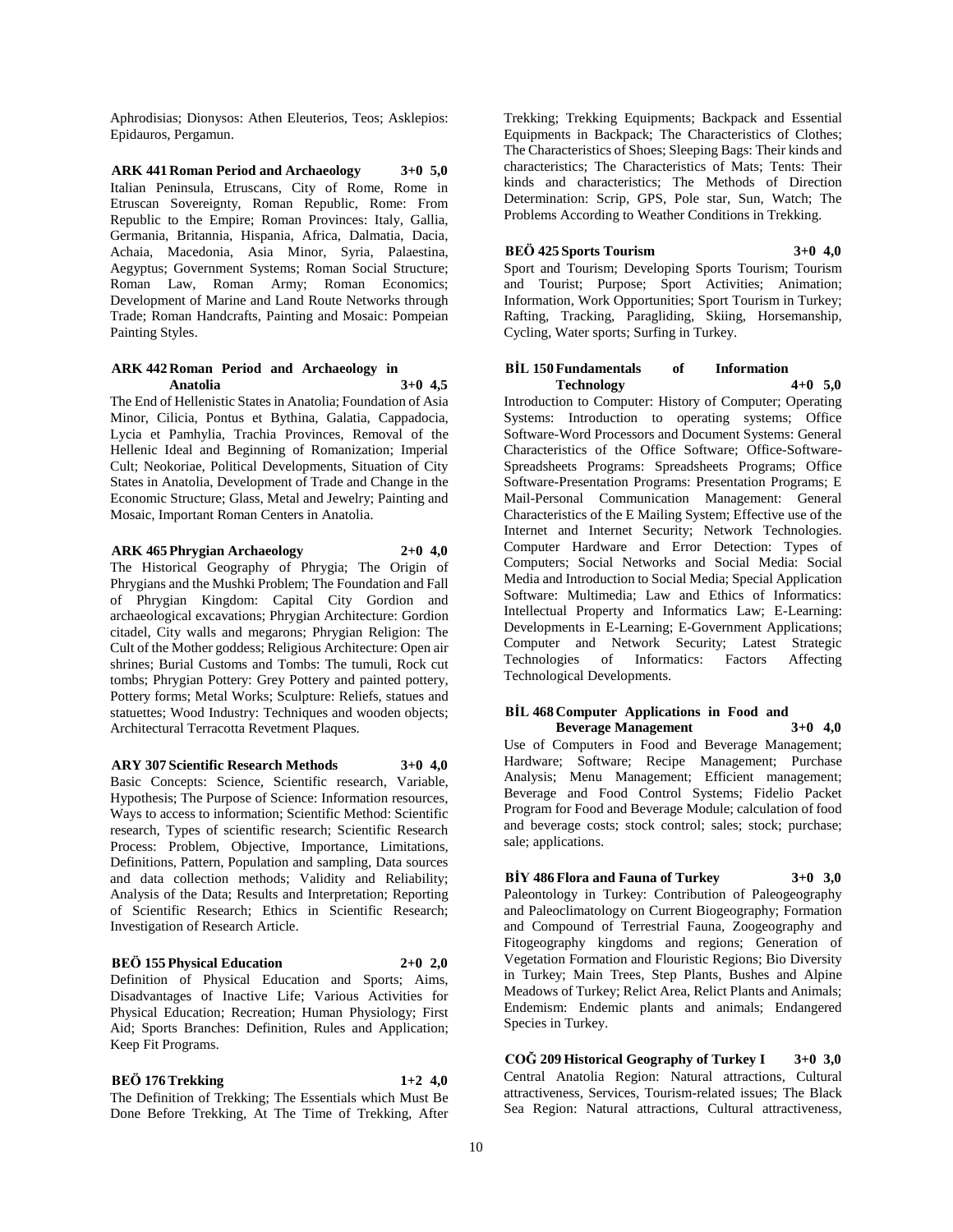Aphrodisias; Dionysos: Athen Eleuterios, Teos; Asklepios: Epidauros, Pergamun.

**ARK 441 Roman Period and Archaeology 3+0 5,0**

Italian Peninsula, Etruscans, City of Rome, Rome in Etruscan Sovereignty, Roman Republic, Rome: From Republic to the Empire; Roman Provinces: Italy, Gallia, Germania, Britannia, Hispania, Africa, Dalmatia, Dacia, Achaia, Macedonia, Asia Minor, Syria, Palaestina, Aegyptus; Government Systems; Roman Social Structure; Roman Law, Roman Army; Roman Economics; Development of Marine and Land Route Networks through Trade; Roman Handcrafts, Painting and Mosaic: Pompeian Painting Styles.

**ARK 442 Roman Period and Archaeology in Anatolia 3+0 4,5**

The End of Hellenistic States in Anatolia; Foundation of Asia Minor, Cilicia, Pontus et Bythina, Galatia, Cappadocia, Lycia et Pamhylia, Trachia Provinces, Removal of the Hellenic Ideal and Beginning of Romanization; Imperial Cult; Neokoriae, Political Developments, Situation of City States in Anatolia, Development of Trade and Change in the Economic Structure; Glass, Metal and Jewelry; Painting and Mosaic, Important Roman Centers in Anatolia.

**ARK 465 Phrygian Archaeology 2+0 4,0**

The Historical Geography of Phrygia; The Origin of Phrygians and the Mushki Problem; The Foundation and Fall of Phrygian Kingdom: Capital City Gordion and archaeological excavations; Phrygian Architecture: Gordion citadel, City walls and megarons; Phrygian Religion: The Cult of the Mother goddess; Religious Architecture: Open air shrines; Burial Customs and Tombs: The tumuli, Rock cut tombs; Phrygian Pottery: Grey Pottery and painted pottery, Pottery forms; Metal Works; Sculpture: Reliefs, statues and statuettes; Wood Industry: Techniques and wooden objects; Architectural Terracotta Revetment Plaques.

**ARY 307 Scientific Research Methods 3+0 4,0**

Basic Concepts: Science, Scientific research, Variable, Hypothesis; The Purpose of Science: Information resources, Ways to access to information; Scientific Method: Scientific research, Types of scientific research; Scientific Research Process: Problem, Objective, Importance, Limitations, Definitions, Pattern, Population and sampling, Data sources and data collection methods; Validity and Reliability; Analysis of the Data; Results and Interpretation; Reporting of Scientific Research; Ethics in Scientific Research; Investigation of Research Article.

**BEÖ 155 Physical Education 2+0 2,0**

Definition of Physical Education and Sports; Aims, Disadvantages of Inactive Life; Various Activities for Physical Education; Recreation; Human Physiology; First Aid; Sports Branches: Definition, Rules and Application; Keep Fit Programs.

**BEÖ 176 Trekking 1+2 4,0**

The Definition of Trekking; The Essentials which Must Be Done Before Trekking, At The Time of Trekking, After Trekking; Trekking Equipments; Backpack and Essential Equipments in Backpack; The Characteristics of Clothes; The Characteristics of Shoes; Sleeping Bags: Their kinds and characteristics; The Characteristics of Mats; Tents: Their kinds and characteristics; The Methods of Direction Determination: Scrip, GPS, Pole star, Sun, Watch; The Problems According to Weather Conditions in Trekking.

**BEÖ 425 Sports Tourism 3+0 4,0**

Sport and Tourism; Developing Sports Tourism; Tourism and Tourist; Purpose; Sport Activities; Animation; Information, Work Opportunities; Sport Tourism in Turkey; Rafting, Tracking, Paragliding, Skiing, Horsemanship, Cycling, Water sports; Surfing in Turkey.

**BİL 150 Fundamentals of Information Technology 4+0 5,0**

Introduction to Computer: History of Computer; Operating Systems: Introduction to operating systems; Office Software-Word Processors and Document Systems: General Characteristics of the Office Software; Office-Software-Spreadsheets Programs: Spreadsheets Programs; Office Software-Presentation Programs: Presentation Programs; E Mail-Personal Communication Management: General Characteristics of the E Mailing System; Effective use of the Internet and Internet Security; Network Technologies. Computer Hardware and Error Detection: Types of Computers; Social Networks and Social Media: Social Media and Introduction to Social Media; Special Application Software: Multimedia; Law and Ethics of Informatics: Intellectual Property and Informatics Law; E-Learning: Developments in E-Learning; E-Government Applications; Computer and Network Security; Latest Strategic Technologies of Informatics: Factors Affecting Technological Developments.

**BİL 468 Computer Applications in Food and Beverage Management 3+0 4,0**

Use of Computers in Food and Beverage Management; Hardware; Software; Recipe Management; Purchase Analysis; Menu Management; Efficient management; Beverage and Food Control Systems; Fidelio Packet Program for Food and Beverage Module; calculation of food and beverage costs; stock control; sales; stock; purchase; sale; applications.

**BİY 486 Flora and Fauna of Turkey 3+0 3,0**

Paleontology in Turkey: Contribution of Paleogeography and Paleoclimatology on Current Biogeography; Formation and Compound of Terrestrial Fauna, Zoogeography and Fitogeography kingdoms and regions; Generation of Vegetation Formation and Flouristic Regions; Bio Diversity in Turkey; Main Trees, Step Plants, Bushes and Alpine Meadows of Turkey; Relict Area, Relict Plants and Animals; Endemism: Endemic plants and animals; Endangered Species in Turkey.

**COĞ 209 Historical Geography of Turkey I 3+0 3,0**

Central Anatolia Region: Natural attractions, Cultural attractiveness, Services, Tourism-related issues; The Black Sea Region: Natural attractions, Cultural attractiveness,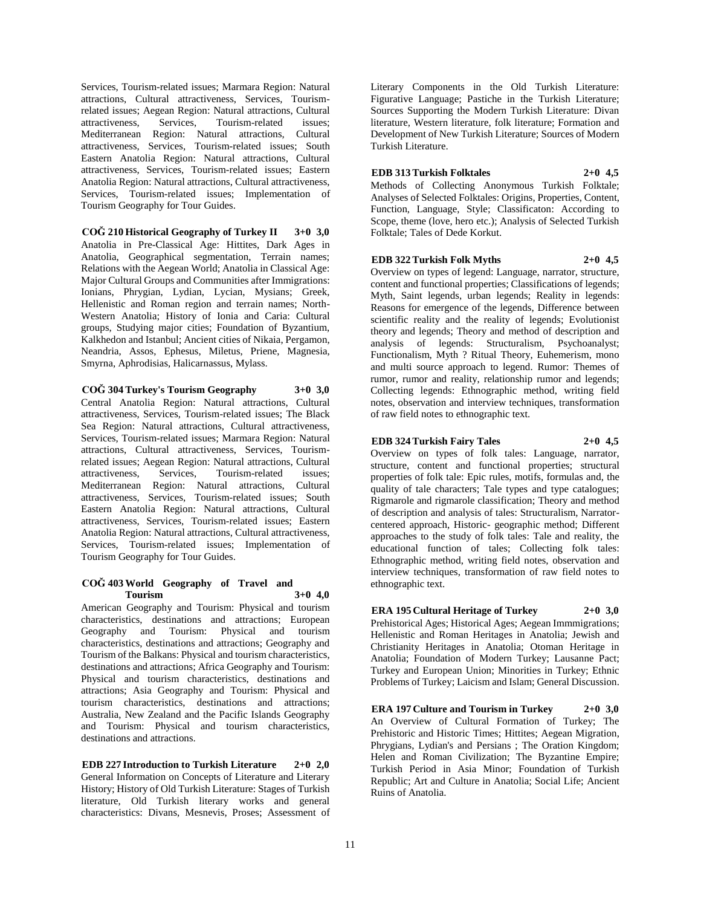Services, Tourism-related issues; Marmara Region: Natural attractions, Cultural attractiveness, Services, Tourism-related issues; Aegean Region: Natural attractions, Cultural attractiveness, Services, Tourism-related issues; Mediterranean Region: Natural attractions, Cultural attractiveness, Services, Tourism-related issues; South Eastern Anatolia Region: Natural attractions, Cultural attractiveness, Services, Tourism-related issues; Eastern Anatolia Region: Natural attractions, Cultural attractiveness, Services, Tourism-related issues; Implementation of Tourism Geography for Tour Guides.

**COĞ 210 Historical Geography of Turkey II 3+0 3,0**

Anatolia in Pre-Classical Age: Hittites, Dark Ages in Anatolia, Geographical segmentation, Terrain names; Relations with the Aegean World; Anatolia in Classical Age: Major Cultural Groups and Communities after Immigrations: Ionians, Phrygian, Lydian, Lycian, Mysians; Greek, Hellenistic and Roman region and terrain names; North-Western Anatolia; History of Ionia and Caria: Cultural groups, Studying major cities; Foundation of Byzantium, Kalkhedon and Istanbul; Ancient cities of Nikaia, Pergamon, Neandria, Assos, Ephesus, Miletus, Priene, Magnesia, Smyrna, Aphrodisias, Halicarnassus, Mylass.

**COĞ 304 Turkey's Tourism Geography 3+0 3,0**

Central Anatolia Region: Natural attractions, Cultural attractiveness, Services, Tourism-related issues; The Black Sea Region: Natural attractions, Cultural attractiveness, Services, Tourism-related issues; Marmara Region: Natural attractions, Cultural attractiveness, Services, Tourism-related issues; Aegean Region: Natural attractions, Cultural attractiveness, Services, Tourism-related issues; Mediterranean Region: Natural attractions, Cultural attractiveness, Services, Tourism-related issues; South Eastern Anatolia Region: Natural attractions, Cultural attractiveness, Services, Tourism-related issues; Eastern Anatolia Region: Natural attractions, Cultural attractiveness, Services, Tourism-related issues; Implementation of Tourism Geography for Tour Guides.

**COĞ 403 World Geography of Travel and Tourism 3+0 4,0**

American Geography and Tourism: Physical and tourism characteristics, destinations and attractions; European Geography and Tourism: Physical and tourism characteristics, destinations and attractions; Geography and Tourism of the Balkans: Physical and tourism characteristics, destinations and attractions; Africa Geography and Tourism: Physical and tourism characteristics, destinations and attractions; Asia Geography and Tourism: Physical and tourism characteristics, destinations and attractions; Australia, New Zealand and the Pacific Islands Geography and Tourism: Physical and tourism characteristics, destinations and attractions.

**EDB 227 Introduction to Turkish Literature 2+0 2,0**

General Information on Concepts of Literature and Literary History; History of Old Turkish Literature: Stages of Turkish literature, Old Turkish literary works and general characteristics: Divans, Mesnevis, Proses; Assessment of Literary Components in the Old Turkish Literature: Figurative Language; Pastiche in the Turkish Literature; Sources Supporting the Modern Turkish Literature: Divan literature, Western literature, folk literature; Formation and Development of New Turkish Literature; Sources of Modern Turkish Literature.

**EDB 313 Turkish Folktales 2+0 4,5**

Methods of Collecting Anonymous Turkish Folktale; Analyses of Selected Folktales: Origins, Properties, Content, Function, Language, Style; Classificaton: According to Scope, theme (love, hero etc.); Analysis of Selected Turkish Folktale; Tales of Dede Korkut.

**EDB 322 Turkish Folk Myths 2+0 4,5**

Overview on types of legend: Language, narrator, structure, content and functional properties; Classifications of legends; Myth, Saint legends, urban legends; Reality in legends: Reasons for emergence of the legends, Difference between scientific reality and the reality of legends; Evolutionist theory and legends; Theory and method of description and analysis of legends: Structuralism, Psychoanalyst; Functionalism, Myth ? Ritual Theory, Euhemerism, mono and multi source approach to legend. Rumor: Themes of rumor, rumor and reality, relationship rumor and legends; Collecting legends: Ethnographic method, writing field notes, observation and interview techniques, transformation of raw field notes to ethnographic text.

**EDB 324 Turkish Fairy Tales 2+0 4,5**

Overview on types of folk tales: Language, narrator, structure, content and functional properties; structural properties of folk tale: Epic rules, motifs, formulas and, the quality of tale characters; Tale types and type catalogues; Rigmarole and rigmarole classification; Theory and method of description and analysis of tales: Structuralism, Narrator-centered approach, Historic- geographic method; Different approaches to the study of folk tales: Tale and reality, the educational function of tales; Collecting folk tales: Ethnographic method, writing field notes, observation and interview techniques, transformation of raw field notes to ethnographic text.

**ERA 195 Cultural Heritage of Turkey 2+0 3,0**

Prehistorical Ages; Historical Ages; Aegean Immmigrations; Hellenistic and Roman Heritages in Anatolia; Jewish and Christianity Heritages in Anatolia; Otoman Heritage in Anatolia; Foundation of Modern Turkey; Lausanne Pact; Turkey and European Union; Minorities in Turkey; Ethnic Problems of Turkey; Laicism and Islam; General Discussion.

**ERA 197 Culture and Tourism in Turkey 2+0 3,0**

An Overview of Cultural Formation of Turkey; The Prehistoric and Historic Times; Hittites; Aegean Migration, Phrygians, Lydian's and Persians ; The Oration Kingdom; Helen and Roman Civilization; The Byzantine Empire; Turkish Period in Asia Minor; Foundation of Turkish Republic; Art and Culture in Anatolia; Social Life; Ancient Ruins of Anatolia.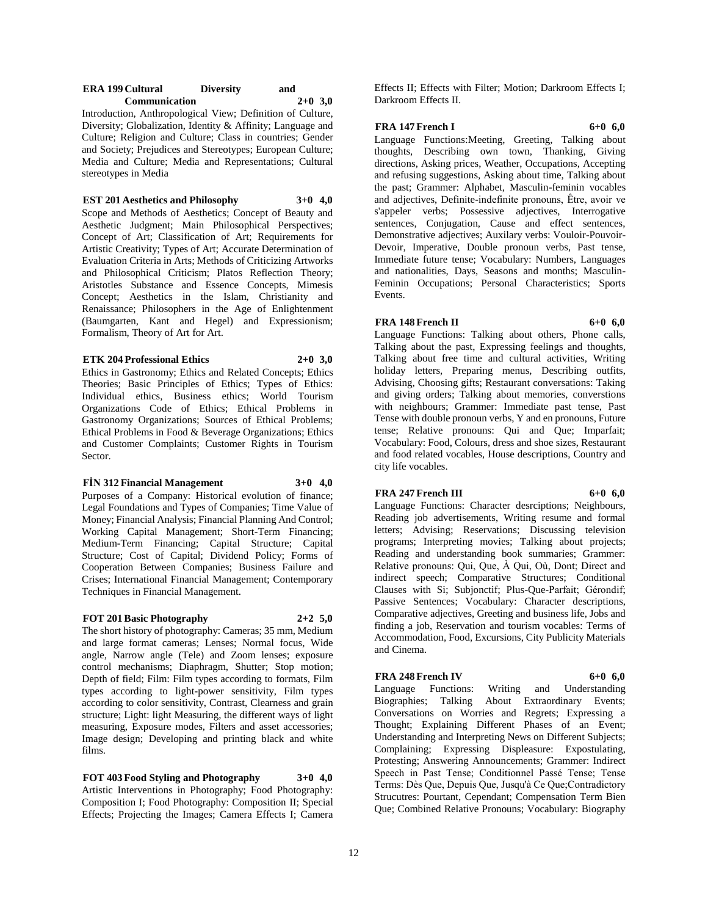**ERA 199 Cultural Diversity and Communication 2+0 3,0**

Introduction, Anthropological View; Definition of Culture, Diversity; Globalization, Identity & Affinity; Language and Culture; Religion and Culture; Class in countries; Gender and Society; Prejudices and Stereotypes; European Culture; Media and Culture; Media and Representations; Cultural stereotypes in Media

**EST 201 Aesthetics and Philosophy 3+0 4,0**

Scope and Methods of Aesthetics; Concept of Beauty and Aesthetic Judgment; Main Philosophical Perspectives; Concept of Art; Classification of Art; Requirements for Artistic Creativity; Types of Art; Accurate Determination of Evaluation Criteria in Arts; Methods of Criticizing Artworks and Philosophical Criticism; Platos Reflection Theory; Aristotles Substance and Essence Concepts, Mimesis Concept; Aesthetics in the Islam, Christianity and Renaissance; Philosophers in the Age of Enlightenment (Baumgarten, Kant and Hegel) and Expressionism; Formalism, Theory of Art for Art.

**ETK 204 Professional Ethics 2+0 3,0**

Ethics in Gastronomy; Ethics and Related Concepts; Ethics Theories; Basic Principles of Ethics; Types of Ethics: Individual ethics, Business ethics; World Tourism Organizations Code of Ethics; Ethical Problems in Gastronomy Organizations; Sources of Ethical Problems; Ethical Problems in Food & Beverage Organizations; Ethics and Customer Complaints; Customer Rights in Tourism Sector.

**FİN 312 Financial Management 3+0 4,0**

Purposes of a Company: Historical evolution of finance; Legal Foundations and Types of Companies; Time Value of Money; Financial Analysis; Financial Planning And Control; Working Capital Management; Short-Term Financing; Medium-Term Financing; Capital Structure; Capital Structure; Cost of Capital; Dividend Policy; Forms of Cooperation Between Companies; Business Failure and Crises; International Financial Management; Contemporary Techniques in Financial Management.

**FOT 201 Basic Photography 2+2 5,0**

The short history of photography: Cameras; 35 mm, Medium and large format cameras; Lenses; Normal focus, Wide angle, Narrow angle (Tele) and Zoom lenses; exposure control mechanisms; Diaphragm, Shutter; Stop motion; Depth of field; Film: Film types according to formats, Film types according to light-power sensitivity, Film types according to color sensitivity, Contrast, Clearness and grain structure; Light: light Measuring, the different ways of light measuring, Exposure modes, Filters and asset accessories; Image design; Developing and printing black and white films.

**FOT 403 Food Styling and Photography 3+0 4,0**

Artistic Interventions in Photography; Food Photography: Composition I; Food Photography: Composition II; Special Effects; Projecting the Images; Camera Effects I; Camera Effects II; Effects with Filter; Motion; Darkroom Effects I; Darkroom Effects II.

**FRA 147 French I 6+0 6,0**

Language Functions:Meeting, Greeting, Talking about thoughts, Describing own town, Thanking, Giving directions, Asking prices, Weather, Occupations, Accepting and refusing suggestions, Asking about time, Talking about the past; Grammer: Alphabet, Masculin-feminin vocables and adjectives, Definite-indefinite pronouns, Être, avoir ve s'appeler verbs; Possessive adjectives, Interrogative sentences, Conjugation, Cause and effect sentences, Demonstrative adjectives; Auxilary verbs: Vouloir-Pouvoir-Devoir, Imperative, Double pronoun verbs, Past tense, Immediate future tense; Vocabulary: Numbers, Languages and nationalities, Days, Seasons and months; Masculin-Feminin Occupations; Personal Characteristics; Sports Events.

**FRA 148 French II 6+0 6,0**

Language Functions: Talking about others, Phone calls, Talking about the past, Expressing feelings and thoughts, Talking about free time and cultural activities, Writing holiday letters, Preparing menus, Describing outfits, Advising, Choosing gifts; Restaurant conversations: Taking and giving orders; Talking about memories, converstions with neighbours; Grammer: Immediate past tense, Past Tense with double pronoun verbs, Y and en pronouns, Future tense; Relative pronouns: Qui and Que; Imparfait; Vocabulary: Food, Colours, dress and shoe sizes, Restaurant and food related vocables, House descriptions, Country and city life vocables.

**FRA 247 French III 6+0 6,0**

Language Functions: Character desrciptions; Neighbours, Reading job advertisements, Writing resume and formal letters; Advising; Reservations; Discussing television programs; Interpreting movies; Talking about projects; Reading and understanding book summaries; Grammer: Relative pronouns: Qui, Que, À Qui, Où, Dont; Direct and indirect speech; Comparative Structures; Conditional Clauses with Si; Subjonctif; Plus-Que-Parfait; Gérondif; Passive Sentences; Vocabulary: Character descriptions, Comparative adjectives, Greeting and business life, Jobs and finding a job, Reservation and tourism vocables: Terms of Accommodation, Food, Excursions, City Publicity Materials and Cinema.

**FRA 248 French IV 6+0 6,0**

Language Functions: Writing and Understanding Biographies; Talking About Extraordinary Events; Conversations on Worries and Regrets; Expressing a Thought; Explaining Different Phases of an Event; Understanding and Interpreting News on Different Subjects; Complaining; Expressing Displeasure: Expostulating, Protesting; Answering Announcements; Grammer: Indirect Speech in Past Tense; Conditionnel Passé Tense; Tense Terms: Dès Que, Depuis Que, Jusqu'à Ce Que;Contradictory Strucutres: Pourtant, Cependant; Compensation Term Bien Que; Combined Relative Pronouns; Vocabulary: Biography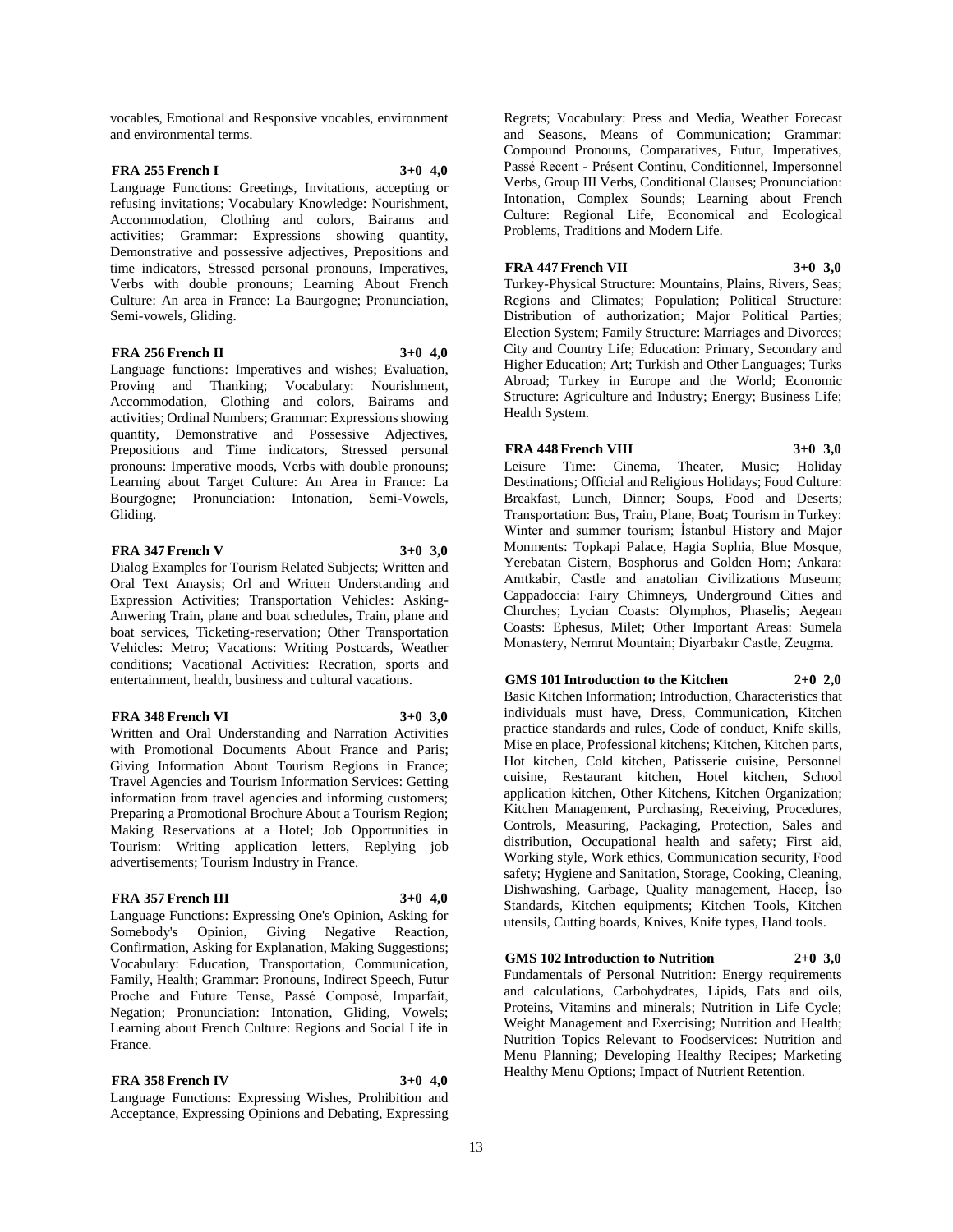vocables, Emotional and Responsive vocables, environment and environmental terms.

**FRA 255 French I 3+0 4,0**

Language Functions: Greetings, Invitations, accepting or refusing invitations; Vocabulary Knowledge: Nourishment, Accommodation, Clothing and colors, Bairams and activities; Grammar: Expressions showing quantity, Demonstrative and possessive adjectives, Prepositions and time indicators, Stressed personal pronouns, Imperatives, Verbs with double pronouns; Learning About French Culture: An area in France: La Baurgogne; Pronunciation, Semi-vowels, Gliding.

**FRA 256 French II 3+0 4,0**

Language functions: Imperatives and wishes; Evaluation, Proving and Thanking; Vocabulary: Nourishment, Accommodation, Clothing and colors, Bairams and activities; Ordinal Numbers; Grammar: Expressions showing quantity, Demonstrative and Possessive Adjectives, Prepositions and Time indicators, Stressed personal pronouns: Imperative moods, Verbs with double pronouns; Learning about Target Culture: An Area in France: La Bourgogne; Pronunciation: Intonation, Semi-Vowels, Gliding.

**FRA 347 French V 3+0 3,0**

Dialog Examples for Tourism Related Subjects; Written and Oral Text Anaysis; Orl and Written Understanding and Expression Activities; Transportation Vehicles: Asking-Anwering Train, plane and boat schedules, Train, plane and boat services, Ticketing-reservation; Other Transportation Vehicles: Metro; Vacations: Writing Postcards, Weather conditions; Vacational Activities: Recration, sports and entertainment, health, business and cultural vacations.

**FRA 348 French VI 3+0 3,0**

Written and Oral Understanding and Narration Activities with Promotional Documents About France and Paris; Giving Information About Tourism Regions in France; Travel Agencies and Tourism Information Services: Getting information from travel agencies and informing customers; Preparing a Promotional Brochure About a Tourism Region; Making Reservations at a Hotel; Job Opportunities in Tourism: Writing application letters, Replying job advertisements; Tourism Industry in France.

**FRA 357 French III 3+0 4,0**

Language Functions: Expressing One's Opinion, Asking for Somebody's Opinion, Giving Negative Reaction, Confirmation, Asking for Explanation, Making Suggestions; Vocabulary: Education, Transportation, Communication, Family, Health; Grammar: Pronouns, Indirect Speech, Futur Proche and Future Tense, Passé Composé, Imparfait, Negation; Pronunciation: Intonation, Gliding, Vowels; Learning about French Culture: Regions and Social Life in France.

**FRA 358 French IV 3+0 4,0**

Language Functions: Expressing Wishes, Prohibition and Acceptance, Expressing Opinions and Debating, Expressing Regrets; Vocabulary: Press and Media, Weather Forecast and Seasons, Means of Communication; Grammar: Compound Pronouns, Comparatives, Futur, Imperatives, Passé Recent - Présent Continu, Conditionnel, Impersonnel Verbs, Group III Verbs, Conditional Clauses; Pronunciation: Intonation, Complex Sounds; Learning about French Culture: Regional Life, Economical and Ecological Problems, Traditions and Modern Life.

**FRA 447 French VII 3+0 3,0**

Turkey-Physical Structure: Mountains, Plains, Rivers, Seas; Regions and Climates; Population; Political Structure: Distribution of authorization; Major Political Parties; Election System; Family Structure: Marriages and Divorces; City and Country Life; Education: Primary, Secondary and Higher Education; Art; Turkish and Other Languages; Turks Abroad; Turkey in Europe and the World; Economic Structure: Agriculture and Industry; Energy; Business Life; Health System.

**FRA 448 French VIII 3+0 3,0**

Leisure Time: Cinema, Theater, Music; Holiday Destinations; Official and Religious Holidays; Food Culture: Breakfast, Lunch, Dinner; Soups, Food and Deserts; Transportation: Bus, Train, Plane, Boat; Tourism in Turkey: Winter and summer tourism; İstanbul History and Major Monments: Topkapi Palace, Hagia Sophia, Blue Mosque, Yerebatan Cistern, Bosphorus and Golden Horn; Ankara: Anıtkabir, Castle and anatolian Civilizations Museum; Cappadoccia: Fairy Chimneys, Underground Cities and Churches; Lycian Coasts: Olymphos, Phaselis; Aegean Coasts: Ephesus, Milet; Other Important Areas: Sumela Monastery, Nemrut Mountain; Diyarbakır Castle, Zeugma.

**GMS 101 Introduction to the Kitchen 2+0 2,0**

Basic Kitchen Information; Introduction, Characteristics that individuals must have, Dress, Communication, Kitchen practice standards and rules, Code of conduct, Knife skills, Mise en place, Professional kitchens; Kitchen, Kitchen parts, Hot kitchen, Cold kitchen, Patisserie cuisine, Personnel cuisine, Restaurant kitchen, Hotel kitchen, School application kitchen, Other Kitchens, Kitchen Organization; Kitchen Management, Purchasing, Receiving, Procedures, Controls, Measuring, Packaging, Protection, Sales and distribution, Occupational health and safety; First aid, Working style, Work ethics, Communication security, Food safety; Hygiene and Sanitation, Storage, Cooking, Cleaning, Dishwashing, Garbage, Quality management, Haccp, İso Standards, Kitchen equipments; Kitchen Tools, Kitchen utensils, Cutting boards, Knives, Knife types, Hand tools.

**GMS 102 Introduction to Nutrition 2+0 3,0**

Fundamentals of Personal Nutrition: Energy requirements and calculations, Carbohydrates, Lipids, Fats and oils, Proteins, Vitamins and minerals; Nutrition in Life Cycle; Weight Management and Exercising; Nutrition and Health; Nutrition Topics Relevant to Foodservices: Nutrition and Menu Planning; Developing Healthy Recipes; Marketing Healthy Menu Options; Impact of Nutrient Retention.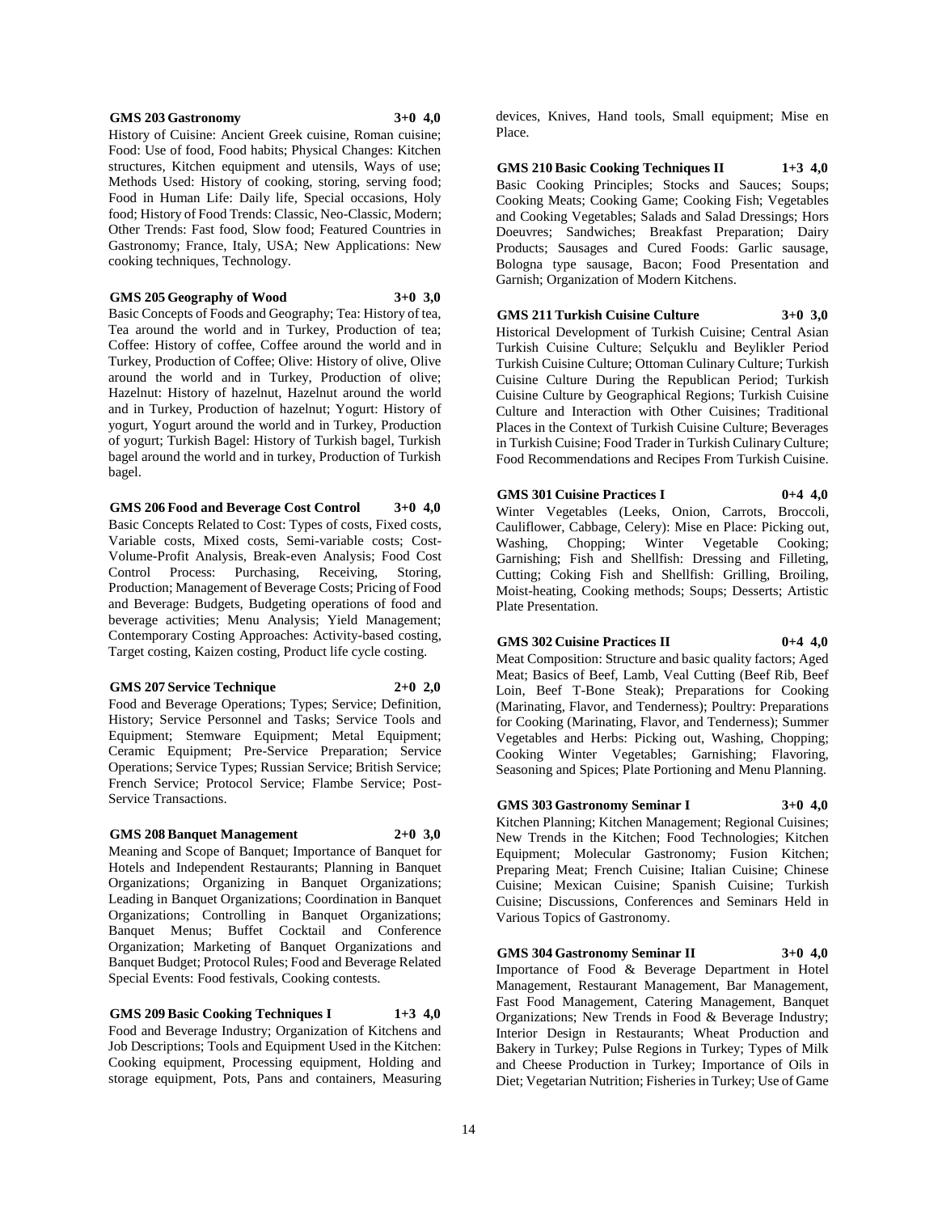**GMS 203 Gastronomy 3+0 4,0**

History of Cuisine: Ancient Greek cuisine, Roman cuisine; Food: Use of food, Food habits; Physical Changes: Kitchen structures, Kitchen equipment and utensils, Ways of use; Methods Used: History of cooking, storing, serving food; Food in Human Life: Daily life, Special occasions, Holy food; History of Food Trends: Classic, Neo-Classic, Modern; Other Trends: Fast food, Slow food; Featured Countries in Gastronomy; France, Italy, USA; New Applications: New cooking techniques, Technology.

**GMS 205 Geography of Wood 3+0 3,0**

Basic Concepts of Foods and Geography; Tea: History of tea, Tea around the world and in Turkey, Production of tea; Coffee: History of coffee, Coffee around the world and in Turkey, Production of Coffee; Olive: History of olive, Olive around the world and in Turkey, Production of olive; Hazelnut: History of hazelnut, Hazelnut around the world and in Turkey, Production of hazelnut; Yogurt: History of yogurt, Yogurt around the world and in Turkey, Production of yogurt; Turkish Bagel: History of Turkish bagel, Turkish bagel around the world and in turkey, Production of Turkish bagel.

**GMS 206 Food and Beverage Cost Control 3+0 4,0**

Basic Concepts Related to Cost: Types of costs, Fixed costs, Variable costs, Mixed costs, Semi-variable costs; Cost-Volume-Profit Analysis, Break-even Analysis; Food Cost Control Process: Purchasing, Receiving, Storing, Production; Management of Beverage Costs; Pricing of Food and Beverage: Budgets, Budgeting operations of food and beverage activities; Menu Analysis; Yield Management; Contemporary Costing Approaches: Activity-based costing, Target costing, Kaizen costing, Product life cycle costing.

**GMS 207 Service Technique 2+0 2,0**

Food and Beverage Operations; Types; Service; Definition, History; Service Personnel and Tasks; Service Tools and Equipment; Stemware Equipment; Metal Equipment; Ceramic Equipment; Pre-Service Preparation; Service Operations; Service Types; Russian Service; British Service; French Service; Protocol Service; Flambe Service; Post-Service Transactions.

**GMS 208 Banquet Management 2+0 3,0**

Meaning and Scope of Banquet; Importance of Banquet for Hotels and Independent Restaurants; Planning in Banquet Organizations; Organizing in Banquet Organizations; Leading in Banquet Organizations; Coordination in Banquet Organizations; Controlling in Banquet Organizations; Banquet Menus; Buffet Cocktail and Conference Organization; Marketing of Banquet Organizations and Banquet Budget; Protocol Rules; Food and Beverage Related Special Events: Food festivals, Cooking contests.

**GMS 209 Basic Cooking Techniques I 1+3 4,0**

Food and Beverage Industry; Organization of Kitchens and Job Descriptions; Tools and Equipment Used in the Kitchen: Cooking equipment, Processing equipment, Holding and storage equipment, Pots, Pans and containers, Measuring devices, Knives, Hand tools, Small equipment; Mise en Place.

**GMS 210 Basic Cooking Techniques II 1+3 4,0**

Basic Cooking Principles; Stocks and Sauces; Soups; Cooking Meats; Cooking Game; Cooking Fish; Vegetables and Cooking Vegetables; Salads and Salad Dressings; Hors Doeuvres; Sandwiches; Breakfast Preparation; Dairy Products; Sausages and Cured Foods: Garlic sausage, Bologna type sausage, Bacon; Food Presentation and Garnish; Organization of Modern Kitchens.

**GMS 211 Turkish Cuisine Culture 3+0 3,0**

Historical Development of Turkish Cuisine; Central Asian Turkish Cuisine Culture; Selçuklu and Beylikler Period Turkish Cuisine Culture; Ottoman Culinary Culture; Turkish Cuisine Culture During the Republican Period; Turkish Cuisine Culture by Geographical Regions; Turkish Cuisine Culture and Interaction with Other Cuisines; Traditional Places in the Context of Turkish Cuisine Culture; Beverages in Turkish Cuisine; Food Trader in Turkish Culinary Culture; Food Recommendations and Recipes From Turkish Cuisine.

**GMS 301 Cuisine Practices I 0+4 4,0**

Winter Vegetables (Leeks, Onion, Carrots, Broccoli, Cauliflower, Cabbage, Celery): Mise en Place: Picking out, Washing, Chopping; Winter Vegetable Cooking; Garnishing; Fish and Shellfish: Dressing and Filleting, Cutting; Coking Fish and Shellfish: Grilling, Broiling, Moist-heating, Cooking methods; Soups; Desserts; Artistic Plate Presentation.

**GMS 302 Cuisine Practices II 0+4 4,0**

Meat Composition: Structure and basic quality factors; Aged Meat; Basics of Beef, Lamb, Veal Cutting (Beef Rib, Beef Loin, Beef T-Bone Steak); Preparations for Cooking (Marinating, Flavor, and Tenderness); Poultry: Preparations for Cooking (Marinating, Flavor, and Tenderness); Summer Vegetables and Herbs: Picking out, Washing, Chopping; Cooking Winter Vegetables; Garnishing; Flavoring, Seasoning and Spices; Plate Portioning and Menu Planning.

**GMS 303 Gastronomy Seminar I 3+0 4,0**

Kitchen Planning; Kitchen Management; Regional Cuisines; New Trends in the Kitchen; Food Technologies; Kitchen Equipment; Molecular Gastronomy; Fusion Kitchen; Preparing Meat; French Cuisine; Italian Cuisine; Chinese Cuisine; Mexican Cuisine; Spanish Cuisine; Turkish Cuisine; Discussions, Conferences and Seminars Held in Various Topics of Gastronomy.

**GMS 304 Gastronomy Seminar II 3+0 4,0**

Importance of Food & Beverage Department in Hotel Management, Restaurant Management, Bar Management, Fast Food Management, Catering Management, Banquet Organizations; New Trends in Food & Beverage Industry; Interior Design in Restaurants; Wheat Production and Bakery in Turkey; Pulse Regions in Turkey; Types of Milk and Cheese Production in Turkey; Importance of Oils in Diet; Vegetarian Nutrition; Fisheries in Turkey; Use of Game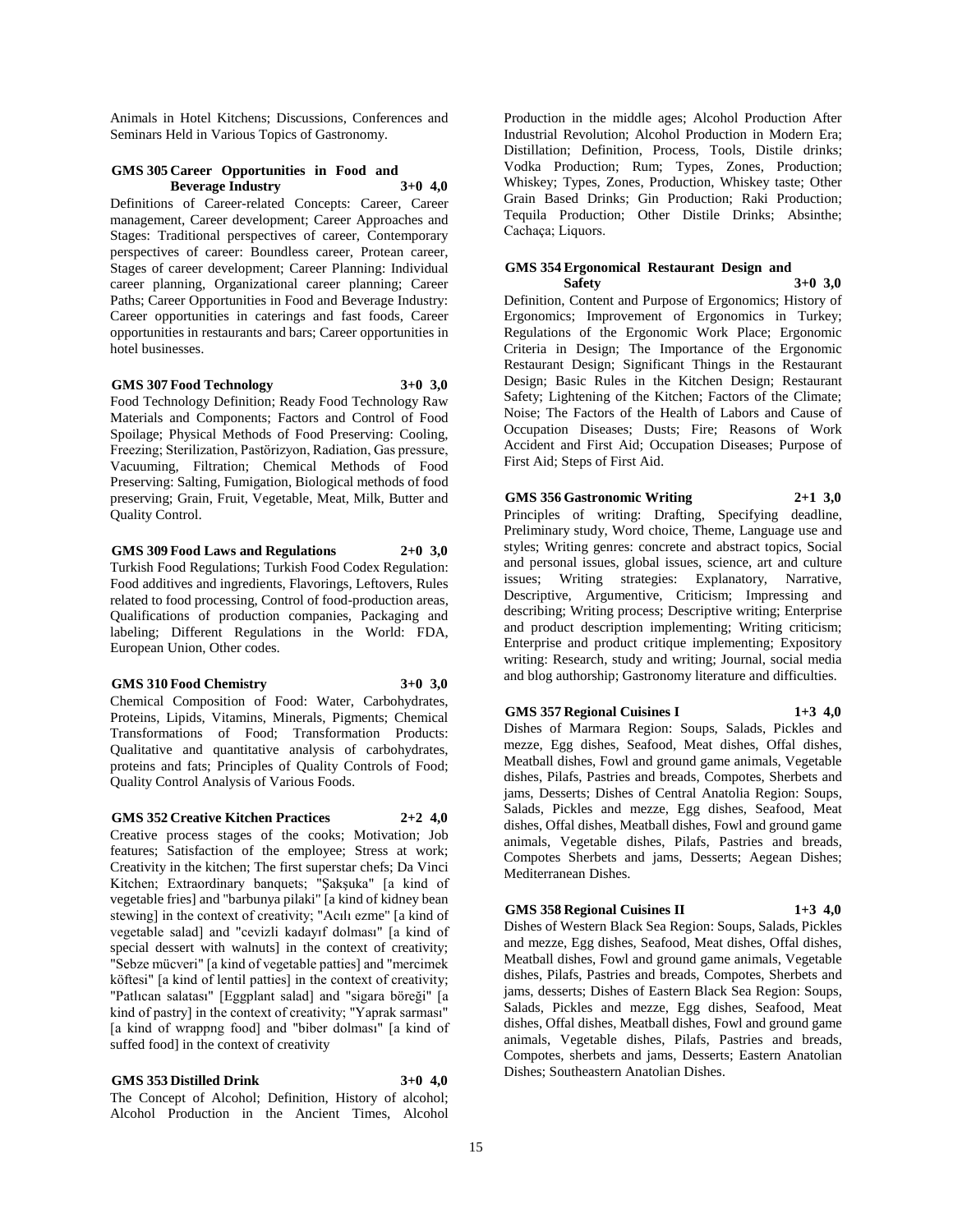Animals in Hotel Kitchens; Discussions, Conferences and Seminars Held in Various Topics of Gastronomy.

**GMS 305 Career Opportunities in Food and Beverage Industry 3+0 4,0**

Definitions of Career-related Concepts: Career, Career management, Career development; Career Approaches and Stages: Traditional perspectives of career, Contemporary perspectives of career: Boundless career, Protean career, Stages of career development; Career Planning: Individual career planning, Organizational career planning; Career Paths; Career Opportunities in Food and Beverage Industry: Career opportunities in caterings and fast foods, Career opportunities in restaurants and bars; Career opportunities in hotel businesses.

**GMS 307 Food Technology 3+0 3,0**

Food Technology Definition; Ready Food Technology Raw Materials and Components; Factors and Control of Food Spoilage; Physical Methods of Food Preserving: Cooling, Freezing; Sterilization, Pastörizyon, Radiation, Gas pressure, Vacuuming, Filtration; Chemical Methods of Food Preserving: Salting, Fumigation, Biological methods of food preserving; Grain, Fruit, Vegetable, Meat, Milk, Butter and Quality Control.

**GMS 309 Food Laws and Regulations 2+0 3,0**

Turkish Food Regulations; Turkish Food Codex Regulation: Food additives and ingredients, Flavorings, Leftovers, Rules related to food processing, Control of food-production areas, Qualifications of production companies, Packaging and labeling; Different Regulations in the World: FDA, European Union, Other codes.

**GMS 310 Food Chemistry 3+0 3,0**

Chemical Composition of Food: Water, Carbohydrates, Proteins, Lipids, Vitamins, Minerals, Pigments; Chemical Transformations of Food; Transformation Products: Qualitative and quantitative analysis of carbohydrates, proteins and fats; Principles of Quality Controls of Food; Quality Control Analysis of Various Foods.

**GMS 352 Creative Kitchen Practices 2+2 4,0**

Creative process stages of the cooks; Motivation; Job features; Satisfaction of the employee; Stress at work; Creativity in the kitchen; The first superstar chefs; Da Vinci Kitchen; Extraordinary banquets; "Şakşuka" [a kind of vegetable fries] and "barbunya pilaki" [a kind of kidney bean stewing] in the context of creativity; "Acılı ezme" [a kind of vegetable salad] and "cevizli kadayıf dolması" [a kind of special dessert with walnuts] in the context of creativity; "Sebze mücveri" [a kind of vegetable patties] and "mercimek köftesi" [a kind of lentil patties] in the context of creativity; "Patlıcan salatası" [Eggplant salad] and "sigara böreği" [a kind of pastry] in the context of creativity; "Yaprak sarması" [a kind of wrappng food] and "biber dolması" [a kind of suffed food] in the context of creativity

**GMS 353 Distilled Drink 3+0 4,0**

The Concept of Alcohol; Definition, History of alcohol; Alcohol Production in the Ancient Times, Alcohol Production in the middle ages; Alcohol Production After Industrial Revolution; Alcohol Production in Modern Era; Distillation; Definition, Process, Tools, Distile drinks; Vodka Production; Rum; Types, Zones, Production; Whiskey; Types, Zones, Production, Whiskey taste; Other Grain Based Drinks; Gin Production; Raki Production; Tequila Production; Other Distile Drinks; Absinthe; Cachaça; Liquors.

**GMS 354 Ergonomical Restaurant Design and Safety 3+0 3,0**

Definition, Content and Purpose of Ergonomics; History of Ergonomics; Improvement of Ergonomics in Turkey; Regulations of the Ergonomic Work Place; Ergonomic Criteria in Design; The Importance of the Ergonomic Restaurant Design; Significant Things in the Restaurant Design; Basic Rules in the Kitchen Design; Restaurant Safety; Lightening of the Kitchen; Factors of the Climate; Noise; The Factors of the Health of Labors and Cause of Occupation Diseases; Dusts; Fire; Reasons of Work Accident and First Aid; Occupation Diseases; Purpose of First Aid; Steps of First Aid.

**GMS 356 Gastronomic Writing 2+1 3,0**

Principles of writing: Drafting, Specifying deadline, Preliminary study, Word choice, Theme, Language use and styles; Writing genres: concrete and abstract topics, Social and personal issues, global issues, science, art and culture issues; Writing strategies: Explanatory, Narrative, Descriptive, Argumentive, Criticism; Impressing and describing; Writing process; Descriptive writing; Enterprise and product description implementing; Writing criticism; Enterprise and product critique implementing; Expository writing: Research, study and writing; Journal, social media and blog authorship; Gastronomy literature and difficulties.

**GMS 357 Regional Cuisines I 1+3 4,0**

Dishes of Marmara Region: Soups, Salads, Pickles and mezze, Egg dishes, Seafood, Meat dishes, Offal dishes, Meatball dishes, Fowl and ground game animals, Vegetable dishes, Pilafs, Pastries and breads, Compotes, Sherbets and jams, Desserts; Dishes of Central Anatolia Region: Soups, Salads, Pickles and mezze, Egg dishes, Seafood, Meat dishes, Offal dishes, Meatball dishes, Fowl and ground game animals, Vegetable dishes, Pilafs, Pastries and breads, Compotes Sherbets and jams, Desserts; Aegean Dishes; Mediterranean Dishes.

**GMS 358 Regional Cuisines II 1+3 4,0**

Dishes of Western Black Sea Region: Soups, Salads, Pickles and mezze, Egg dishes, Seafood, Meat dishes, Offal dishes, Meatball dishes, Fowl and ground game animals, Vegetable dishes, Pilafs, Pastries and breads, Compotes, Sherbets and jams, desserts; Dishes of Eastern Black Sea Region: Soups, Salads, Pickles and mezze, Egg dishes, Seafood, Meat dishes, Offal dishes, Meatball dishes, Fowl and ground game animals, Vegetable dishes, Pilafs, Pastries and breads, Compotes, sherbets and jams, Desserts; Eastern Anatolian Dishes; Southeastern Anatolian Dishes.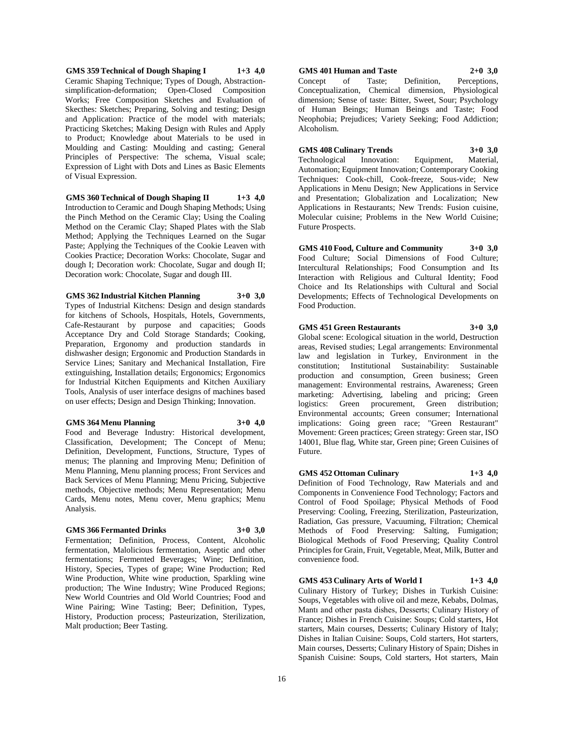**GMS 359 Technical of Dough Shaping I 1+3 4,0**

Ceramic Shaping Technique; Types of Dough, Abstraction-simplification-deformation; Open-Closed Composition Works; Free Composition Sketches and Evaluation of Skecthes: Sketches; Preparing, Solving and testing; Design and Application: Practice of the model with materials; Practicing Sketches; Making Design with Rules and Apply to Product; Knowledge about Materials to be used in Moulding and Casting: Moulding and casting; General Principles of Perspective: The schema, Visual scale; Expression of Light with Dots and Lines as Basic Elements of Visual Expression.

**GMS 360 Technical of Dough Shaping II 1+3 4,0**

Introduction to Ceramic and Dough Shaping Methods; Using the Pinch Method on the Ceramic Clay; Using the Coaling Method on the Ceramic Clay; Shaped Plates with the Slab Method; Applying the Techniques Learned on the Sugar Paste; Applying the Techniques of the Cookie Leaven with Cookies Practice; Decoration Works: Chocolate, Sugar and dough I; Decoration work: Chocolate, Sugar and dough II; Decoration work: Chocolate, Sugar and dough III.

**GMS 362 Industrial Kitchen Planning 3+0 3,0**

Types of Industrial Kitchens: Design and design standards for kitchens of Schools, Hospitals, Hotels, Governments, Cafe-Restaurant by purpose and capacities; Goods Acceptance Dry and Cold Storage Standards; Cooking, Preparation, Ergonomy and production standards in dishwasher design; Ergonomic and Production Standards in Service Lines; Sanitary and Mechanical Installation, Fire extinguishing, Installation details; Ergonomics; Ergonomics for Industrial Kitchen Equipments and Kitchen Auxiliary Tools, Analysis of user interface designs of machines based on user effects; Design and Design Thinking; Innovation.

**GMS 364 Menu Planning 3+0 4,0**

Food and Beverage Industry: Historical development, Classification, Development; The Concept of Menu; Definition, Development, Functions, Structure, Types of menus; The planning and Improving Menu; Definition of Menu Planning, Menu planning process; Front Services and Back Services of Menu Planning; Menu Pricing, Subjective methods, Objective methods; Menu Representation; Menu Cards, Menu notes, Menu cover, Menu graphics; Menu Analysis.

**GMS 366 Fermanted Drinks 3+0 3,0**

Fermentation; Definition, Process, Content, Alcoholic fermentation, Malolicious fermentation, Aseptic and other fermentations; Fermented Beverages; Wine; Definition, History, Species, Types of grape; Wine Production; Red Wine Production, White wine production, Sparkling wine production; The Wine Industry; Wine Produced Regions; New World Countries and Old World Countries; Food and Wine Pairing; Wine Tasting; Beer; Definition, Types, History, Production process; Pasteurization, Sterilization, Malt production; Beer Tasting.

**GMS 401 Human and Taste 2+0 3,0**

Concept of Taste; Definition, Perceptions, Conceptualization, Chemical dimension, Physiological dimension; Sense of taste: Bitter, Sweet, Sour; Psychology of Human Beings; Human Beings and Taste; Food Neophobia; Prejudices; Variety Seeking; Food Addiction; Alcoholism.

**GMS 408 Culinary Trends 3+0 3,0**

Technological Innovation: Equipment, Material, Automation; Equipment Innovation; Contemporary Cooking Techniques: Cook-chill, Cook-freeze, Sous-vide; New Applications in Menu Design; New Applications in Service and Presentation; Globalization and Localization; New Applications in Restaurants; New Trends: Fusion cuisine, Molecular cuisine; Problems in the New World Cuisine; Future Prospects.

**GMS 410 Food, Culture and Community 3+0 3,0**

Food Culture; Social Dimensions of Food Culture; Intercultural Relationships; Food Consumption and Its Interaction with Religious and Cultural Identity; Food Choice and Its Relationships with Cultural and Social Developments; Effects of Technological Developments on Food Production.

**GMS 451 Green Restaurants 3+0 3,0**

Global scene: Ecological situation in the world, Destruction areas, Revised studies; Legal arrangements: Environmental law and legislation in Turkey, Environment in the constitution; Institutional Sustainability: Sustainable production and consumption, Green business; Green management: Environmental restrains, Awareness; Green marketing: Advertising, labeling and pricing; Green logistics: Green procurement, Green distribution; Environmental accounts; Green consumer; International implications: Going green race; "Green Restaurant" Movement: Green practices; Green strategy: Green star, ISO 14001, Blue flag, White star, Green pine; Green Cuisines of Future.

**GMS 452 Ottoman Culinary 1+3 4,0**

Definition of Food Technology, Raw Materials and and Components in Convenience Food Technology; Factors and Control of Food Spoilage; Physical Methods of Food Preserving: Cooling, Freezing, Sterilization, Pasteurization, Radiation, Gas pressure, Vacuuming, Filtration; Chemical Methods of Food Preserving: Salting, Fumigation; Biological Methods of Food Preserving; Quality Control Principles for Grain, Fruit, Vegetable, Meat, Milk, Butter and convenience food.

**GMS 453 Culinary Arts of World I 1+3 4,0**

Culinary History of Turkey; Dishes in Turkish Cuisine: Soups, Vegetables with olive oil and meze, Kebabs, Dolmas, Mantı and other pasta dishes, Desserts; Culinary History of France; Dishes in French Cuisine: Soups; Cold starters, Hot starters, Main courses, Desserts; Culinary History of Italy; Dishes in Italian Cuisine: Soups, Cold starters, Hot starters, Main courses, Desserts; Culinary History of Spain; Dishes in Spanish Cuisine: Soups, Cold starters, Hot starters, Main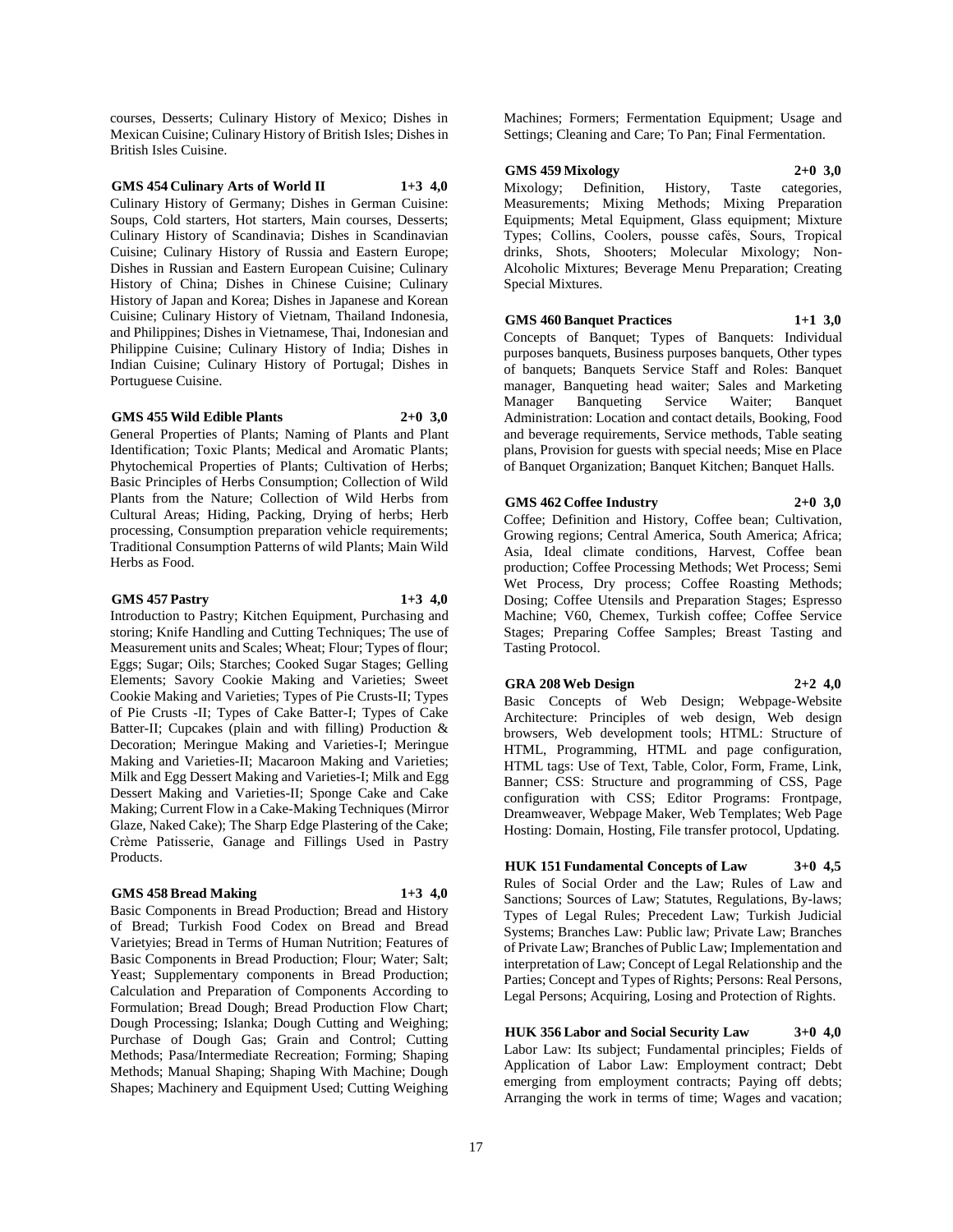courses, Desserts; Culinary History of Mexico; Dishes in Mexican Cuisine; Culinary History of British Isles; Dishes in British Isles Cuisine.

**GMS 454 Culinary Arts of World II 1+3 4,0**

Culinary History of Germany; Dishes in German Cuisine: Soups, Cold starters, Hot starters, Main courses, Desserts; Culinary History of Scandinavia; Dishes in Scandinavian Cuisine; Culinary History of Russia and Eastern Europe; Dishes in Russian and Eastern European Cuisine; Culinary History of China; Dishes in Chinese Cuisine; Culinary History of Japan and Korea; Dishes in Japanese and Korean Cuisine; Culinary History of Vietnam, Thailand Indonesia, and Philippines; Dishes in Vietnamese, Thai, Indonesian and Philippine Cuisine; Culinary History of India; Dishes in Indian Cuisine; Culinary History of Portugal; Dishes in Portuguese Cuisine.

**GMS 455 Wild Edible Plants 2+0 3,0**

General Properties of Plants; Naming of Plants and Plant Identification; Toxic Plants; Medical and Aromatic Plants; Phytochemical Properties of Plants; Cultivation of Herbs; Basic Principles of Herbs Consumption; Collection of Wild Plants from the Nature; Collection of Wild Herbs from Cultural Areas; Hiding, Packing, Drying of herbs; Herb processing, Consumption preparation vehicle requirements; Traditional Consumption Patterns of wild Plants; Main Wild Herbs as Food.

**GMS 457 Pastry 1+3 4,0**

Introduction to Pastry; Kitchen Equipment, Purchasing and storing; Knife Handling and Cutting Techniques; The use of Measurement units and Scales; Wheat; Flour; Types of flour; Eggs; Sugar; Oils; Starches; Cooked Sugar Stages; Gelling Elements; Savory Cookie Making and Varieties; Sweet Cookie Making and Varieties; Types of Pie Crusts-II; Types of Pie Crusts -II; Types of Cake Batter-I; Types of Cake Batter-II; Cupcakes (plain and with filling) Production & Decoration; Meringue Making and Varieties-I; Meringue Making and Varieties-II; Macaroon Making and Varieties; Milk and Egg Dessert Making and Varieties-I; Milk and Egg Dessert Making and Varieties-II; Sponge Cake and Cake Making; Current Flow in a Cake-Making Techniques (Mirror Glaze, Naked Cake); The Sharp Edge Plastering of the Cake; Crème Patisserie, Ganage and Fillings Used in Pastry Products.

**GMS 458 Bread Making 1+3 4,0**

Basic Components in Bread Production; Bread and History of Bread; Turkish Food Codex on Bread and Bread Varietyies; Bread in Terms of Human Nutrition; Features of Basic Components in Bread Production; Flour; Water; Salt; Yeast; Supplementary components in Bread Production; Calculation and Preparation of Components According to Formulation; Bread Dough; Bread Production Flow Chart; Dough Processing; Islanka; Dough Cutting and Weighing; Purchase of Dough Gas; Grain and Control; Cutting Methods; Pasa/Intermediate Recreation; Forming; Shaping Methods; Manual Shaping; Shaping With Machine; Dough Shapes; Machinery and Equipment Used; Cutting Weighing Machines; Formers; Fermentation Equipment; Usage and Settings; Cleaning and Care; To Pan; Final Fermentation.

**GMS 459 Mixology 2+0 3,0**

Mixology; Definition, History, Taste categories, Measurements; Mixing Methods; Mixing Preparation Equipments; Metal Equipment, Glass equipment; Mixture Types; Collins, Coolers, pousse cafés, Sours, Tropical drinks, Shots, Shooters; Molecular Mixology; Non-Alcoholic Mixtures; Beverage Menu Preparation; Creating Special Mixtures.

**GMS 460 Banquet Practices 1+1 3,0**

Concepts of Banquet; Types of Banquets: Individual purposes banquets, Business purposes banquets, Other types of banquets; Banquets Service Staff and Roles: Banquet manager, Banqueting head waiter; Sales and Marketing Manager Banqueting Service Waiter; Banquet Administration: Location and contact details, Booking, Food and beverage requirements, Service methods, Table seating plans, Provision for guests with special needs; Mise en Place of Banquet Organization; Banquet Kitchen; Banquet Halls.

**GMS 462 Coffee Industry 2+0 3,0**

Coffee; Definition and History, Coffee bean; Cultivation, Growing regions; Central America, South America; Africa; Asia, Ideal climate conditions, Harvest, Coffee bean production; Coffee Processing Methods; Wet Process; Semi Wet Process, Dry process; Coffee Roasting Methods; Dosing; Coffee Utensils and Preparation Stages; Espresso Machine; V60, Chemex, Turkish coffee; Coffee Service Stages; Preparing Coffee Samples; Breast Tasting and Tasting Protocol.

**GRA 208 Web Design 2+2 4,0**

Basic Concepts of Web Design; Webpage-Website Architecture: Principles of web design, Web design browsers, Web development tools; HTML: Structure of HTML, Programming, HTML and page configuration, HTML tags: Use of Text, Table, Color, Form, Frame, Link, Banner; CSS: Structure and programming of CSS, Page configuration with CSS; Editor Programs: Frontpage, Dreamweaver, Webpage Maker, Web Templates; Web Page Hosting: Domain, Hosting, File transfer protocol, Updating.

**HUK 151 Fundamental Concepts of Law 3+0 4,5**

Rules of Social Order and the Law; Rules of Law and Sanctions; Sources of Law; Statutes, Regulations, By-laws; Types of Legal Rules; Precedent Law; Turkish Judicial Systems; Branches Law: Public law; Private Law; Branches of Private Law; Branches of Public Law; Implementation and interpretation of Law; Concept of Legal Relationship and the Parties; Concept and Types of Rights; Persons: Real Persons, Legal Persons; Acquiring, Losing and Protection of Rights.

**HUK 356 Labor and Social Security Law 3+0 4,0**

Labor Law: Its subject; Fundamental principles; Fields of Application of Labor Law: Employment contract; Debt emerging from employment contracts; Paying off debts; Arranging the work in terms of time; Wages and vacation;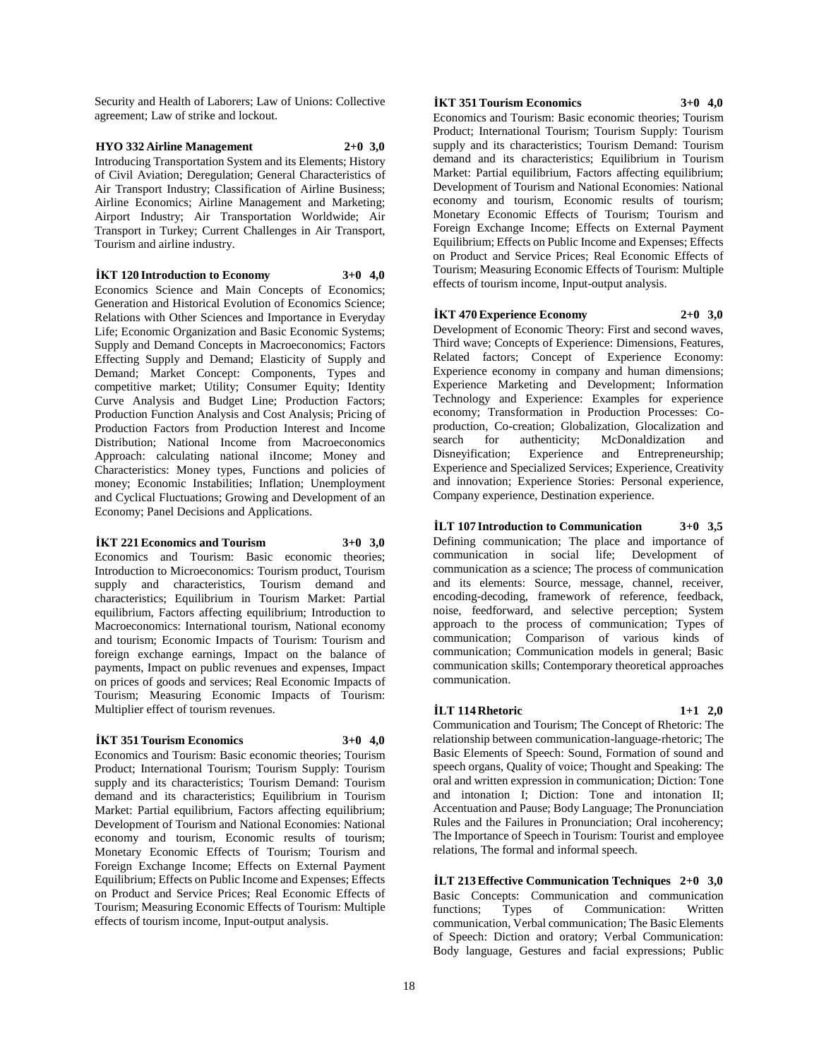Security and Health of Laborers; Law of Unions: Collective agreement; Law of strike and lockout.

**HYO 332 Airline Management 2+0 3,0**

Introducing Transportation System and its Elements; History of Civil Aviation; Deregulation; General Characteristics of Air Transport Industry; Classification of Airline Business; Airline Economics; Airline Management and Marketing; Airport Industry; Air Transportation Worldwide; Air Transport in Turkey; Current Challenges in Air Transport, Tourism and airline industry.

**İKT 120 Introduction to Economy 3+0 4,0**

Economics Science and Main Concepts of Economics; Generation and Historical Evolution of Economics Science; Relations with Other Sciences and Importance in Everyday Life; Economic Organization and Basic Economic Systems; Supply and Demand Concepts in Macroeconomics; Factors Effecting Supply and Demand; Elasticity of Supply and Demand; Market Concept: Components, Types and competitive market; Utility; Consumer Equity; Identity Curve Analysis and Budget Line; Production Factors; Production Function Analysis and Cost Analysis; Pricing of Production Factors from Production Interest and Income Distribution; National Income from Macroeconomics Approach: calculating national iIncome; Money and Characteristics: Money types, Functions and policies of money; Economic Instabilities; Inflation; Unemployment and Cyclical Fluctuations; Growing and Development of an Economy; Panel Decisions and Applications.

**İKT 221 Economics and Tourism 3+0 3,0**

Economics and Tourism: Basic economic theories; Introduction to Microeconomics: Tourism product, Tourism supply and characteristics, Tourism demand and characteristics; Equilibrium in Tourism Market: Partial equilibrium, Factors affecting equilibrium; Introduction to Macroeconomics: International tourism, National economy and tourism; Economic Impacts of Tourism: Tourism and foreign exchange earnings, Impact on the balance of payments, Impact on public revenues and expenses, Impact on prices of goods and services; Real Economic Impacts of Tourism; Measuring Economic Impacts of Tourism: Multiplier effect of tourism revenues.

**İKT 351 Tourism Economics 3+0 4,0**

Economics and Tourism: Basic economic theories; Tourism Product; International Tourism; Tourism Supply: Tourism supply and its characteristics; Tourism Demand: Tourism demand and its characteristics; Equilibrium in Tourism Market: Partial equilibrium, Factors affecting equilibrium; Development of Tourism and National Economies: National economy and tourism, Economic results of tourism; Monetary Economic Effects of Tourism; Tourism and Foreign Exchange Income; Effects on External Payment Equilibrium; Effects on Public Income and Expenses; Effects on Product and Service Prices; Real Economic Effects of Tourism; Measuring Economic Effects of Tourism: Multiple effects of tourism income, Input-output analysis.

**İKT 351 Tourism Economics 3+0 4,0**

Economics and Tourism: Basic economic theories; Tourism Product; International Tourism; Tourism Supply: Tourism supply and its characteristics; Tourism Demand: Tourism demand and its characteristics; Equilibrium in Tourism Market: Partial equilibrium, Factors affecting equilibrium; Development of Tourism and National Economies: National economy and tourism, Economic results of tourism; Monetary Economic Effects of Tourism; Tourism and Foreign Exchange Income; Effects on External Payment Equilibrium; Effects on Public Income and Expenses; Effects on Product and Service Prices; Real Economic Effects of Tourism; Measuring Economic Effects of Tourism: Multiple effects of tourism income, Input-output analysis.

**İKT 470 Experience Economy 2+0 3,0**

Development of Economic Theory: First and second waves, Third wave; Concepts of Experience: Dimensions, Features, Related factors; Concept of Experience Economy: Experience economy in company and human dimensions; Experience Marketing and Development; Information Technology and Experience: Examples for experience economy; Transformation in Production Processes: Co-production, Co-creation; Globalization, Glocalization and search for authenticity; McDonaldization and Disneyification; Experience and Entrepreneurship; Experience and Specialized Services; Experience, Creativity and innovation; Experience Stories: Personal experience, Company experience, Destination experience.

**İLT 107 Introduction to Communication 3+0 3,5**

Defining communication; The place and importance of communication in social life; Development of communication as a science; The process of communication and its elements: Source, message, channel, receiver, encoding-decoding, framework of reference, feedback, noise, feedforward, and selective perception; System approach to the process of communication; Types of communication; Comparison of various kinds of communication; Communication models in general; Basic communication skills; Contemporary theoretical approaches communication.

**İLT 114 Rhetoric 1+1 2,0**

Communication and Tourism; The Concept of Rhetoric: The relationship between communication-language-rhetoric; The Basic Elements of Speech: Sound, Formation of sound and speech organs, Quality of voice; Thought and Speaking: The oral and written expression in communication; Diction: Tone and intonation I; Diction: Tone and intonation II; Accentuation and Pause; Body Language; The Pronunciation Rules and the Failures in Pronunciation; Oral incoherency; The Importance of Speech in Tourism: Tourist and employee relations, The formal and informal speech.

**İLT 213 Effective Communication Techniques 2+0 3,0**

Basic Concepts: Communication and communication functions; Types of Communication: Written communication, Verbal communication; The Basic Elements of Speech: Diction and oratory; Verbal Communication: Body language, Gestures and facial expressions; Public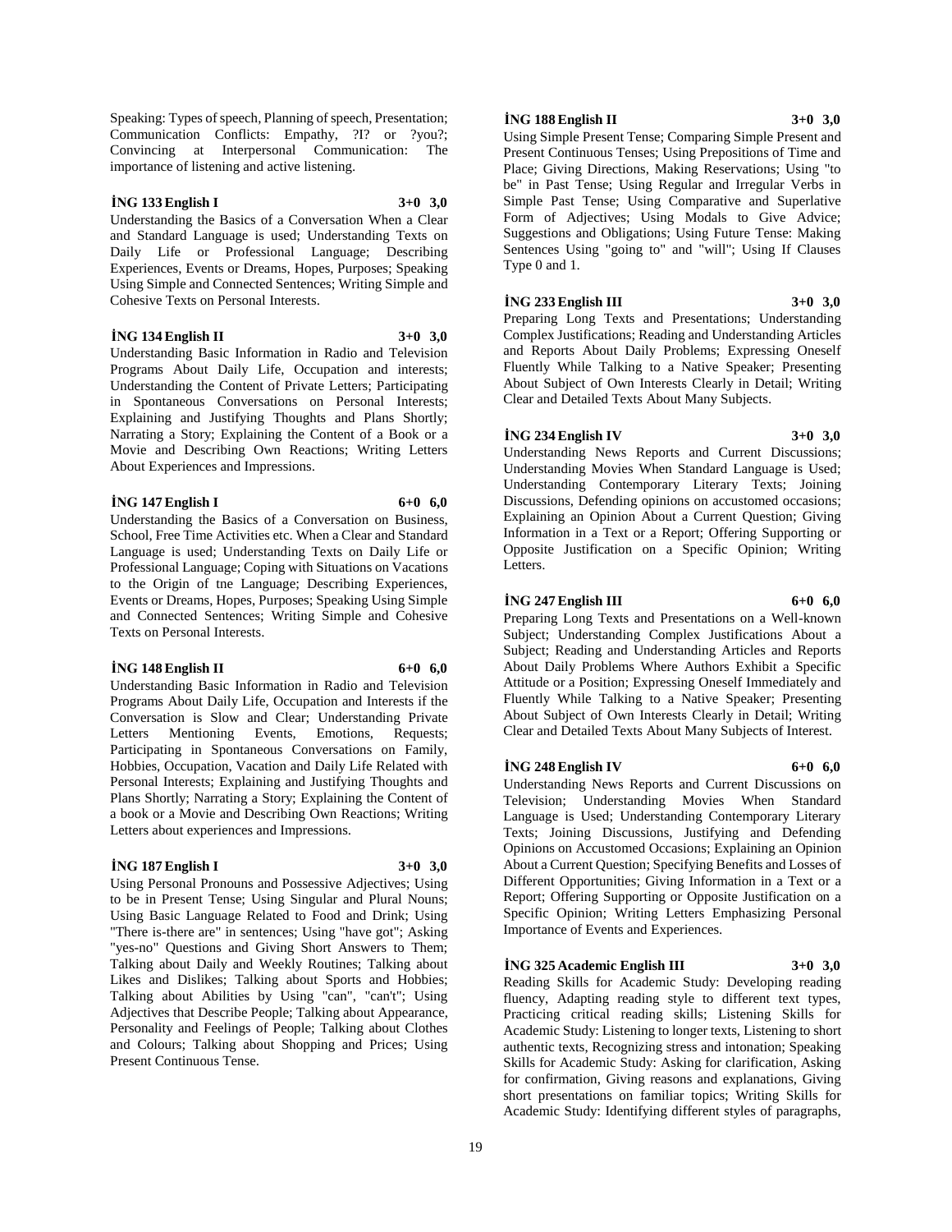Speaking: Types of speech, Planning of speech, Presentation; Communication Conflicts: Empathy, ?I? or ?you?; Convincing at Interpersonal Communication: The importance of listening and active listening.

**İNG 133 English I 3+0 3,0**

Understanding the Basics of a Conversation When a Clear and Standard Language is used; Understanding Texts on Daily Life or Professional Language; Describing Experiences, Events or Dreams, Hopes, Purposes; Speaking Using Simple and Connected Sentences; Writing Simple and Cohesive Texts on Personal Interests.

**İNG 134 English II 3+0 3,0**

Understanding Basic Information in Radio and Television Programs About Daily Life, Occupation and interests; Understanding the Content of Private Letters; Participating in Spontaneous Conversations on Personal Interests; Explaining and Justifying Thoughts and Plans Shortly; Narrating a Story; Explaining the Content of a Book or a Movie and Describing Own Reactions; Writing Letters About Experiences and Impressions.

**İNG 147 English I 6+0 6,0**

Understanding the Basics of a Conversation on Business, School, Free Time Activities etc. When a Clear and Standard Language is used; Understanding Texts on Daily Life or Professional Language; Coping with Situations on Vacations to the Origin of tne Language; Describing Experiences, Events or Dreams, Hopes, Purposes; Speaking Using Simple and Connected Sentences; Writing Simple and Cohesive Texts on Personal Interests.

**İNG 148 English II 6+0 6,0**

Understanding Basic Information in Radio and Television Programs About Daily Life, Occupation and Interests if the Conversation is Slow and Clear; Understanding Private Letters Mentioning Events, Emotions, Requests; Participating in Spontaneous Conversations on Family, Hobbies, Occupation, Vacation and Daily Life Related with Personal Interests; Explaining and Justifying Thoughts and Plans Shortly; Narrating a Story; Explaining the Content of a book or a Movie and Describing Own Reactions; Writing Letters about experiences and Impressions.

**İNG 187 English I 3+0 3,0**

Using Personal Pronouns and Possessive Adjectives; Using to be in Present Tense; Using Singular and Plural Nouns; Using Basic Language Related to Food and Drink; Using "There is-there are" in sentences; Using "have got"; Asking "yes-no" Questions and Giving Short Answers to Them; Talking about Daily and Weekly Routines; Talking about Likes and Dislikes; Talking about Sports and Hobbies; Talking about Abilities by Using "can", "can't"; Using Adjectives that Describe People; Talking about Appearance, Personality and Feelings of People; Talking about Clothes and Colours; Talking about Shopping and Prices; Using Present Continuous Tense.

**İNG 188 English II 3+0 3,0**

Using Simple Present Tense; Comparing Simple Present and Present Continuous Tenses; Using Prepositions of Time and Place; Giving Directions, Making Reservations; Using "to be" in Past Tense; Using Regular and Irregular Verbs in Simple Past Tense; Using Comparative and Superlative Form of Adjectives; Using Modals to Give Advice; Suggestions and Obligations; Using Future Tense: Making Sentences Using "going to" and "will"; Using If Clauses Type 0 and 1.

**İNG 233 English III 3+0 3,0**

Preparing Long Texts and Presentations; Understanding Complex Justifications; Reading and Understanding Articles and Reports About Daily Problems; Expressing Oneself Fluently While Talking to a Native Speaker; Presenting About Subject of Own Interests Clearly in Detail; Writing Clear and Detailed Texts About Many Subjects.

**İNG 234 English IV 3+0 3,0**

Understanding News Reports and Current Discussions; Understanding Movies When Standard Language is Used; Understanding Contemporary Literary Texts; Joining Discussions, Defending opinions on accustomed occasions; Explaining an Opinion About a Current Question; Giving Information in a Text or a Report; Offering Supporting or Opposite Justification on a Specific Opinion; Writing Letters.

**İNG 247 English III 6+0 6,0**

Preparing Long Texts and Presentations on a Well-known Subject; Understanding Complex Justifications About a Subject; Reading and Understanding Articles and Reports About Daily Problems Where Authors Exhibit a Specific Attitude or a Position; Expressing Oneself Immediately and Fluently While Talking to a Native Speaker; Presenting About Subject of Own Interests Clearly in Detail; Writing Clear and Detailed Texts About Many Subjects of Interest.

**İNG 248 English IV 6+0 6,0**

Understanding News Reports and Current Discussions on Television; Understanding Movies When Standard Language is Used; Understanding Contemporary Literary Texts; Joining Discussions, Justifying and Defending Opinions on Accustomed Occasions; Explaining an Opinion About a Current Question; Specifying Benefits and Losses of Different Opportunities; Giving Information in a Text or a Report; Offering Supporting or Opposite Justification on a Specific Opinion; Writing Letters Emphasizing Personal Importance of Events and Experiences.

**İNG 325 Academic English III 3+0 3,0**

Reading Skills for Academic Study: Developing reading fluency, Adapting reading style to different text types, Practicing critical reading skills; Listening Skills for Academic Study: Listening to longer texts, Listening to short authentic texts, Recognizing stress and intonation; Speaking Skills for Academic Study: Asking for clarification, Asking for confirmation, Giving reasons and explanations, Giving short presentations on familiar topics; Writing Skills for Academic Study: Identifying different styles of paragraphs,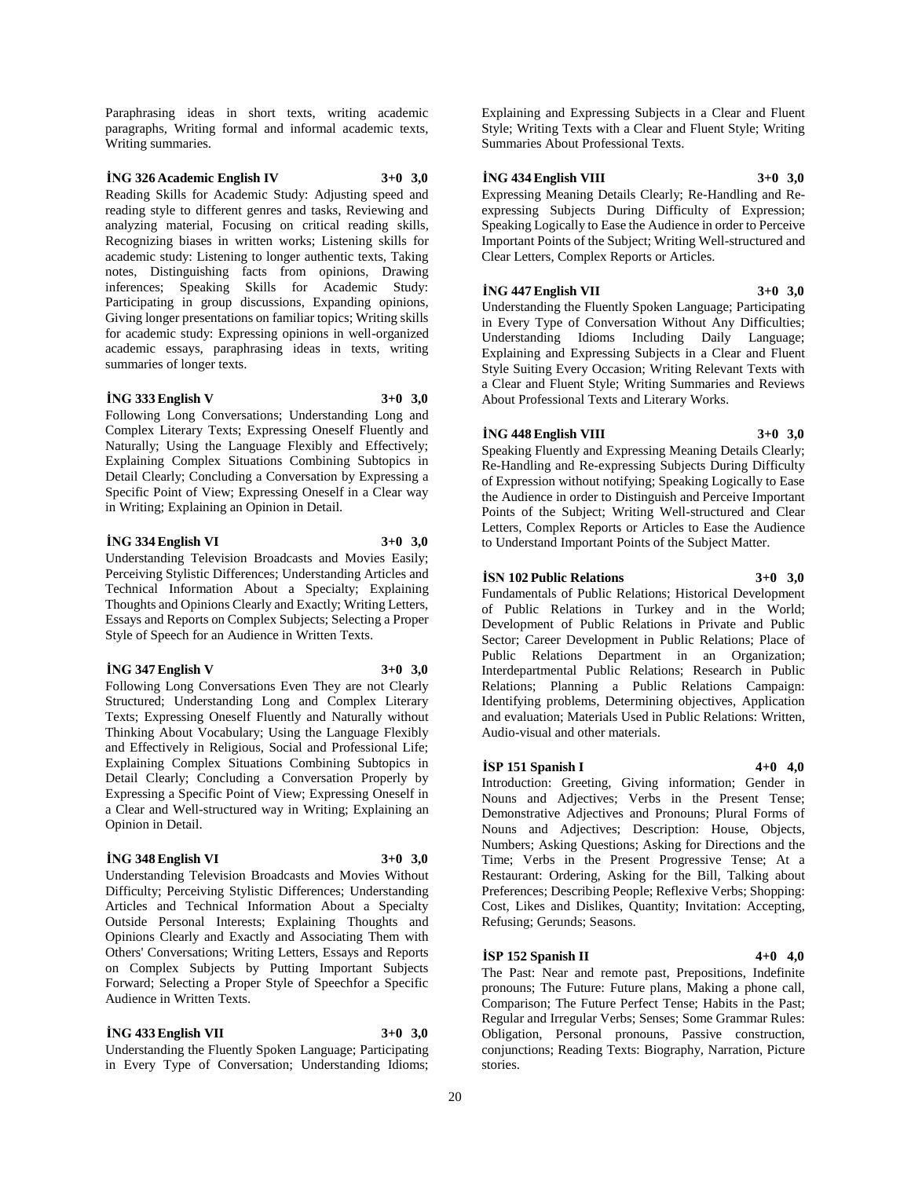Paraphrasing ideas in short texts, writing academic paragraphs, Writing formal and informal academic texts, Writing summaries.

**İNG 326 Academic English IV 3+0 3,0**

Reading Skills for Academic Study: Adjusting speed and reading style to different genres and tasks, Reviewing and analyzing material, Focusing on critical reading skills, Recognizing biases in written works; Listening skills for academic study: Listening to longer authentic texts, Taking notes, Distinguishing facts from opinions, Drawing inferences; Speaking Skills for Academic Study: Participating in group discussions, Expanding opinions, Giving longer presentations on familiar topics; Writing skills for academic study: Expressing opinions in well-organized academic essays, paraphrasing ideas in texts, writing summaries of longer texts.

**İNG 333 English V 3+0 3,0**

Following Long Conversations; Understanding Long and Complex Literary Texts; Expressing Oneself Fluently and Naturally; Using the Language Flexibly and Effectively; Explaining Complex Situations Combining Subtopics in Detail Clearly; Concluding a Conversation by Expressing a Specific Point of View; Expressing Oneself in a Clear way in Writing; Explaining an Opinion in Detail.

**İNG 334 English VI 3+0 3,0**

Understanding Television Broadcasts and Movies Easily; Perceiving Stylistic Differences; Understanding Articles and Technical Information About a Specialty; Explaining Thoughts and Opinions Clearly and Exactly; Writing Letters, Essays and Reports on Complex Subjects; Selecting a Proper Style of Speech for an Audience in Written Texts.

**İNG 347 English V 3+0 3,0**

Following Long Conversations Even They are not Clearly Structured; Understanding Long and Complex Literary Texts; Expressing Oneself Fluently and Naturally without Thinking About Vocabulary; Using the Language Flexibly and Effectively in Religious, Social and Professional Life; Explaining Complex Situations Combining Subtopics in Detail Clearly; Concluding a Conversation Properly by Expressing a Specific Point of View; Expressing Oneself in a Clear and Well-structured way in Writing; Explaining an Opinion in Detail.

**İNG 348 English VI 3+0 3,0**

Understanding Television Broadcasts and Movies Without Difficulty; Perceiving Stylistic Differences; Understanding Articles and Technical Information About a Specialty Outside Personal Interests; Explaining Thoughts and Opinions Clearly and Exactly and Associating Them with Others' Conversations; Writing Letters, Essays and Reports on Complex Subjects by Putting Important Subjects Forward; Selecting a Proper Style of Speechfor a Specific Audience in Written Texts.

**İNG 433 English VII 3+0 3,0**

Understanding the Fluently Spoken Language; Participating in Every Type of Conversation; Understanding Idioms; Explaining and Expressing Subjects in a Clear and Fluent Style; Writing Texts with a Clear and Fluent Style; Writing Summaries About Professional Texts.

**İNG 434 English VIII 3+0 3,0**

Expressing Meaning Details Clearly; Re-Handling and Re-expressing Subjects During Difficulty of Expression; Speaking Logically to Ease the Audience in order to Perceive Important Points of the Subject; Writing Well-structured and Clear Letters, Complex Reports or Articles.

**İNG 447 English VII 3+0 3,0**

Understanding the Fluently Spoken Language; Participating in Every Type of Conversation Without Any Difficulties; Understanding Idioms Including Daily Language; Explaining and Expressing Subjects in a Clear and Fluent Style Suiting Every Occasion; Writing Relevant Texts with a Clear and Fluent Style; Writing Summaries and Reviews About Professional Texts and Literary Works.

**İNG 448 English VIII 3+0 3,0**

Speaking Fluently and Expressing Meaning Details Clearly; Re-Handling and Re-expressing Subjects During Difficulty of Expression without notifying; Speaking Logically to Ease the Audience in order to Distinguish and Perceive Important Points of the Subject; Writing Well-structured and Clear Letters, Complex Reports or Articles to Ease the Audience to Understand Important Points of the Subject Matter.

**İSN 102 Public Relations 3+0 3,0**

Fundamentals of Public Relations; Historical Development of Public Relations in Turkey and in the World; Development of Public Relations in Private and Public Sector; Career Development in Public Relations; Place of Public Relations Department in an Organization; Interdepartmental Public Relations; Research in Public Relations; Planning a Public Relations Campaign: Identifying problems, Determining objectives, Application and evaluation; Materials Used in Public Relations: Written, Audio-visual and other materials.

**İSP 151 Spanish I 4+0 4,0**

Introduction: Greeting, Giving information; Gender in Nouns and Adjectives; Verbs in the Present Tense; Demonstrative Adjectives and Pronouns; Plural Forms of Nouns and Adjectives; Description: House, Objects, Numbers; Asking Questions; Asking for Directions and the Time; Verbs in the Present Progressive Tense; At a Restaurant: Ordering, Asking for the Bill, Talking about Preferences; Describing People; Reflexive Verbs; Shopping: Cost, Likes and Dislikes, Quantity; Invitation: Accepting, Refusing; Gerunds; Seasons.

**İSP 152 Spanish II 4+0 4,0**

The Past: Near and remote past, Prepositions, Indefinite pronouns; The Future: Future plans, Making a phone call, Comparison; The Future Perfect Tense; Habits in the Past; Regular and Irregular Verbs; Senses; Some Grammar Rules: Obligation, Personal pronouns, Passive construction, conjunctions; Reading Texts: Biography, Narration, Picture stories.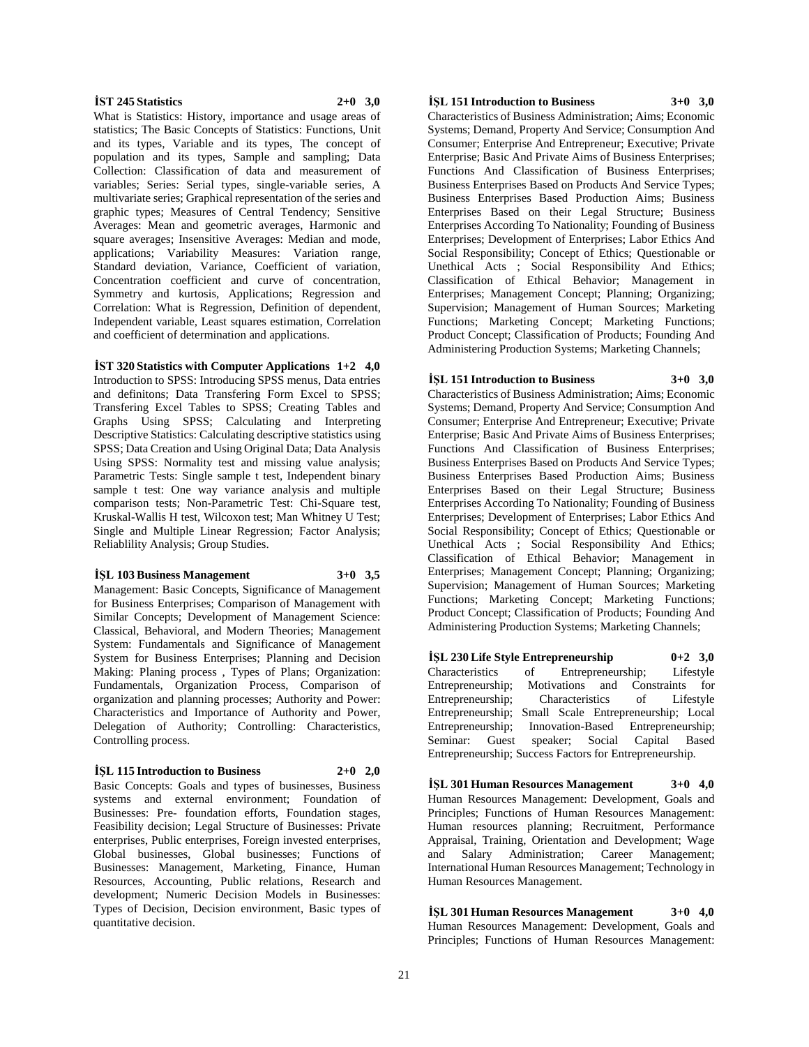**İST 245 Statistics 2+0 3,0**

What is Statistics: History, importance and usage areas of statistics; The Basic Concepts of Statistics: Functions, Unit and its types, Variable and its types, The concept of population and its types, Sample and sampling; Data Collection: Classification of data and measurement of variables; Series: Serial types, single-variable series, A multivariate series; Graphical representation of the series and graphic types; Measures of Central Tendency; Sensitive Averages: Mean and geometric averages, Harmonic and square averages; Insensitive Averages: Median and mode, applications; Variability Measures: Variation range, Standard deviation, Variance, Coefficient of variation, Concentration coefficient and curve of concentration, Symmetry and kurtosis, Applications; Regression and Correlation: What is Regression, Definition of dependent, Independent variable, Least squares estimation, Correlation and coefficient of determination and applications.

**İST 320 Statistics with Computer Applications 1+2 4,0**

Introduction to SPSS: Introducing SPSS menus, Data entries and definitons; Data Transfering Form Excel to SPSS; Transfering Excel Tables to SPSS; Creating Tables and Graphs Using SPSS; Calculating and Interpreting Descriptive Statistics: Calculating descriptive statistics using SPSS; Data Creation and Using Original Data; Data Analysis Using SPSS: Normality test and missing value analysis; Parametric Tests: Single sample t test, Independent binary sample t test: One way variance analysis and multiple comparison tests; Non-Parametric Test: Chi-Square test, Kruskal-Wallis H test, Wilcoxon test; Man Whitney U Test; Single and Multiple Linear Regression; Factor Analysis; Reliablility Analysis; Group Studies.

**İŞL 103 Business Management 3+0 3,5**

Management: Basic Concepts, Significance of Management for Business Enterprises; Comparison of Management with Similar Concepts; Development of Management Science: Classical, Behavioral, and Modern Theories; Management System: Fundamentals and Significance of Management System for Business Enterprises; Planning and Decision Making: Planing process , Types of Plans; Organization: Fundamentals, Organization Process, Comparison of organization and planning processes; Authority and Power: Characteristics and Importance of Authority and Power, Delegation of Authority; Controlling: Characteristics, Controlling process.

**İŞL 115 Introduction to Business 2+0 2,0**

Basic Concepts: Goals and types of businesses, Business systems and external environment; Foundation of Businesses: Pre- foundation efforts, Foundation stages, Feasibility decision; Legal Structure of Businesses: Private enterprises, Public enterprises, Foreign invested enterprises, Global businesses, Global businesses; Functions of Businesses: Management, Marketing, Finance, Human Resources, Accounting, Public relations, Research and development; Numeric Decision Models in Businesses: Types of Decision, Decision environment, Basic types of quantitative decision.

**İŞL 151 Introduction to Business 3+0 3,0**

Characteristics of Business Administration; Aims; Economic Systems; Demand, Property And Service; Consumption And Consumer; Enterprise And Entrepreneur; Executive; Private Enterprise; Basic And Private Aims of Business Enterprises; Functions And Classification of Business Enterprises; Business Enterprises Based on Products And Service Types; Business Enterprises Based Production Aims; Business Enterprises Based on their Legal Structure; Business Enterprises According To Nationality; Founding of Business Enterprises; Development of Enterprises; Labor Ethics And Social Responsibility; Concept of Ethics; Questionable or Unethical Acts ; Social Responsibility And Ethics; Classification of Ethical Behavior; Management in Enterprises; Management Concept; Planning; Organizing; Supervision; Management of Human Sources; Marketing Functions; Marketing Concept; Marketing Functions; Product Concept; Classification of Products; Founding And Administering Production Systems; Marketing Channels;

**İŞL 151 Introduction to Business 3+0 3,0**

Characteristics of Business Administration; Aims; Economic Systems; Demand, Property And Service; Consumption And Consumer; Enterprise And Entrepreneur; Executive; Private Enterprise; Basic And Private Aims of Business Enterprises; Functions And Classification of Business Enterprises; Business Enterprises Based on Products And Service Types; Business Enterprises Based Production Aims; Business Enterprises Based on their Legal Structure; Business Enterprises According To Nationality; Founding of Business Enterprises; Development of Enterprises; Labor Ethics And Social Responsibility; Concept of Ethics; Questionable or Unethical Acts ; Social Responsibility And Ethics; Classification of Ethical Behavior; Management in Enterprises; Management Concept; Planning; Organizing; Supervision; Management of Human Sources; Marketing Functions; Marketing Concept; Marketing Functions; Product Concept; Classification of Products; Founding And Administering Production Systems; Marketing Channels;

**İŞL 230 Life Style Entrepreneurship 0+2 3,0**

Characteristics of Entrepreneurship; Lifestyle Entrepreneurship; Motivations and Constraints for Entrepreneurship; Characteristics of Lifestyle Entrepreneurship; Small Scale Entrepreneurship; Local Entrepreneurship; Innovation-Based Entrepreneurship; Seminar: Guest speaker; Social Capital Based Entrepreneurship; Success Factors for Entrepreneurship.

**İŞL 301 Human Resources Management 3+0 4,0**

Human Resources Management: Development, Goals and Principles; Functions of Human Resources Management: Human resources planning; Recruitment, Performance Appraisal, Training, Orientation and Development; Wage and Salary Administration; Career Management; International Human Resources Management; Technology in Human Resources Management.

**İŞL 301 Human Resources Management 3+0 4,0**

Human Resources Management: Development, Goals and Principles; Functions of Human Resources Management: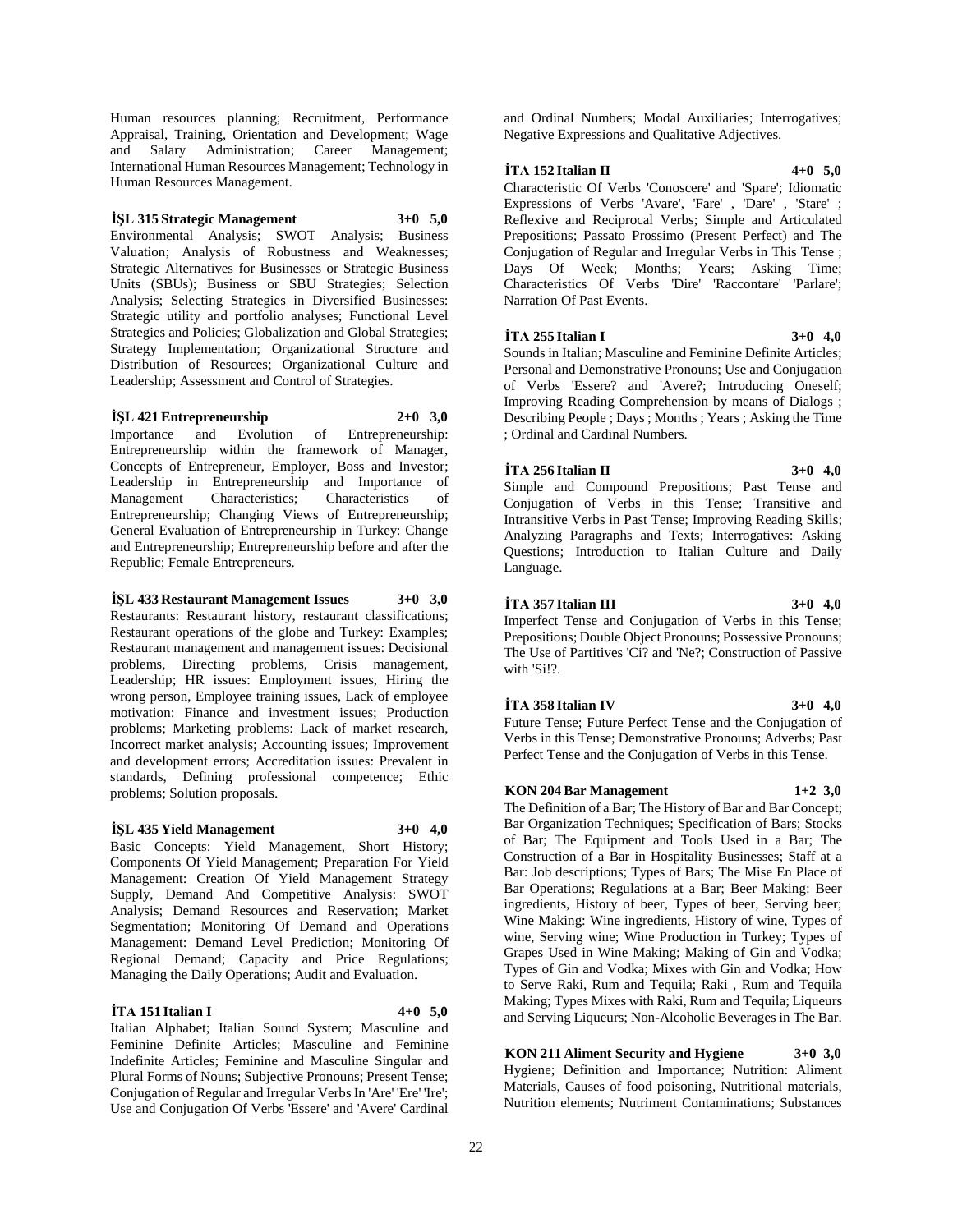Human resources planning; Recruitment, Performance Appraisal, Training, Orientation and Development; Wage and Salary Administration; Career Management; International Human Resources Management; Technology in Human Resources Management.

**İŞL 315 Strategic Management 3+0 5,0**

Environmental Analysis; SWOT Analysis; Business Valuation; Analysis of Robustness and Weaknesses; Strategic Alternatives for Businesses or Strategic Business Units (SBUs); Business or SBU Strategies; Selection Analysis; Selecting Strategies in Diversified Businesses: Strategic utility and portfolio analyses; Functional Level Strategies and Policies; Globalization and Global Strategies; Strategy Implementation; Organizational Structure and Distribution of Resources; Organizational Culture and Leadership; Assessment and Control of Strategies.

**İŞL 421 Entrepreneurship 2+0 3,0**

Importance and Evolution of Entrepreneurship: Entrepreneurship within the framework of Manager, Concepts of Entrepreneur, Employer, Boss and Investor; Leadership in Entrepreneurship and Importance of Management Characteristics; Characteristics of Entrepreneurship; Changing Views of Entrepreneurship; General Evaluation of Entrepreneurship in Turkey: Change and Entrepreneurship; Entrepreneurship before and after the Republic; Female Entrepreneurs.

**İŞL 433 Restaurant Management Issues 3+0 3,0**

Restaurants: Restaurant history, restaurant classifications; Restaurant operations of the globe and Turkey: Examples; Restaurant management and management issues: Decisional problems, Directing problems, Crisis management, Leadership; HR issues: Employment issues, Hiring the wrong person, Employee training issues, Lack of employee motivation: Finance and investment issues; Production problems; Marketing problems: Lack of market research, Incorrect market analysis; Accounting issues; Improvement and development errors; Accreditation issues: Prevalent in standards, Defining professional competence; Ethic problems; Solution proposals.

**İŞL 435 Yield Management 3+0 4,0**

Basic Concepts: Yield Management, Short History; Components Of Yield Management; Preparation For Yield Management: Creation Of Yield Management Strategy Supply, Demand And Competitive Analysis: SWOT Analysis; Demand Resources and Reservation; Market Segmentation; Monitoring Of Demand and Operations Management: Demand Level Prediction; Monitoring Of Regional Demand; Capacity and Price Regulations; Managing the Daily Operations; Audit and Evaluation.

**İTA 151 Italian I 4+0 5,0**

Italian Alphabet; Italian Sound System; Masculine and Feminine Definite Articles; Masculine and Feminine Indefinite Articles; Feminine and Masculine Singular and Plural Forms of Nouns; Subjective Pronouns; Present Tense; Conjugation of Regular and Irregular Verbs In 'Are' 'Ere' 'Ire'; Use and Conjugation Of Verbs 'Essere' and 'Avere' Cardinal and Ordinal Numbers; Modal Auxiliaries; Interrogatives; Negative Expressions and Qualitative Adjectives.

**İTA 152 Italian II 4+0 5,0**

Characteristic Of Verbs 'Conoscere' and 'Spare'; Idiomatic Expressions of Verbs 'Avare', 'Fare' , 'Dare' , 'Stare' ; Reflexive and Reciprocal Verbs; Simple and Articulated Prepositions; Passato Prossimo (Present Perfect) and The Conjugation of Regular and Irregular Verbs in This Tense ; Days Of Week; Months; Years; Asking Time; Characteristics Of Verbs 'Dire' 'Raccontare' 'Parlare'; Narration Of Past Events.

**İTA 255 Italian I 3+0 4,0**

Sounds in Italian; Masculine and Feminine Definite Articles; Personal and Demonstrative Pronouns; Use and Conjugation of Verbs 'Essere? and 'Avere?; Introducing Oneself; Improving Reading Comprehension by means of Dialogs ; Describing People ; Days ; Months ; Years ; Asking the Time ; Ordinal and Cardinal Numbers.

**İTA 256 Italian II 3+0 4,0**

Simple and Compound Prepositions; Past Tense and Conjugation of Verbs in this Tense; Transitive and Intransitive Verbs in Past Tense; Improving Reading Skills; Analyzing Paragraphs and Texts; Interrogatives: Asking Questions; Introduction to Italian Culture and Daily Language.

**İTA 357 Italian III 3+0 4,0**

Imperfect Tense and Conjugation of Verbs in this Tense; Prepositions; Double Object Pronouns; Possessive Pronouns; The Use of Partitives 'Ci? and 'Ne?; Construction of Passive with 'Si!?.

**İTA 358 Italian IV 3+0 4,0**

Future Tense; Future Perfect Tense and the Conjugation of Verbs in this Tense; Demonstrative Pronouns; Adverbs; Past Perfect Tense and the Conjugation of Verbs in this Tense.

**KON 204 Bar Management 1+2 3,0**

The Definition of a Bar; The History of Bar and Bar Concept; Bar Organization Techniques; Specification of Bars; Stocks of Bar; The Equipment and Tools Used in a Bar; The Construction of a Bar in Hospitality Businesses; Staff at a Bar: Job descriptions; Types of Bars; The Mise En Place of Bar Operations; Regulations at a Bar; Beer Making: Beer ingredients, History of beer, Types of beer, Serving beer; Wine Making: Wine ingredients, History of wine, Types of wine, Serving wine; Wine Production in Turkey; Types of Grapes Used in Wine Making; Making of Gin and Vodka; Types of Gin and Vodka; Mixes with Gin and Vodka; How to Serve Raki, Rum and Tequila; Raki , Rum and Tequila Making; Types Mixes with Raki, Rum and Tequila; Liqueurs and Serving Liqueurs; Non-Alcoholic Beverages in The Bar.

**KON 211 Aliment Security and Hygiene 3+0 3,0**

Hygiene; Definition and Importance; Nutrition: Aliment Materials, Causes of food poisoning, Nutritional materials, Nutrition elements; Nutriment Contaminations; Substances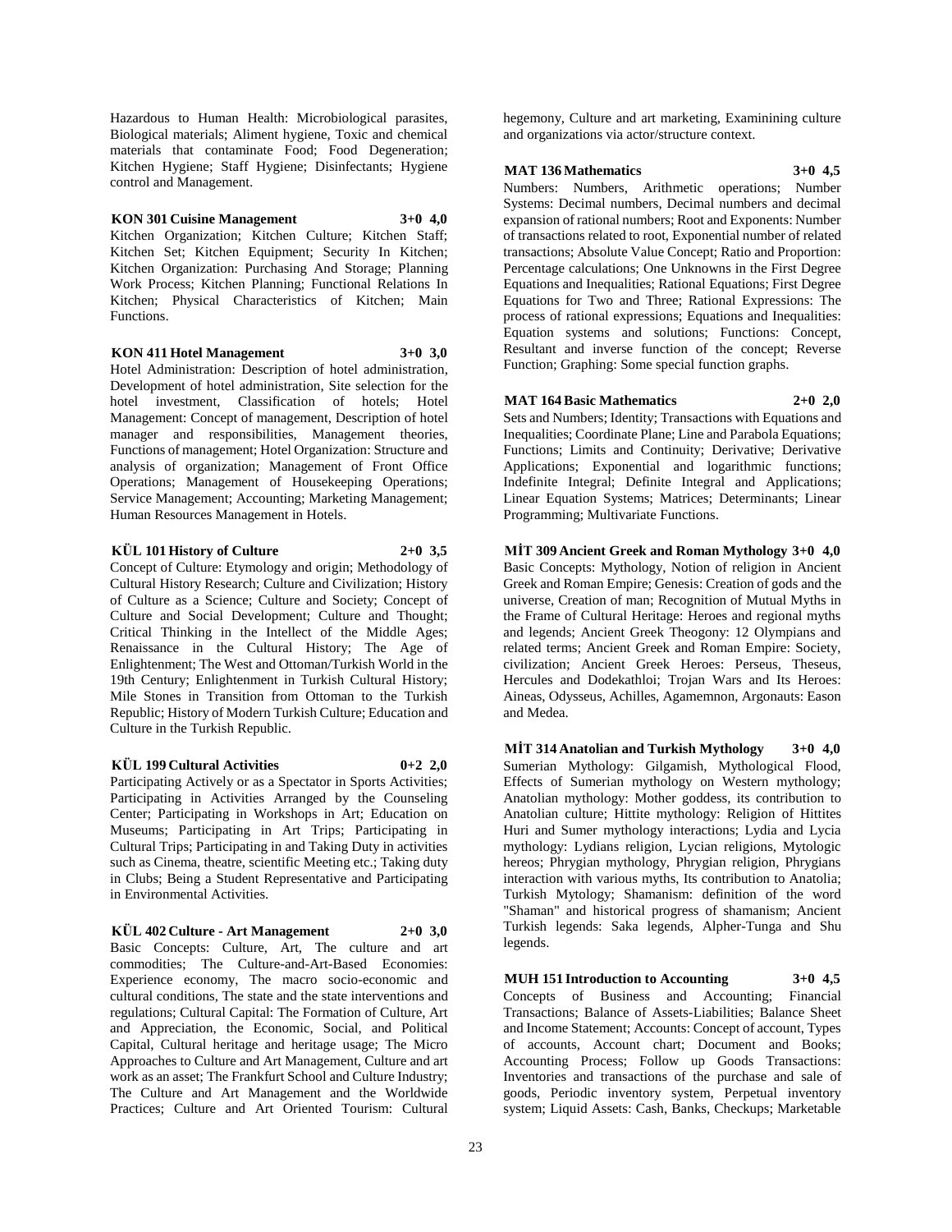Hazardous to Human Health: Microbiological parasites, Biological materials; Aliment hygiene, Toxic and chemical materials that contaminate Food; Food Degeneration; Kitchen Hygiene; Staff Hygiene; Disinfectants; Hygiene control and Management.

**KON 301 Cuisine Management 3+0 4,0**
Kitchen Organization; Kitchen Culture; Kitchen Staff; Kitchen Set; Kitchen Equipment; Security In Kitchen; Kitchen Organization: Purchasing And Storage; Planning Work Process; Kitchen Planning; Functional Relations In Kitchen; Physical Characteristics of Kitchen; Main Functions.

**KON 411 Hotel Management 3+0 3,0**
Hotel Administration: Description of hotel administration, Development of hotel administration, Site selection for the hotel investment, Classification of hotels; Hotel Management: Concept of management, Description of hotel manager and responsibilities, Management theories, Functions of management; Hotel Organization: Structure and analysis of organization; Management of Front Office Operations; Management of Housekeeping Operations; Service Management; Accounting; Marketing Management; Human Resources Management in Hotels.

**KÜL 101 History of Culture 2+0 3,5**
Concept of Culture: Etymology and origin; Methodology of Cultural History Research; Culture and Civilization; History of Culture as a Science; Culture and Society; Concept of Culture and Social Development; Culture and Thought; Critical Thinking in the Intellect of the Middle Ages; Renaissance in the Cultural History; The Age of Enlightenment; The West and Ottoman/Turkish World in the 19th Century; Enlightenment in Turkish Cultural History; Mile Stones in Transition from Ottoman to the Turkish Republic; History of Modern Turkish Culture; Education and Culture in the Turkish Republic.

**KÜL 199 Cultural Activities 0+2 2,0**
Participating Actively or as a Spectator in Sports Activities; Participating in Activities Arranged by the Counseling Center; Participating in Workshops in Art; Education on Museums; Participating in Art Trips; Participating in Cultural Trips; Participating in and Taking Duty in activities such as Cinema, theatre, scientific Meeting etc.; Taking duty in Clubs; Being a Student Representative and Participating in Environmental Activities.

**KÜL 402 Culture - Art Management 2+0 3,0**
Basic Concepts: Culture, Art, The culture and art commodities; The Culture-and-Art-Based Economies: Experience economy, The macro socio-economic and cultural conditions, The state and the state interventions and regulations; Cultural Capital: The Formation of Culture, Art and Appreciation, the Economic, Social, and Political Capital, Cultural heritage and heritage usage; The Micro Approaches to Culture and Art Management, Culture and art work as an asset; The Frankfurt School and Culture Industry; The Culture and Art Management and the Worldwide Practices; Culture and Art Oriented Tourism: Cultural hegemony, Culture and art marketing, Examinining culture and organizations via actor/structure context.

**MAT 136 Mathematics 3+0 4,5**
Numbers: Numbers, Arithmetic operations; Number Systems: Decimal numbers, Decimal numbers and decimal expansion of rational numbers; Root and Exponents: Number of transactions related to root, Exponential number of related transactions; Absolute Value Concept; Ratio and Proportion: Percentage calculations; One Unknowns in the First Degree Equations and Inequalities; Rational Equations; First Degree Equations for Two and Three; Rational Expressions: The process of rational expressions; Equations and Inequalities: Equation systems and solutions; Functions: Concept, Resultant and inverse function of the concept; Reverse Function; Graphing: Some special function graphs.

**MAT 164 Basic Mathematics 2+0 2,0**
Sets and Numbers; Identity; Transactions with Equations and Inequalities; Coordinate Plane; Line and Parabola Equations; Functions; Limits and Continuity; Derivative; Derivative Applications; Exponential and logarithmic functions; Indefinite Integral; Definite Integral and Applications; Linear Equation Systems; Matrices; Determinants; Linear Programming; Multivariate Functions.

**MİT 309 Ancient Greek and Roman Mythology 3+0 4,0**
Basic Concepts: Mythology, Notion of religion in Ancient Greek and Roman Empire; Genesis: Creation of gods and the universe, Creation of man; Recognition of Mutual Myths in the Frame of Cultural Heritage: Heroes and regional myths and legends; Ancient Greek Theogony: 12 Olympians and related terms; Ancient Greek and Roman Empire: Society, civilization; Ancient Greek Heroes: Perseus, Theseus, Hercules and Dodekathloi; Trojan Wars and Its Heroes: Aineas, Odysseus, Achilles, Agamemnon, Argonauts: Eason and Medea.

**MİT 314 Anatolian and Turkish Mythology 3+0 4,0**
Sumerian Mythology: Gilgamish, Mythological Flood, Effects of Sumerian mythology on Western mythology; Anatolian mythology: Mother goddess, its contribution to Anatolian culture; Hittite mythology: Religion of Hittites Huri and Sumer mythology interactions; Lydia and Lycia mythology: Lydians religion, Lycian religions, Mytologic hereos; Phrygian mythology, Phrygian religion, Phrygians interaction with various myths, Its contribution to Anatolia; Turkish Mytology; Shamanism: definition of the word "Shaman" and historical progress of shamanism; Ancient Turkish legends: Saka legends, Alpher-Tunga and Shu legends.

**MUH 151 Introduction to Accounting 3+0 4,5**
Concepts of Business and Accounting; Financial Transactions; Balance of Assets-Liabilities; Balance Sheet and Income Statement; Accounts: Concept of account, Types of accounts, Account chart; Document and Books; Accounting Process; Follow up Goods Transactions: Inventories and transactions of the purchase and sale of goods, Periodic inventory system, Perpetual inventory system; Liquid Assets: Cash, Banks, Checkups; Marketable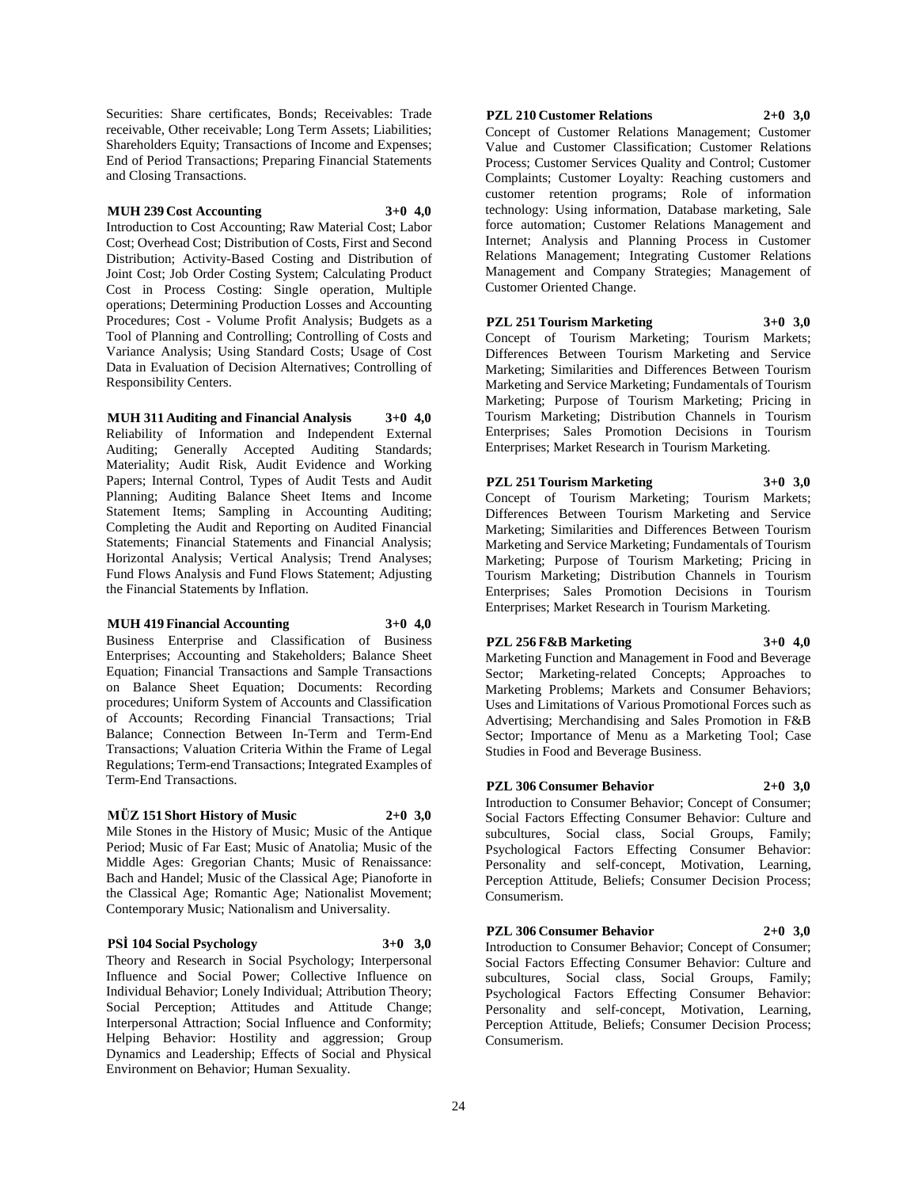Securities: Share certificates, Bonds; Receivables: Trade receivable, Other receivable; Long Term Assets; Liabilities; Shareholders Equity; Transactions of Income and Expenses; End of Period Transactions; Preparing Financial Statements and Closing Transactions.

**MUH 239 Cost Accounting 3+0 4,0**

Introduction to Cost Accounting; Raw Material Cost; Labor Cost; Overhead Cost; Distribution of Costs, First and Second Distribution; Activity-Based Costing and Distribution of Joint Cost; Job Order Costing System; Calculating Product Cost in Process Costing: Single operation, Multiple operations; Determining Production Losses and Accounting Procedures; Cost - Volume Profit Analysis; Budgets as a Tool of Planning and Controlling; Controlling of Costs and Variance Analysis; Using Standard Costs; Usage of Cost Data in Evaluation of Decision Alternatives; Controlling of Responsibility Centers.

**MUH 311 Auditing and Financial Analysis 3+0 4,0**

Reliability of Information and Independent External Auditing; Generally Accepted Auditing Standards; Materiality; Audit Risk, Audit Evidence and Working Papers; Internal Control, Types of Audit Tests and Audit Planning; Auditing Balance Sheet Items and Income Statement Items; Sampling in Accounting Auditing; Completing the Audit and Reporting on Audited Financial Statements; Financial Statements and Financial Analysis; Horizontal Analysis; Vertical Analysis; Trend Analyses; Fund Flows Analysis and Fund Flows Statement; Adjusting the Financial Statements by Inflation.

**MUH 419 Financial Accounting 3+0 4,0**

Business Enterprise and Classification of Business Enterprises; Accounting and Stakeholders; Balance Sheet Equation; Financial Transactions and Sample Transactions on Balance Sheet Equation; Documents: Recording procedures; Uniform System of Accounts and Classification of Accounts; Recording Financial Transactions; Trial Balance; Connection Between In-Term and Term-End Transactions; Valuation Criteria Within the Frame of Legal Regulations; Term-end Transactions; Integrated Examples of Term-End Transactions.

**MÜZ 151 Short History of Music 2+0 3,0**

Mile Stones in the History of Music; Music of the Antique Period; Music of Far East; Music of Anatolia; Music of the Middle Ages: Gregorian Chants; Music of Renaissance: Bach and Handel; Music of the Classical Age; Pianoforte in the Classical Age; Romantic Age; Nationalist Movement; Contemporary Music; Nationalism and Universality.

**PSİ 104 Social Psychology 3+0 3,0**

Theory and Research in Social Psychology; Interpersonal Influence and Social Power; Collective Influence on Individual Behavior; Lonely Individual; Attribution Theory; Social Perception; Attitudes and Attitude Change; Interpersonal Attraction; Social Influence and Conformity; Helping Behavior: Hostility and aggression; Group Dynamics and Leadership; Effects of Social and Physical Environment on Behavior; Human Sexuality.

**PZL 210 Customer Relations 2+0 3,0**

Concept of Customer Relations Management; Customer Value and Customer Classification; Customer Relations Process; Customer Services Quality and Control; Customer Complaints; Customer Loyalty: Reaching customers and customer retention programs; Role of information technology: Using information, Database marketing, Sale force automation; Customer Relations Management and Internet; Analysis and Planning Process in Customer Relations Management; Integrating Customer Relations Management and Company Strategies; Management of Customer Oriented Change.

**PZL 251 Tourism Marketing 3+0 3,0**

Concept of Tourism Marketing; Tourism Markets; Differences Between Tourism Marketing and Service Marketing; Similarities and Differences Between Tourism Marketing and Service Marketing; Fundamentals of Tourism Marketing; Purpose of Tourism Marketing; Pricing in Tourism Marketing; Distribution Channels in Tourism Enterprises; Sales Promotion Decisions in Tourism Enterprises; Market Research in Tourism Marketing.

**PZL 251 Tourism Marketing 3+0 3,0**

Concept of Tourism Marketing; Tourism Markets; Differences Between Tourism Marketing and Service Marketing; Similarities and Differences Between Tourism Marketing and Service Marketing; Fundamentals of Tourism Marketing; Purpose of Tourism Marketing; Pricing in Tourism Marketing; Distribution Channels in Tourism Enterprises; Sales Promotion Decisions in Tourism Enterprises; Market Research in Tourism Marketing.

**PZL 256 F&B Marketing 3+0 4,0**

Marketing Function and Management in Food and Beverage Sector; Marketing-related Concepts; Approaches to Marketing Problems; Markets and Consumer Behaviors; Uses and Limitations of Various Promotional Forces such as Advertising; Merchandising and Sales Promotion in F&B Sector; Importance of Menu as a Marketing Tool; Case Studies in Food and Beverage Business.

**PZL 306 Consumer Behavior 2+0 3,0**

Introduction to Consumer Behavior; Concept of Consumer; Social Factors Effecting Consumer Behavior: Culture and subcultures, Social class, Social Groups, Family; Psychological Factors Effecting Consumer Behavior: Personality and self-concept, Motivation, Learning, Perception Attitude, Beliefs; Consumer Decision Process; Consumerism.

**PZL 306 Consumer Behavior 2+0 3,0**

Introduction to Consumer Behavior; Concept of Consumer; Social Factors Effecting Consumer Behavior: Culture and subcultures, Social class, Social Groups, Family; Psychological Factors Effecting Consumer Behavior: Personality and self-concept, Motivation, Learning, Perception Attitude, Beliefs; Consumer Decision Process; Consumerism.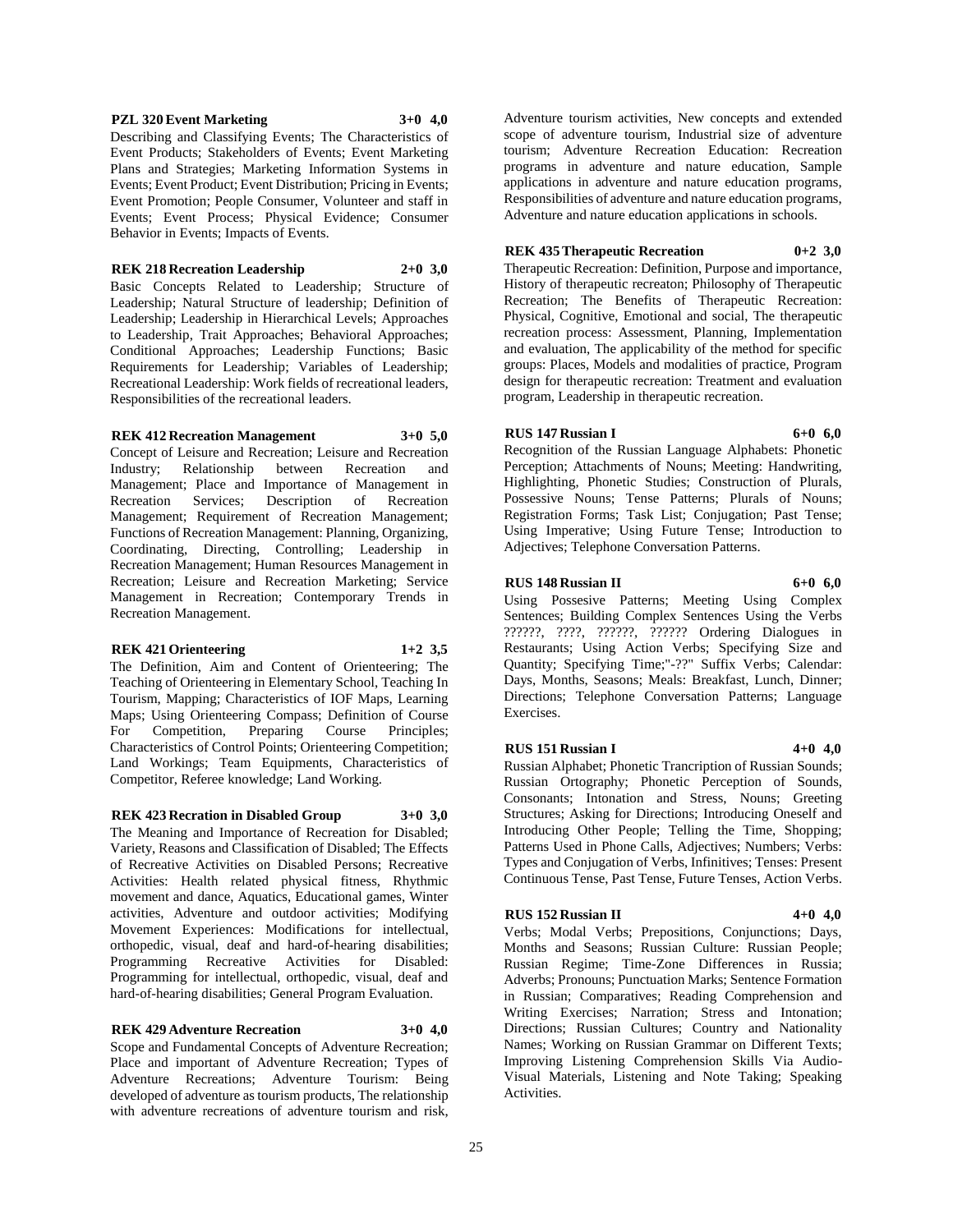**PZL 320 Event Marketing 3+0 4,0**

Describing and Classifying Events; The Characteristics of Event Products; Stakeholders of Events; Event Marketing Plans and Strategies; Marketing Information Systems in Events; Event Product; Event Distribution; Pricing in Events; Event Promotion; People Consumer, Volunteer and staff in Events; Event Process; Physical Evidence; Consumer Behavior in Events; Impacts of Events.

**REK 218 Recreation Leadership 2+0 3,0**

Basic Concepts Related to Leadership; Structure of Leadership; Natural Structure of leadership; Definition of Leadership; Leadership in Hierarchical Levels; Approaches to Leadership, Trait Approaches; Behavioral Approaches; Conditional Approaches; Leadership Functions; Basic Requirements for Leadership; Variables of Leadership; Recreational Leadership: Work fields of recreational leaders, Responsibilities of the recreational leaders.

**REK 412 Recreation Management 3+0 5,0**

Concept of Leisure and Recreation; Leisure and Recreation Industry; Relationship between Recreation and Management; Place and Importance of Management in Recreation Services; Description of Recreation Management; Requirement of Recreation Management; Functions of Recreation Management: Planning, Organizing, Coordinating, Directing, Controlling; Leadership in Recreation Management; Human Resources Management in Recreation; Leisure and Recreation Marketing; Service Management in Recreation; Contemporary Trends in Recreation Management.

**REK 421 Orienteering 1+2 3,5**

The Definition, Aim and Content of Orienteering; The Teaching of Orienteering in Elementary School, Teaching In Tourism, Mapping; Characteristics of IOF Maps, Learning Maps; Using Orienteering Compass; Definition of Course For Competition, Preparing Course Principles; Characteristics of Control Points; Orienteering Competition; Land Workings; Team Equipments, Characteristics of Competitor, Referee knowledge; Land Working.

**REK 423 Recration in Disabled Group 3+0 3,0**

The Meaning and Importance of Recreation for Disabled; Variety, Reasons and Classification of Disabled; The Effects of Recreative Activities on Disabled Persons; Recreative Activities: Health related physical fitness, Rhythmic movement and dance, Aquatics, Educational games, Winter activities, Adventure and outdoor activities; Modifying Movement Experiences: Modifications for intellectual, orthopedic, visual, deaf and hard-of-hearing disabilities; Programming Recreative Activities for Disabled: Programming for intellectual, orthopedic, visual, deaf and hard-of-hearing disabilities; General Program Evaluation.

**REK 429 Adventure Recreation 3+0 4,0**

Scope and Fundamental Concepts of Adventure Recreation; Place and important of Adventure Recreation; Types of Adventure Recreations; Adventure Tourism: Being developed of adventure as tourism products, The relationship with adventure recreations of adventure tourism and risk, Adventure tourism activities, New concepts and extended scope of adventure tourism, Industrial size of adventure tourism; Adventure Recreation Education: Recreation programs in adventure and nature education, Sample applications in adventure and nature education programs, Responsibilities of adventure and nature education programs, Adventure and nature education applications in schools.

**REK 435 Therapeutic Recreation 0+2 3,0**

Therapeutic Recreation: Definition, Purpose and importance, History of therapeutic recreaton; Philosophy of Therapeutic Recreation; The Benefits of Therapeutic Recreation: Physical, Cognitive, Emotional and social, The therapeutic recreation process: Assessment, Planning, Implementation and evaluation, The applicability of the method for specific groups: Places, Models and modalities of practice, Program design for therapeutic recreation: Treatment and evaluation program, Leadership in therapeutic recreation.

**RUS 147 Russian I 6+0 6,0**

Recognition of the Russian Language Alphabets: Phonetic Perception; Attachments of Nouns; Meeting: Handwriting, Highlighting, Phonetic Studies; Construction of Plurals, Possessive Nouns; Tense Patterns; Plurals of Nouns; Registration Forms; Task List; Conjugation; Past Tense; Using Imperative; Using Future Tense; Introduction to Adjectives; Telephone Conversation Patterns.

**RUS 148 Russian II 6+0 6,0**

Using Possesive Patterns; Meeting Using Complex Sentences; Building Complex Sentences Using the Verbs ??????, ????, ??????, ?????? Ordering Dialogues in Restaurants; Using Action Verbs; Specifying Size and Quantity; Specifying Time;"-??" Suffix Verbs; Calendar: Days, Months, Seasons; Meals: Breakfast, Lunch, Dinner; Directions; Telephone Conversation Patterns; Language Exercises.

**RUS 151 Russian I 4+0 4,0**

Russian Alphabet; Phonetic Trancription of Russian Sounds; Russian Ortography; Phonetic Perception of Sounds, Consonants; Intonation and Stress, Nouns; Greeting Structures; Asking for Directions; Introducing Oneself and Introducing Other People; Telling the Time, Shopping; Patterns Used in Phone Calls, Adjectives; Numbers; Verbs: Types and Conjugation of Verbs, Infinitives; Tenses: Present Continuous Tense, Past Tense, Future Tenses, Action Verbs.

**RUS 152 Russian II 4+0 4,0**

Verbs; Modal Verbs; Prepositions, Conjunctions; Days, Months and Seasons; Russian Culture: Russian People; Russian Regime; Time-Zone Differences in Russia; Adverbs; Pronouns; Punctuation Marks; Sentence Formation in Russian; Comparatives; Reading Comprehension and Writing Exercises; Narration; Stress and Intonation; Directions; Russian Cultures; Country and Nationality Names; Working on Russian Grammar on Different Texts; Improving Listening Comprehension Skills Via Audio-Visual Materials, Listening and Note Taking; Speaking Activities.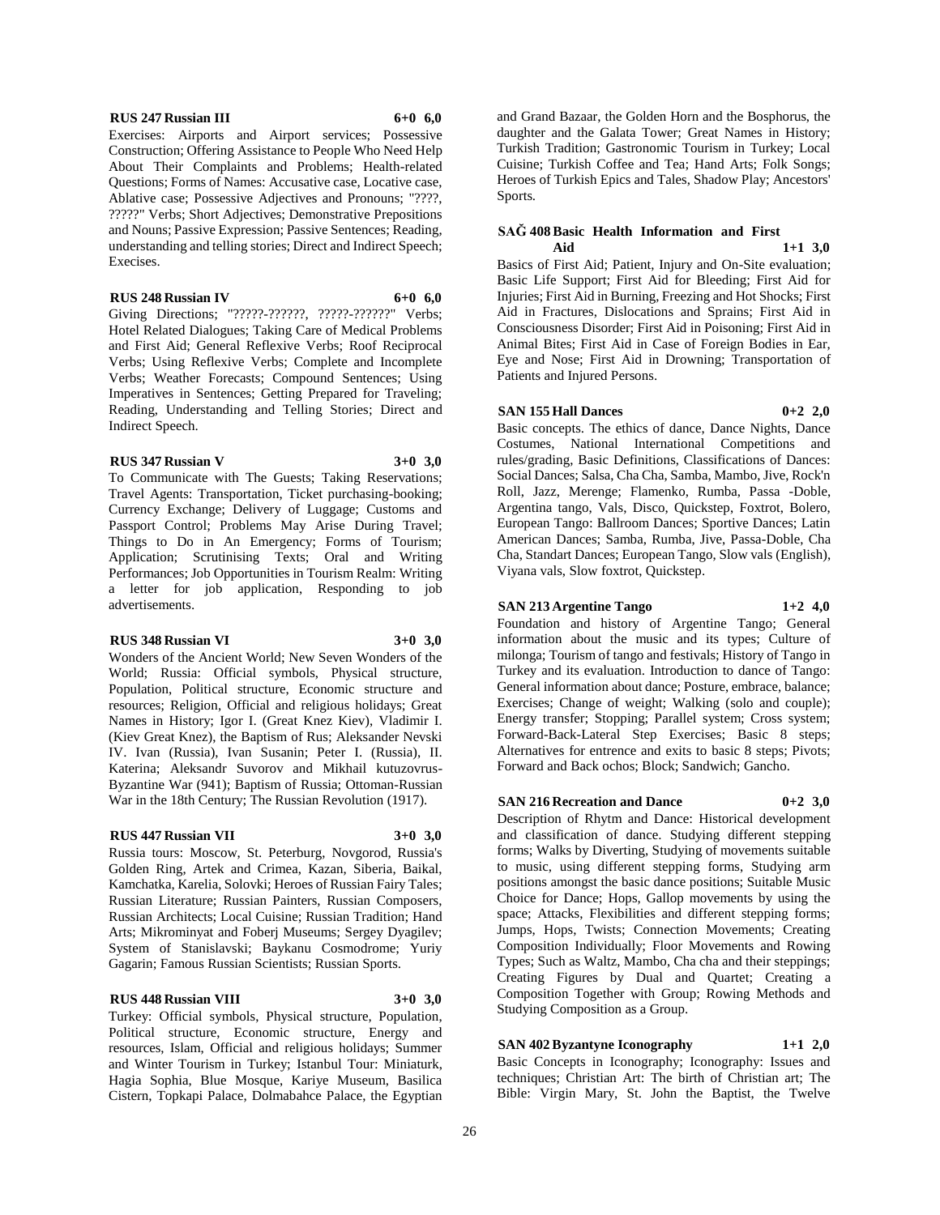**RUS 247 Russian III 6+0 6,0**

Exercises: Airports and Airport services; Possessive Construction; Offering Assistance to People Who Need Help About Their Complaints and Problems; Health-related Questions; Forms of Names: Accusative case, Locative case, Ablative case; Possessive Adjectives and Pronouns; "????, ?????" Verbs; Short Adjectives; Demonstrative Prepositions and Nouns; Passive Expression; Passive Sentences; Reading, understanding and telling stories; Direct and Indirect Speech; Execises.

**RUS 248 Russian IV 6+0 6,0**

Giving Directions; "?????-??????, ?????-??????" Verbs; Hotel Related Dialogues; Taking Care of Medical Problems and First Aid; General Reflexive Verbs; Roof Reciprocal Verbs; Using Reflexive Verbs; Complete and Incomplete Verbs; Weather Forecasts; Compound Sentences; Using Imperatives in Sentences; Getting Prepared for Traveling; Reading, Understanding and Telling Stories; Direct and Indirect Speech.

**RUS 347 Russian V 3+0 3,0**

To Communicate with The Guests; Taking Reservations; Travel Agents: Transportation, Ticket purchasing-booking; Currency Exchange; Delivery of Luggage; Customs and Passport Control; Problems May Arise During Travel; Things to Do in An Emergency; Forms of Tourism; Application; Scrutinising Texts; Oral and Writing Performances; Job Opportunities in Tourism Realm: Writing a letter for job application, Responding to job advertisements.

**RUS 348 Russian VI 3+0 3,0**

Wonders of the Ancient World; New Seven Wonders of the World; Russia: Official symbols, Physical structure, Population, Political structure, Economic structure and resources; Religion, Official and religious holidays; Great Names in History; Igor I. (Great Knez Kiev), Vladimir I. (Kiev Great Knez), the Baptism of Rus; Aleksander Nevski IV. Ivan (Russia), Ivan Susanin; Peter I. (Russia), II. Katerina; Aleksandr Suvorov and Mikhail kutuzovrus-Byzantine War (941); Baptism of Russia; Ottoman-Russian War in the 18th Century; The Russian Revolution (1917).

**RUS 447 Russian VII 3+0 3,0**

Russia tours: Moscow, St. Peterburg, Novgorod, Russia's Golden Ring, Artek and Crimea, Kazan, Siberia, Baikal, Kamchatka, Karelia, Solovki; Heroes of Russian Fairy Tales; Russian Literature; Russian Painters, Russian Composers, Russian Architects; Local Cuisine; Russian Tradition; Hand Arts; Mikrominyat and Foberj Museums; Sergey Dyagilev; System of Stanislavski; Baykanu Cosmodrome; Yuriy Gagarin; Famous Russian Scientists; Russian Sports.

**RUS 448 Russian VIII 3+0 3,0**

Turkey: Official symbols, Physical structure, Population, Political structure, Economic structure, Energy and resources, Islam, Official and religious holidays; Summer and Winter Tourism in Turkey; Istanbul Tour: Miniaturk, Hagia Sophia, Blue Mosque, Kariye Museum, Basilica Cistern, Topkapi Palace, Dolmabahce Palace, the Egyptian and Grand Bazaar, the Golden Horn and the Bosphorus, the daughter and the Galata Tower; Great Names in History; Turkish Tradition; Gastronomic Tourism in Turkey; Local Cuisine; Turkish Coffee and Tea; Hand Arts; Folk Songs; Heroes of Turkish Epics and Tales, Shadow Play; Ancestors' Sports.

**SAĞ 408 Basic Health Information and First Aid 1+1 3,0**

Basics of First Aid; Patient, Injury and On-Site evaluation; Basic Life Support; First Aid for Bleeding; First Aid for Injuries; First Aid in Burning, Freezing and Hot Shocks; First Aid in Fractures, Dislocations and Sprains; First Aid in Consciousness Disorder; First Aid in Poisoning; First Aid in Animal Bites; First Aid in Case of Foreign Bodies in Ear, Eye and Nose; First Aid in Drowning; Transportation of Patients and Injured Persons.

**SAN 155 Hall Dances 0+2 2,0**

Basic concepts. The ethics of dance, Dance Nights, Dance Costumes, National International Competitions and rules/grading, Basic Definitions, Classifications of Dances: Social Dances; Salsa, Cha Cha, Samba, Mambo, Jive, Rock'n Roll, Jazz, Merenge; Flamenko, Rumba, Passa -Doble, Argentina tango, Vals, Disco, Quickstep, Foxtrot, Bolero, European Tango: Ballroom Dances; Sportive Dances; Latin American Dances; Samba, Rumba, Jive, Passa-Doble, Cha Cha, Standart Dances; European Tango, Slow vals (English), Viyana vals, Slow foxtrot, Quickstep.

**SAN 213 Argentine Tango 1+2 4,0**

Foundation and history of Argentine Tango; General information about the music and its types; Culture of milonga; Tourism of tango and festivals; History of Tango in Turkey and its evaluation. Introduction to dance of Tango: General information about dance; Posture, embrace, balance; Exercises; Change of weight; Walking (solo and couple); Energy transfer; Stopping; Parallel system; Cross system; Forward-Back-Lateral Step Exercises; Basic 8 steps; Alternatives for entrence and exits to basic 8 steps; Pivots; Forward and Back ochos; Block; Sandwich; Gancho.

**SAN 216 Recreation and Dance 0+2 3,0**

Description of Rhytm and Dance: Historical development and classification of dance. Studying different stepping forms; Walks by Diverting, Studying of movements suitable to music, using different stepping forms, Studying arm positions amongst the basic dance positions; Suitable Music Choice for Dance; Hops, Gallop movements by using the space; Attacks, Flexibilities and different stepping forms; Jumps, Hops, Twists; Connection Movements; Creating Composition Individually; Floor Movements and Rowing Types; Such as Waltz, Mambo, Cha cha and their steppings; Creating Figures by Dual and Quartet; Creating a Composition Together with Group; Rowing Methods and Studying Composition as a Group.

**SAN 402 Byzantyne Iconography 1+1 2,0**

Basic Concepts in Iconography; Iconography: Issues and techniques; Christian Art: The birth of Christian art; The Bible: Virgin Mary, St. John the Baptist, the Twelve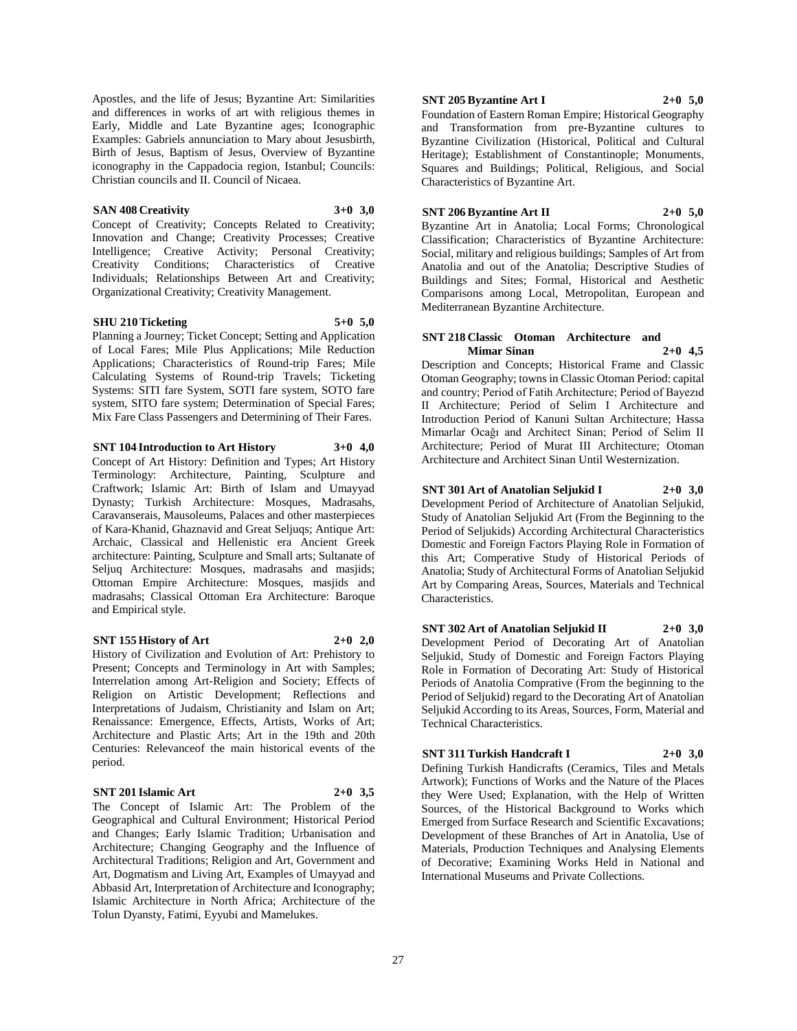Apostles, and the life of Jesus; Byzantine Art: Similarities and differences in works of art with religious themes in Early, Middle and Late Byzantine ages; Iconographic Examples: Gabriels annunciation to Mary about Jesusbirth, Birth of Jesus, Baptism of Jesus, Overview of Byzantine iconography in the Cappadocia region, Istanbul; Councils: Christian councils and II. Council of Nicaea.

**SAN 408 Creativity 3+0 3,0**

Concept of Creativity; Concepts Related to Creativity; Innovation and Change; Creativity Processes; Creative Intelligence; Creative Activity; Personal Creativity; Creativity Conditions; Characteristics of Creative Individuals; Relationships Between Art and Creativity; Organizational Creativity; Creativity Management.

**SHU 210 Ticketing 5+0 5,0**

Planning a Journey; Ticket Concept; Setting and Application of Local Fares; Mile Plus Applications; Mile Reduction Applications; Characteristics of Round-trip Fares; Mile Calculating Systems of Round-trip Travels; Ticketing Systems: SITI fare System, SOTI fare system, SOTO fare system, SITO fare system; Determination of Special Fares; Mix Fare Class Passengers and Determining of Their Fares.

**SNT 104 Introduction to Art History 3+0 4,0**

Concept of Art History: Definition and Types; Art History Terminology: Architecture, Painting, Sculpture and Craftwork; Islamic Art: Birth of Islam and Umayyad Dynasty; Turkish Architecture: Mosques, Madrasahs, Caravanserais, Mausoleums, Palaces and other masterpieces of Kara-Khanid, Ghaznavid and Great Seljuqs; Antique Art: Archaic, Classical and Hellenistic era Ancient Greek architecture: Painting, Sculpture and Small arts; Sultanate of Seljuq Architecture: Mosques, madrasahs and masjids; Ottoman Empire Architecture: Mosques, masjids and madrasahs; Classical Ottoman Era Architecture: Baroque and Empirical style.

**SNT 155 History of Art 2+0 2,0**

History of Civilization and Evolution of Art: Prehistory to Present; Concepts and Terminology in Art with Samples; Interrelation among Art-Religion and Society; Effects of Religion on Artistic Development; Reflections and Interpretations of Judaism, Christianity and Islam on Art; Renaissance: Emergence, Effects, Artists, Works of Art; Architecture and Plastic Arts; Art in the 19th and 20th Centuries: Relevanceof the main historical events of the period.

**SNT 201 Islamic Art 2+0 3,5**

The Concept of Islamic Art: The Problem of the Geographical and Cultural Environment; Historical Period and Changes; Early Islamic Tradition; Urbanisation and Architecture; Changing Geography and the Influence of Architectural Traditions; Religion and Art, Government and Art, Dogmatism and Living Art, Examples of Umayyad and Abbasid Art, Interpretation of Architecture and Iconography; Islamic Architecture in North Africa; Architecture of the Tolun Dyansty, Fatimi, Eyyubi and Mamelukes.

**SNT 205 Byzantine Art I 2+0 5,0**

Foundation of Eastern Roman Empire; Historical Geography and Transformation from pre-Byzantine cultures to Byzantine Civilization (Historical, Political and Cultural Heritage); Establishment of Constantinople; Monuments, Squares and Buildings; Political, Religious, and Social Characteristics of Byzantine Art.

**SNT 206 Byzantine Art II 2+0 5,0**

Byzantine Art in Anatolia; Local Forms; Chronological Classification; Characteristics of Byzantine Architecture: Social, military and religious buildings; Samples of Art from Anatolia and out of the Anatolia; Descriptive Studies of Buildings and Sites; Formal, Historical and Aesthetic Comparisons among Local, Metropolitan, European and Mediterranean Byzantine Architecture.

**SNT 218 Classic Otoman Architecture and Mimar Sinan 2+0 4,5**

Description and Concepts; Historical Frame and Classic Otoman Geography; towns in Classic Otoman Period: capital and country; Period of Fatih Architecture; Period of Bayezıd II Architecture; Period of Selim I Architecture and Introduction Period of Kanuni Sultan Architecture; Hassa Mimarlar Ocağı and Architect Sinan; Period of Selim II Architecture; Period of Murat III Architecture; Otoman Architecture and Architect Sinan Until Westernization.

**SNT 301 Art of Anatolian Seljukid I 2+0 3,0**

Development Period of Architecture of Anatolian Seljukid, Study of Anatolian Seljukid Art (From the Beginning to the Period of Seljukids) According Architectural Characteristics Domestic and Foreign Factors Playing Role in Formation of this Art; Comperative Study of Historical Periods of Anatolia; Study of Architectural Forms of Anatolian Seljukid Art by Comparing Areas, Sources, Materials and Technical Characteristics.

**SNT 302 Art of Anatolian Seljukid II 2+0 3,0**

Development Period of Decorating Art of Anatolian Seljukid, Study of Domestic and Foreign Factors Playing Role in Formation of Decorating Art: Study of Historical Periods of Anatolia Comprative (From the beginning to the Period of Seljukid) regard to the Decorating Art of Anatolian Seljukid According to its Areas, Sources, Form, Material and Technical Characteristics.

**SNT 311 Turkish Handcraft I 2+0 3,0**

Defining Turkish Handicrafts (Ceramics, Tiles and Metals Artwork); Functions of Works and the Nature of the Places they Were Used; Explanation, with the Help of Written Sources, of the Historical Background to Works which Emerged from Surface Research and Scientific Excavations; Development of these Branches of Art in Anatolia, Use of Materials, Production Techniques and Analysing Elements of Decorative; Examining Works Held in National and International Museums and Private Collections.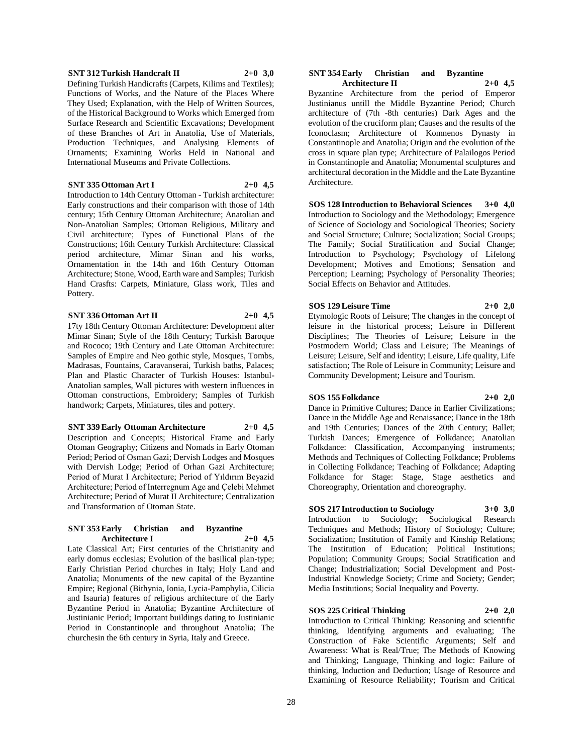**SNT 312 Turkish Handcraft II 2+0 3,0**

Defining Turkish Handicrafts (Carpets, Kilims and Textiles); Functions of Works, and the Nature of the Places Where They Used; Explanation, with the Help of Written Sources, of the Historical Background to Works which Emerged from Surface Research and Scientific Excavations; Development of these Branches of Art in Anatolia, Use of Materials, Production Techniques, and Analysing Elements of Ornaments; Examining Works Held in National and International Museums and Private Collections.

**SNT 335 Ottoman Art I 2+0 4,5**

Introduction to 14th Century Ottoman - Turkish architecture: Early constructions and their comparison with those of 14th century; 15th Century Ottoman Architecture; Anatolian and Non-Anatolian Samples; Ottoman Religious, Military and Civil architecture; Types of Functional Plans of the Constructions; 16th Century Turkish Architecture: Classical period architecture, Mimar Sinan and his works, Ornamentation in the 14th and 16th Century Ottoman Architecture; Stone, Wood, Earth ware and Samples; Turkish Hand Crasfts: Carpets, Miniature, Glass work, Tiles and Pottery.

**SNT 336 Ottoman Art II 2+0 4,5**

17ty 18th Century Ottoman Architecture: Development after Mimar Sinan; Style of the 18th Century; Turkish Baroque and Rococo; 19th Century and Late Ottoman Architecture: Samples of Empire and Neo gothic style, Mosques, Tombs, Madrasas, Fountains, Caravanserai, Turkish baths, Palaces; Plan and Plastic Character of Turkish Houses: Istanbul-Anatolian samples, Wall pictures with western influences in Ottoman constructions, Embroidery; Samples of Turkish handwork; Carpets, Miniatures, tiles and pottery.

**SNT 339 Early Ottoman Architecture 2+0 4,5**

Description and Concepts; Historical Frame and Early Otoman Geography; Citizens and Nomads in Early Otoman Period; Period of Osman Gazi; Dervish Lodges and Mosques with Dervish Lodge; Period of Orhan Gazi Architecture; Period of Murat I Architecture; Period of Yıldırım Beyazid Architecture; Period of Interregnum Age and Çelebi Mehmet Architecture; Period of Murat II Architecture; Centralization and Transformation of Otoman State.

**SNT 353 Early Christian and Byzantine Architecture I 2+0 4,5**

Late Classical Art; First centuries of the Christianity and early domus ecclesias; Evolution of the basilical plan-type; Early Christian Period churches in Italy; Holy Land and Anatolia; Monuments of the new capital of the Byzantine Empire; Regional (Bithynia, Ionia, Lycia-Pamphylia, Cilicia and Isauria) features of religious architecture of the Early Byzantine Period in Anatolia; Byzantine Architecture of Justinianic Period; Important buildings dating to Justinianic Period in Constantinople and throughout Anatolia; The churchesin the 6th century in Syria, Italy and Greece.

**SNT 354 Early Christian and Byzantine Architecture II 2+0 4,5**

Byzantine Architecture from the period of Emperor Justinianus untill the Middle Byzantine Period; Church architecture of (7th -8th centuries) Dark Ages and the evolution of the cruciform plan; Causes and the results of the Iconoclasm; Architecture of Komnenos Dynasty in Constantinople and Anatolia; Origin and the evolution of the cross in square plan type; Architecture of Palailogos Period in Constantinople and Anatolia; Monumental sculptures and architectural decoration in the Middle and the Late Byzantine Architecture.

**SOS 128 Introduction to Behavioral Sciences 3+0 4,0**

Introduction to Sociology and the Methodology; Emergence of Science of Sociology and Sociological Theories; Society and Social Structure; Culture; Socialization; Social Groups; The Family; Social Stratification and Social Change; Introduction to Psychology; Psychology of Lifelong Development; Motives and Emotions; Sensation and Perception; Learning; Psychology of Personality Theories; Social Effects on Behavior and Attitudes.

**SOS 129 Leisure Time 2+0 2,0**

Etymologic Roots of Leisure; The changes in the concept of leisure in the historical process; Leisure in Different Disciplines; The Theories of Leisure; Leisure in the Postmodern World; Class and Leisure; The Meanings of Leisure; Leisure, Self and identity; Leisure, Life quality, Life satisfaction; The Role of Leisure in Community; Leisure and Community Development; Leisure and Tourism.

**SOS 155 Folkdance 2+0 2,0**

Dance in Primitive Cultures; Dance in Earlier Civilizations; Dance in the Middle Age and Renaissance; Dance in the 18th and 19th Centuries; Dances of the 20th Century; Ballet; Turkish Dances; Emergence of Folkdance; Anatolian Folkdance: Classification, Accompanying instruments; Methods and Techniques of Collecting Folkdance; Problems in Collecting Folkdance; Teaching of Folkdance; Adapting Folkdance for Stage: Stage, Stage aesthetics and Choreography, Orientation and choreography.

**SOS 217 Introduction to Sociology 3+0 3,0**

Introduction to Sociology; Sociological Research Techniques and Methods; History of Sociology; Culture; Socialization; Institution of Family and Kinship Relations; The Institution of Education; Political Institutions; Population; Community Groups; Social Stratification and Change; Industrialization; Social Development and Post-Industrial Knowledge Society; Crime and Society; Gender; Media Institutions; Social Inequality and Poverty.

**SOS 225 Critical Thinking 2+0 2,0**

Introduction to Critical Thinking: Reasoning and scientific thinking, Identifying arguments and evaluating; The Construction of Fake Scientific Arguments; Self and Awareness: What is Real/True; The Methods of Knowing and Thinking; Language, Thinking and logic: Failure of thinking, Induction and Deduction; Usage of Resource and Examining of Resource Reliability; Tourism and Critical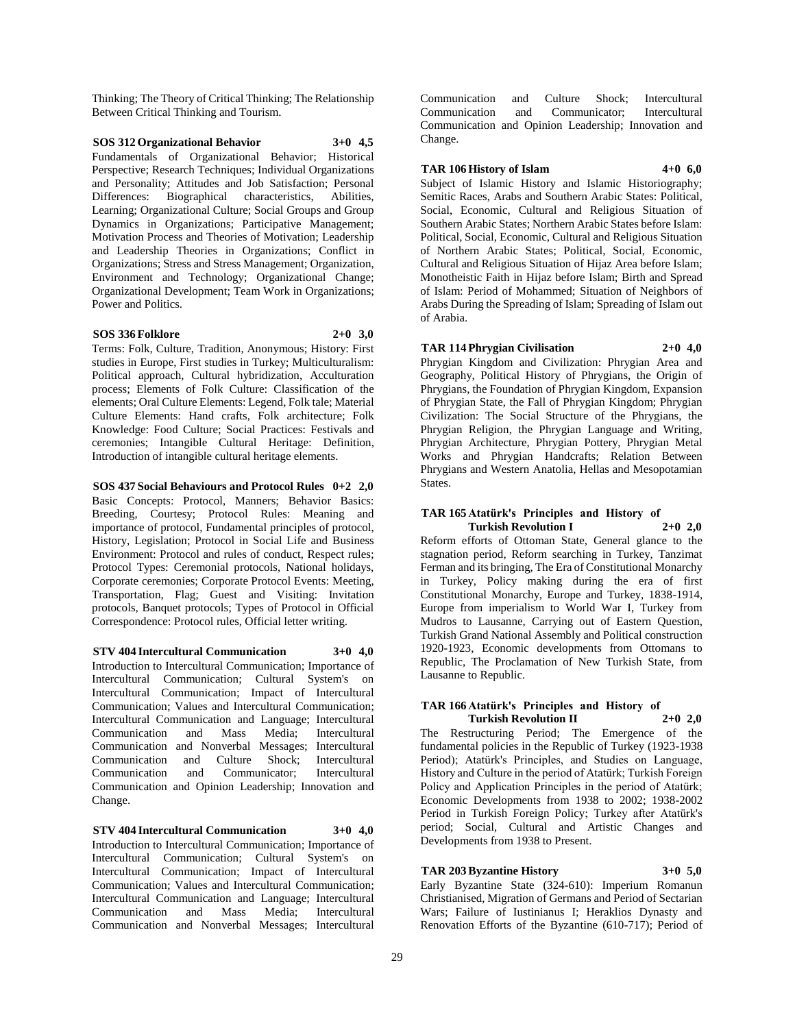Thinking; The Theory of Critical Thinking; The Relationship Between Critical Thinking and Tourism.

**SOS 312 Organizational Behavior 3+0 4,5**

Fundamentals of Organizational Behavior; Historical Perspective; Research Techniques; Individual Organizations and Personality; Attitudes and Job Satisfaction; Personal Differences: Biographical characteristics, Abilities, Learning; Organizational Culture; Social Groups and Group Dynamics in Organizations; Participative Management; Motivation Process and Theories of Motivation; Leadership and Leadership Theories in Organizations; Conflict in Organizations; Stress and Stress Management; Organization, Environment and Technology; Organizational Change; Organizational Development; Team Work in Organizations; Power and Politics.

**SOS 336 Folklore 2+0 3,0**

Terms: Folk, Culture, Tradition, Anonymous; History: First studies in Europe, First studies in Turkey; Multiculturalism: Political approach, Cultural hybridization, Acculturation process; Elements of Folk Culture: Classification of the elements; Oral Culture Elements: Legend, Folk tale; Material Culture Elements: Hand crafts, Folk architecture; Folk Knowledge: Food Culture; Social Practices: Festivals and ceremonies; Intangible Cultural Heritage: Definition, Introduction of intangible cultural heritage elements.

**SOS 437 Social Behaviours and Protocol Rules 0+2 2,0**

Basic Concepts: Protocol, Manners; Behavior Basics: Breeding, Courtesy; Protocol Rules: Meaning and importance of protocol, Fundamental principles of protocol, History, Legislation; Protocol in Social Life and Business Environment: Protocol and rules of conduct, Respect rules; Protocol Types: Ceremonial protocols, National holidays, Corporate ceremonies; Corporate Protocol Events: Meeting, Transportation, Flag; Guest and Visiting: Invitation protocols, Banquet protocols; Types of Protocol in Official Correspondence: Protocol rules, Official letter writing.

**STV 404 Intercultural Communication 3+0 4,0**

Introduction to Intercultural Communication; Importance of Intercultural Communication; Cultural System's on Intercultural Communication; Impact of Intercultural Communication; Values and Intercultural Communication; Intercultural Communication and Language; Intercultural Communication and Mass Media; Intercultural Communication and Nonverbal Messages; Intercultural Communication and Culture Shock; Intercultural Communication and Communicator; Intercultural Communication and Opinion Leadership; Innovation and Change.

**STV 404 Intercultural Communication 3+0 4,0**

Introduction to Intercultural Communication; Importance of Intercultural Communication; Cultural System's on Intercultural Communication; Impact of Intercultural Communication; Values and Intercultural Communication; Intercultural Communication and Language; Intercultural Communication and Mass Media; Intercultural Communication and Nonverbal Messages; Intercultural Communication and Culture Shock; Intercultural Communication and Communicator; Intercultural Communication and Opinion Leadership; Innovation and Change.

**TAR 106 History of Islam 4+0 6,0**

Subject of Islamic History and Islamic Historiography; Semitic Races, Arabs and Southern Arabic States: Political, Social, Economic, Cultural and Religious Situation of Southern Arabic States; Northern Arabic States before Islam: Political, Social, Economic, Cultural and Religious Situation of Northern Arabic States; Political, Social, Economic, Cultural and Religious Situation of Hijaz Area before Islam; Monotheistic Faith in Hijaz before Islam; Birth and Spread of Islam: Period of Mohammed; Situation of Neighbors of Arabs During the Spreading of Islam; Spreading of Islam out of Arabia.

**TAR 114 Phrygian Civilisation 2+0 4,0**

Phrygian Kingdom and Civilization: Phrygian Area and Geography, Political History of Phrygians, the Origin of Phrygians, the Foundation of Phrygian Kingdom, Expansion of Phrygian State, the Fall of Phrygian Kingdom; Phrygian Civilization: The Social Structure of the Phrygians, the Phrygian Religion, the Phrygian Language and Writing, Phrygian Architecture, Phrygian Pottery, Phrygian Metal Works and Phrygian Handcrafts; Relation Between Phrygians and Western Anatolia, Hellas and Mesopotamian States.

**TAR 165 Atatürk's Principles and History of Turkish Revolution I 2+0 2,0**

Reform efforts of Ottoman State, General glance to the stagnation period, Reform searching in Turkey, Tanzimat Ferman and its bringing, The Era of Constitutional Monarchy in Turkey, Policy making during the era of first Constitutional Monarchy, Europe and Turkey, 1838-1914, Europe from imperialism to World War I, Turkey from Mudros to Lausanne, Carrying out of Eastern Question, Turkish Grand National Assembly and Political construction 1920-1923, Economic developments from Ottomans to Republic, The Proclamation of New Turkish State, from Lausanne to Republic.

**TAR 166 Atatürk's Principles and History of Turkish Revolution II 2+0 2,0**

The Restructuring Period; The Emergence of the fundamental policies in the Republic of Turkey (1923-1938 Period); Atatürk's Principles, and Studies on Language, History and Culture in the period of Atatürk; Turkish Foreign Policy and Application Principles in the period of Atatürk; Economic Developments from 1938 to 2002; 1938-2002 Period in Turkish Foreign Policy; Turkey after Atatürk's period; Social, Cultural and Artistic Changes and Developments from 1938 to Present.

**TAR 203 Byzantine History 3+0 5,0**

Early Byzantine State (324-610): Imperium Romanun Christianised, Migration of Germans and Period of Sectarian Wars; Failure of Iustinianus I; Heraklios Dynasty and Renovation Efforts of the Byzantine (610-717); Period of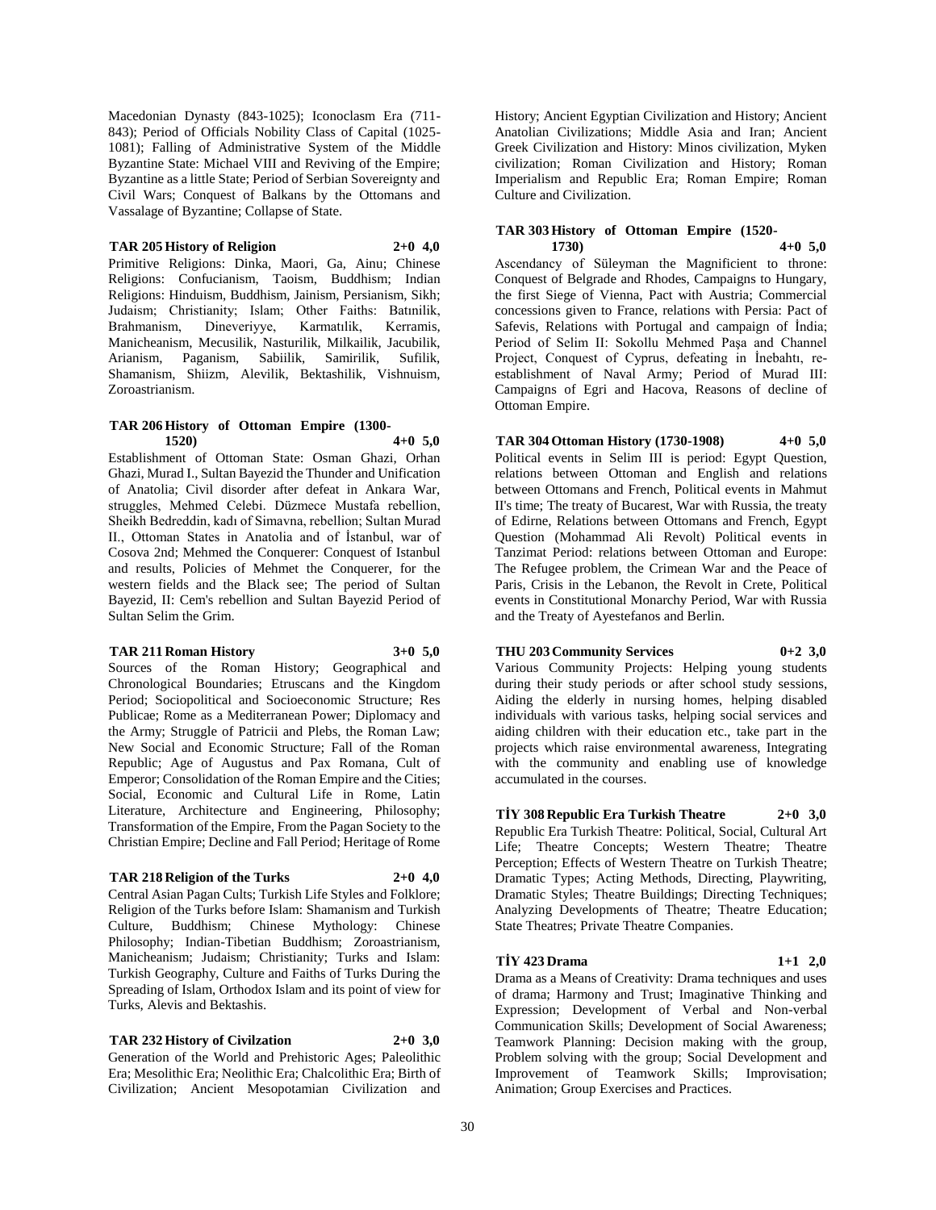Macedonian Dynasty (843-1025); Iconoclasm Era (711-843); Period of Officials Nobility Class of Capital (1025-1081); Falling of Administrative System of the Middle Byzantine State: Michael VIII and Reviving of the Empire; Byzantine as a little State; Period of Serbian Sovereignty and Civil Wars; Conquest of Balkans by the Ottomans and Vassalage of Byzantine; Collapse of State.

**TAR 205 History of Religion 2+0 4,0**

Primitive Religions: Dinka, Maori, Ga, Ainu; Chinese Religions: Confucianism, Taoism, Buddhism; Indian Religions: Hinduism, Buddhism, Jainism, Persianism, Sikh; Judaism; Christianity; Islam; Other Faiths: Batınilik, Brahmanism, Dineveriyye, Karmatılık, Kerramis, Manicheanism, Mecusilik, Nasturilik, Milkailik, Jacubilik, Arianism, Paganism, Sabiilik, Samirilik, Sufilik, Shamanism, Shiizm, Alevilik, Bektashilik, Vishnuism, Zoroastrianism.

**TAR 206 History of Ottoman Empire (1300-1520) 4+0 5,0**

Establishment of Ottoman State: Osman Ghazi, Orhan Ghazi, Murad I., Sultan Bayezid the Thunder and Unification of Anatolia; Civil disorder after defeat in Ankara War, struggles, Mehmed Celebi. Düzmece Mustafa rebellion, Sheikh Bedreddin, kadı of Simavna, rebellion; Sultan Murad II., Ottoman States in Anatolia and of İstanbul, war of Cosova 2nd; Mehmed the Conquerer: Conquest of Istanbul and results, Policies of Mehmet the Conquerer, for the western fields and the Black see; The period of Sultan Bayezid, II: Cem's rebellion and Sultan Bayezid Period of Sultan Selim the Grim.

**TAR 211 Roman History 3+0 5,0**

Sources of the Roman History; Geographical and Chronological Boundaries; Etruscans and the Kingdom Period; Sociopolitical and Socioeconomic Structure; Res Publicae; Rome as a Mediterranean Power; Diplomacy and the Army; Struggle of Patricii and Plebs, the Roman Law; New Social and Economic Structure; Fall of the Roman Republic; Age of Augustus and Pax Romana, Cult of Emperor; Consolidation of the Roman Empire and the Cities; Social, Economic and Cultural Life in Rome, Latin Literature, Architecture and Engineering, Philosophy; Transformation of the Empire, From the Pagan Society to the Christian Empire; Decline and Fall Period; Heritage of Rome

**TAR 218 Religion of the Turks 2+0 4,0**

Central Asian Pagan Cults; Turkish Life Styles and Folklore; Religion of the Turks before Islam: Shamanism and Turkish Culture, Buddhism; Chinese Mythology: Chinese Philosophy; Indian-Tibetian Buddhism; Zoroastrianism, Manicheanism; Judaism; Christianity; Turks and Islam: Turkish Geography, Culture and Faiths of Turks During the Spreading of Islam, Orthodox Islam and its point of view for Turks, Alevis and Bektashis.

**TAR 232 History of Civilzation 2+0 3,0**

Generation of the World and Prehistoric Ages; Paleolithic Era; Mesolithic Era; Neolithic Era; Chalcolithic Era; Birth of Civilization; Ancient Mesopotamian Civilization and History; Ancient Egyptian Civilization and History; Ancient Anatolian Civilizations; Middle Asia and Iran; Ancient Greek Civilization and History: Minos civilization, Myken civilization; Roman Civilization and History; Roman Imperialism and Republic Era; Roman Empire; Roman Culture and Civilization.

**TAR 303 History of Ottoman Empire (1520-1730) 4+0 5,0**

Ascendancy of Süleyman the Magnificient to throne: Conquest of Belgrade and Rhodes, Campaigns to Hungary, the first Siege of Vienna, Pact with Austria; Commercial concessions given to France, relations with Persia: Pact of Safevis, Relations with Portugal and campaign of İndia; Period of Selim II: Sokollu Mehmed Paşa and Channel Project, Conquest of Cyprus, defeating in İnebahtı, re-establishment of Naval Army; Period of Murad III: Campaigns of Egri and Hacova, Reasons of decline of Ottoman Empire.

**TAR 304 Ottoman History (1730-1908) 4+0 5,0**

Political events in Selim III is period: Egypt Question, relations between Ottoman and English and relations between Ottomans and French, Political events in Mahmut II's time; The treaty of Bucarest, War with Russia, the treaty of Edirne, Relations between Ottomans and French, Egypt Question (Mohammad Ali Revolt) Political events in Tanzimat Period: relations between Ottoman and Europe: The Refugee problem, the Crimean War and the Peace of Paris, Crisis in the Lebanon, the Revolt in Crete, Political events in Constitutional Monarchy Period, War with Russia and the Treaty of Ayestefanos and Berlin.

**THU 203 Community Services 0+2 3,0**

Various Community Projects: Helping young students during their study periods or after school study sessions, Aiding the elderly in nursing homes, helping disabled individuals with various tasks, helping social services and aiding children with their education etc., take part in the projects which raise environmental awareness, Integrating with the community and enabling use of knowledge accumulated in the courses.

**TİY 308 Republic Era Turkish Theatre 2+0 3,0**

Republic Era Turkish Theatre: Political, Social, Cultural Art Life; Theatre Concepts; Western Theatre; Theatre Perception; Effects of Western Theatre on Turkish Theatre; Dramatic Types; Acting Methods, Directing, Playwriting, Dramatic Styles; Theatre Buildings; Directing Techniques; Analyzing Developments of Theatre; Theatre Education; State Theatres; Private Theatre Companies.

**TİY 423 Drama 1+1 2,0**

Drama as a Means of Creativity: Drama techniques and uses of drama; Harmony and Trust; Imaginative Thinking and Expression; Development of Verbal and Non-verbal Communication Skills; Development of Social Awareness; Teamwork Planning: Decision making with the group, Problem solving with the group; Social Development and Improvement of Teamwork Skills; Improvisation; Animation; Group Exercises and Practices.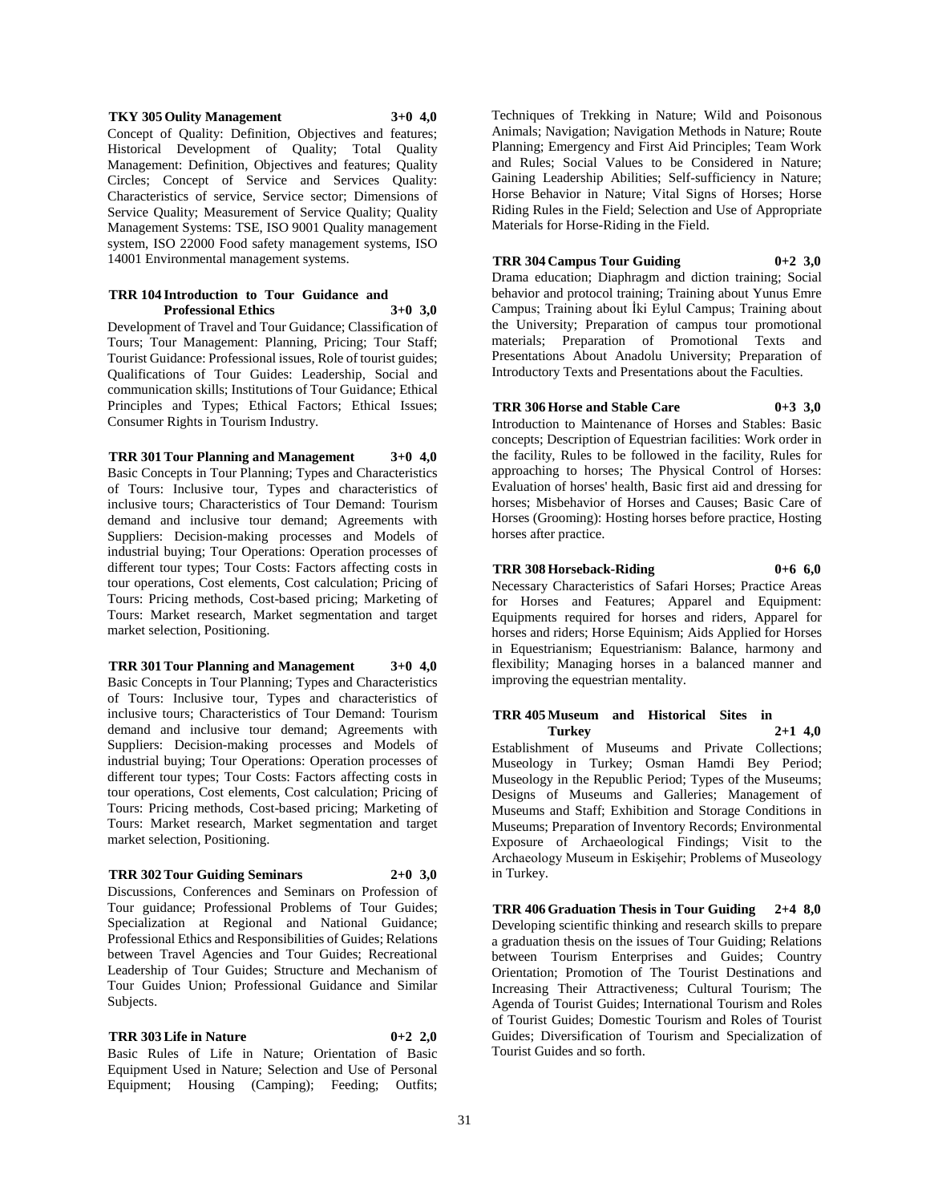**TKY 305 Oulity Management 3+0 4,0**

Concept of Quality: Definition, Objectives and features; Historical Development of Quality; Total Quality Management: Definition, Objectives and features; Quality Circles; Concept of Service and Services Quality: Characteristics of service, Service sector; Dimensions of Service Quality; Measurement of Service Quality; Quality Management Systems: TSE, ISO 9001 Quality management system, ISO 22000 Food safety management systems, ISO 14001 Environmental management systems.

**TRR 104 Introduction to Tour Guidance and Professional Ethics 3+0 3,0**

Development of Travel and Tour Guidance; Classification of Tours; Tour Management: Planning, Pricing; Tour Staff; Tourist Guidance: Professional issues, Role of tourist guides; Qualifications of Tour Guides: Leadership, Social and communication skills; Institutions of Tour Guidance; Ethical Principles and Types; Ethical Factors; Ethical Issues; Consumer Rights in Tourism Industry.

**TRR 301 Tour Planning and Management 3+0 4,0**

Basic Concepts in Tour Planning; Types and Characteristics of Tours: Inclusive tour, Types and characteristics of inclusive tours; Characteristics of Tour Demand: Tourism demand and inclusive tour demand; Agreements with Suppliers: Decision-making processes and Models of industrial buying; Tour Operations: Operation processes of different tour types; Tour Costs: Factors affecting costs in tour operations, Cost elements, Cost calculation; Pricing of Tours: Pricing methods, Cost-based pricing; Marketing of Tours: Market research, Market segmentation and target market selection, Positioning.

**TRR 301 Tour Planning and Management 3+0 4,0**

Basic Concepts in Tour Planning; Types and Characteristics of Tours: Inclusive tour, Types and characteristics of inclusive tours; Characteristics of Tour Demand: Tourism demand and inclusive tour demand; Agreements with Suppliers: Decision-making processes and Models of industrial buying; Tour Operations: Operation processes of different tour types; Tour Costs: Factors affecting costs in tour operations, Cost elements, Cost calculation; Pricing of Tours: Pricing methods, Cost-based pricing; Marketing of Tours: Market research, Market segmentation and target market selection, Positioning.

**TRR 302 Tour Guiding Seminars 2+0 3,0**

Discussions, Conferences and Seminars on Profession of Tour guidance; Professional Problems of Tour Guides; Specialization at Regional and National Guidance; Professional Ethics and Responsibilities of Guides; Relations between Travel Agencies and Tour Guides; Recreational Leadership of Tour Guides; Structure and Mechanism of Tour Guides Union; Professional Guidance and Similar Subjects.

**TRR 303 Life in Nature 0+2 2,0**

Basic Rules of Life in Nature; Orientation of Basic Equipment Used in Nature; Selection and Use of Personal Equipment; Housing (Camping); Feeding; Outfits; Techniques of Trekking in Nature; Wild and Poisonous Animals; Navigation; Navigation Methods in Nature; Route Planning; Emergency and First Aid Principles; Team Work and Rules; Social Values to be Considered in Nature; Gaining Leadership Abilities; Self-sufficiency in Nature; Horse Behavior in Nature; Vital Signs of Horses; Horse Riding Rules in the Field; Selection and Use of Appropriate Materials for Horse-Riding in the Field.

**TRR 304 Campus Tour Guiding 0+2 3,0**

Drama education; Diaphragm and diction training; Social behavior and protocol training; Training about Yunus Emre Campus; Training about İki Eylul Campus; Training about the University; Preparation of campus tour promotional materials; Preparation of Promotional Texts and Presentations About Anadolu University; Preparation of Introductory Texts and Presentations about the Faculties.

**TRR 306 Horse and Stable Care 0+3 3,0**

Introduction to Maintenance of Horses and Stables: Basic concepts; Description of Equestrian facilities: Work order in the facility, Rules to be followed in the facility, Rules for approaching to horses; The Physical Control of Horses: Evaluation of horses' health, Basic first aid and dressing for horses; Misbehavior of Horses and Causes; Basic Care of Horses (Grooming): Hosting horses before practice, Hosting horses after practice.

**TRR 308 Horseback-Riding 0+6 6,0**

Necessary Characteristics of Safari Horses; Practice Areas for Horses and Features; Apparel and Equipment: Equipments required for horses and riders, Apparel for horses and riders; Horse Equinism; Aids Applied for Horses in Equestrianism; Equestrianism: Balance, harmony and flexibility; Managing horses in a balanced manner and improving the equestrian mentality.

**TRR 405 Museum and Historical Sites in Turkey 2+1 4,0**

Establishment of Museums and Private Collections; Museology in Turkey; Osman Hamdi Bey Period; Museology in the Republic Period; Types of the Museums; Designs of Museums and Galleries; Management of Museums and Staff; Exhibition and Storage Conditions in Museums; Preparation of Inventory Records; Environmental Exposure of Archaeological Findings; Visit to the Archaeology Museum in Eskişehir; Problems of Museology in Turkey.

**TRR 406 Graduation Thesis in Tour Guiding 2+4 8,0**

Developing scientific thinking and research skills to prepare a graduation thesis on the issues of Tour Guiding; Relations between Tourism Enterprises and Guides; Country Orientation; Promotion of The Tourist Destinations and Increasing Their Attractiveness; Cultural Tourism; The Agenda of Tourist Guides; International Tourism and Roles of Tourist Guides; Domestic Tourism and Roles of Tourist Guides; Diversification of Tourism and Specialization of Tourist Guides and so forth.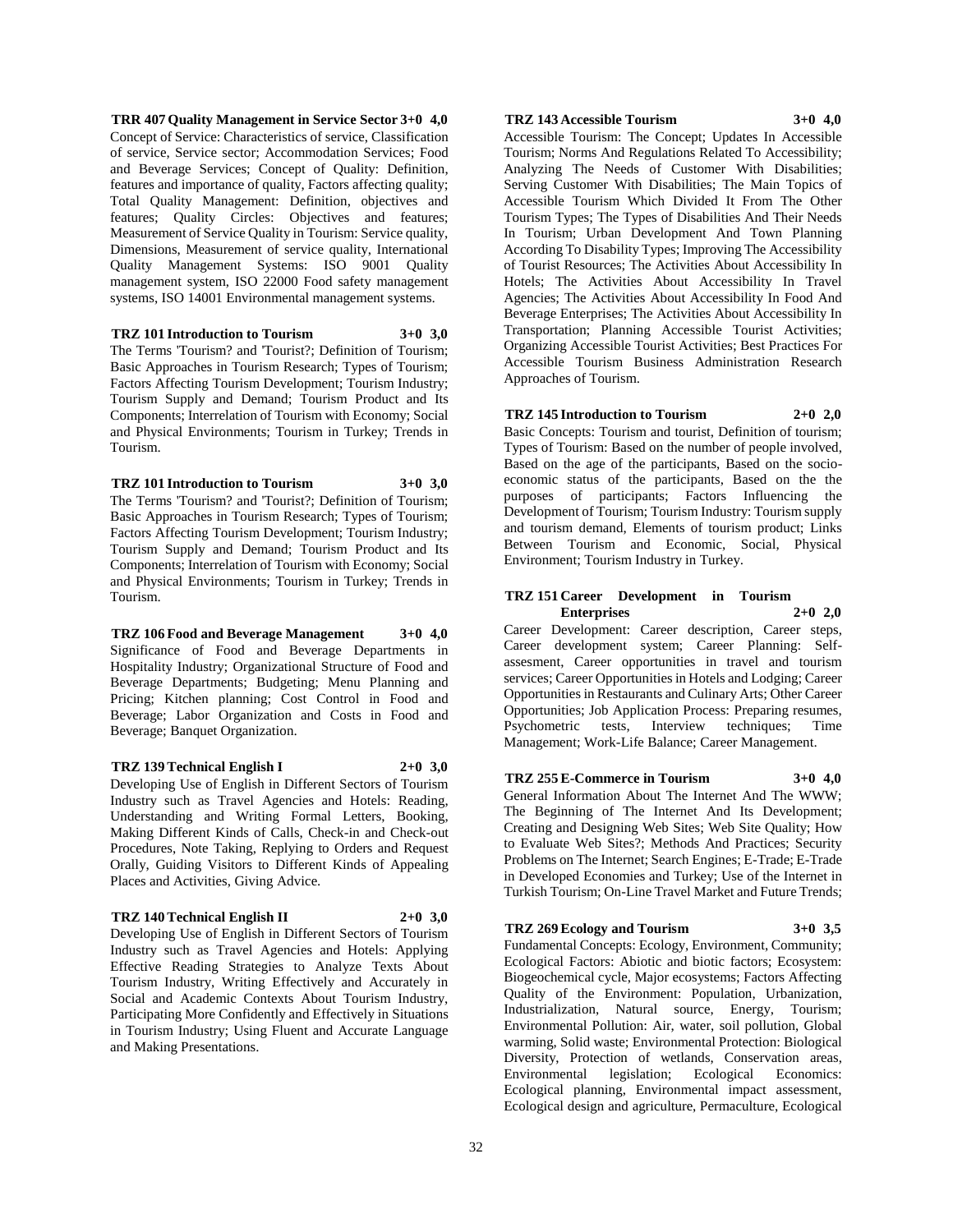**TRR 407 Quality Management in Service Sector 3+0 4,0**
Concept of Service: Characteristics of service, Classification of service, Service sector; Accommodation Services; Food and Beverage Services; Concept of Quality: Definition, features and importance of quality, Factors affecting quality; Total Quality Management: Definition, objectives and features; Quality Circles: Objectives and features; Measurement of Service Quality in Tourism: Service quality, Dimensions, Measurement of service quality, International Quality Management Systems: ISO 9001 Quality management system, ISO 22000 Food safety management systems, ISO 14001 Environmental management systems.

**TRZ 101 Introduction to Tourism 3+0 3,0**
The Terms 'Tourism? and 'Tourist?; Definition of Tourism; Basic Approaches in Tourism Research; Types of Tourism; Factors Affecting Tourism Development; Tourism Industry; Tourism Supply and Demand; Tourism Product and Its Components; Interrelation of Tourism with Economy; Social and Physical Environments; Tourism in Turkey; Trends in Tourism.

**TRZ 101 Introduction to Tourism 3+0 3,0**
The Terms 'Tourism? and 'Tourist?; Definition of Tourism; Basic Approaches in Tourism Research; Types of Tourism; Factors Affecting Tourism Development; Tourism Industry; Tourism Supply and Demand; Tourism Product and Its Components; Interrelation of Tourism with Economy; Social and Physical Environments; Tourism in Turkey; Trends in Tourism.

**TRZ 106 Food and Beverage Management 3+0 4,0**
Significance of Food and Beverage Departments in Hospitality Industry; Organizational Structure of Food and Beverage Departments; Budgeting; Menu Planning and Pricing; Kitchen planning; Cost Control in Food and Beverage; Labor Organization and Costs in Food and Beverage; Banquet Organization.

**TRZ 139 Technical English I 2+0 3,0**
Developing Use of English in Different Sectors of Tourism Industry such as Travel Agencies and Hotels: Reading, Understanding and Writing Formal Letters, Booking, Making Different Kinds of Calls, Check-in and Check-out Procedures, Note Taking, Replying to Orders and Request Orally, Guiding Visitors to Different Kinds of Appealing Places and Activities, Giving Advice.

**TRZ 140 Technical English II 2+0 3,0**
Developing Use of English in Different Sectors of Tourism Industry such as Travel Agencies and Hotels: Applying Effective Reading Strategies to Analyze Texts About Tourism Industry, Writing Effectively and Accurately in Social and Academic Contexts About Tourism Industry, Participating More Confidently and Effectively in Situations in Tourism Industry; Using Fluent and Accurate Language and Making Presentations.

**TRZ 143 Accessible Tourism 3+0 4,0**
Accessible Tourism: The Concept; Updates In Accessible Tourism; Norms And Regulations Related To Accessibility; Analyzing The Needs of Customer With Disabilities; Serving Customer With Disabilities; The Main Topics of Accessible Tourism Which Divided It From The Other Tourism Types; The Types of Disabilities And Their Needs In Tourism; Urban Development And Town Planning According To Disability Types; Improving The Accessibility of Tourist Resources; The Activities About Accessibility In Hotels; The Activities About Accessibility In Travel Agencies; The Activities About Accessibility In Food And Beverage Enterprises; The Activities About Accessibility In Transportation; Planning Accessible Tourist Activities; Organizing Accessible Tourist Activities; Best Practices For Accessible Tourism Business Administration Research Approaches of Tourism.

**TRZ 145 Introduction to Tourism 2+0 2,0**
Basic Concepts: Tourism and tourist, Definition of tourism; Types of Tourism: Based on the number of people involved, Based on the age of the participants, Based on the socio-economic status of the participants, Based on the the purposes of participants; Factors Influencing the Development of Tourism; Tourism Industry: Tourism supply and tourism demand, Elements of tourism product; Links Between Tourism and Economic, Social, Physical Environment; Tourism Industry in Turkey.

**TRZ 151 Career Development in Tourism Enterprises 2+0 2,0**
Career Development: Career description, Career steps, Career development system; Career Planning: Self-assesment, Career opportunities in travel and tourism services; Career Opportunities in Hotels and Lodging; Career Opportunities in Restaurants and Culinary Arts; Other Career Opportunities; Job Application Process: Preparing resumes, Psychometric tests, Interview techniques; Time Management; Work-Life Balance; Career Management.

**TRZ 255 E-Commerce in Tourism 3+0 4,0**
General Information About The Internet And The WWW; The Beginning of The Internet And Its Development; Creating and Designing Web Sites; Web Site Quality; How to Evaluate Web Sites?; Methods And Practices; Security Problems on The Internet; Search Engines; E-Trade; E-Trade in Developed Economies and Turkey; Use of the Internet in Turkish Tourism; On-Line Travel Market and Future Trends;

**TRZ 269 Ecology and Tourism 3+0 3,5**
Fundamental Concepts: Ecology, Environment, Community; Ecological Factors: Abiotic and biotic factors; Ecosystem: Biogeochemical cycle, Major ecosystems; Factors Affecting Quality of the Environment: Population, Urbanization, Industrialization, Natural source, Energy, Tourism; Environmental Pollution: Air, water, soil pollution, Global warming, Solid waste; Environmental Protection: Biological Diversity, Protection of wetlands, Conservation areas, Environmental legislation; Ecological Economics: Ecological planning, Environmental impact assessment, Ecological design and agriculture, Permaculture, Ecological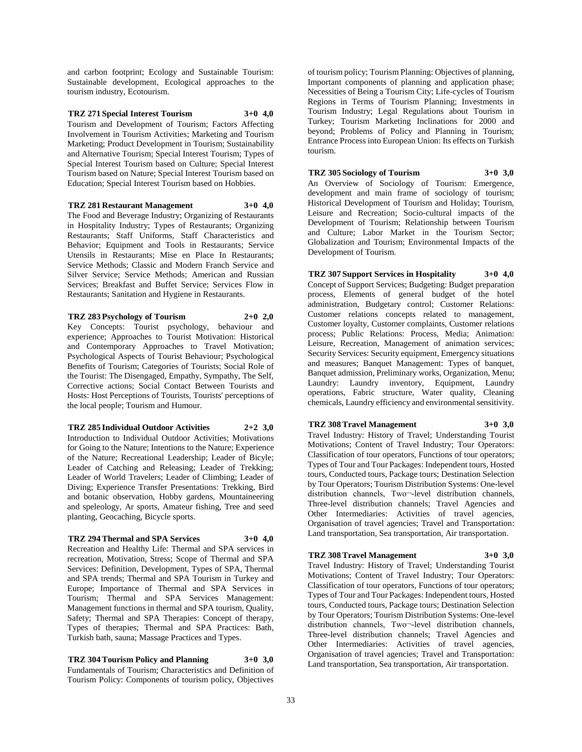and carbon footprint; Ecology and Sustainable Tourism: Sustainable development, Ecological approaches to the tourism industry, Ecotourism.

**TRZ 271 Special Interest Tourism 3+0 4,0**

Tourism and Development of Tourism; Factors Affecting Involvement in Tourism Activities; Marketing and Tourism Marketing; Product Development in Tourism; Sustainability and Alternative Tourism; Special Interest Tourism; Types of Special Interest Tourism based on Culture; Special Interest Tourism based on Nature; Special Interest Tourism based on Education; Special Interest Tourism based on Hobbies.

**TRZ 281 Restaurant Management 3+0 4,0**

The Food and Beverage Industry; Organizing of Restaurants in Hospitality Industry; Types of Restaurants; Organizing Restaurants; Staff Uniforms, Staff Characteristics and Behavior; Equipment and Tools in Restaurants; Service Utensils in Restaurants; Mise en Place In Restaurants; Service Methods; Classic and Modern Franch Service and Silver Service; Service Methods; American and Russian Services; Breakfast and Buffet Service; Services Flow in Restaurants; Sanitation and Hygiene in Restaurants.

**TRZ 283 Psychology of Tourism 2+0 2,0**

Key Concepts: Tourist psychology, behaviour and experience; Approaches to Tourist Motivation: Historical and Contemporary Approaches to Travel Motivation; Psychological Aspects of Tourist Behaviour; Psychological Benefits of Tourism; Categories of Tourists; Social Role of the Tourist: The Disengaged, Empathy, Sympathy, The Self, Corrective actions; Social Contact Between Tourists and Hosts: Host Perceptions of Tourists, Tourists' perceptions of the local people; Tourism and Humour.

**TRZ 285 Individual Outdoor Activities 2+2 3,0**

Introduction to Individual Outdoor Activities; Motivations for Going to the Nature; Intentions to the Nature; Experience of the Nature; Recreational Leadership; Leader of Bicyle; Leader of Catching and Releasing; Leader of Trekking; Leader of World Travelers; Leader of Climbing; Leader of Diving; Experience Transfer Presentations: Trekking, Bird and botanic observation, Hobby gardens, Mountaineering and speleology, Ar sports, Amateur fishing, Tree and seed planting, Geocaching, Bicycle sports.

**TRZ 294 Thermal and SPA Services 3+0 4,0**

Recreation and Healthy Life: Thermal and SPA services in recreation, Motivation, Stress; Scope of Thermal and SPA Services: Definition, Development, Types of SPA, Thermal and SPA trends; Thermal and SPA Tourism in Turkey and Europe; Importance of Thermal and SPA Services in Tourism; Thermal and SPA Services Management: Management functions in thermal and SPA tourism, Quality, Safety; Thermal and SPA Therapies: Concept of therapy, Types of therapies; Thermal and SPA Practices: Bath, Turkish bath, sauna; Massage Practices and Types.

**TRZ 304 Tourism Policy and Planning 3+0 3,0**

Fundamentals of Tourism; Characteristics and Definition of Tourism Policy: Components of tourism policy, Objectives of tourism policy; Tourism Planning: Objectives of planning, Important components of planning and application phase; Necessities of Being a Tourism City; Life-cycles of Tourism Regions in Terms of Tourism Planning; Investments in Tourism Industry; Legal Regulations about Tourism in Turkey; Tourism Marketing Inclinations for 2000 and beyond; Problems of Policy and Planning in Tourism; Entrance Process into European Union: Its effects on Turkish tourism.

**TRZ 305 Sociology of Tourism 3+0 3,0**

An Overview of Sociology of Tourism: Emergence, development and main frame of sociology of tourism; Historical Development of Tourism and Holiday; Tourism, Leisure and Recreation; Socio-cultural impacts of the Development of Tourism; Relationship between Tourism and Culture; Labor Market in the Tourism Sector; Globalization and Tourism; Environmental Impacts of the Development of Tourism.

**TRZ 307 Support Services in Hospitality 3+0 4,0**

Concept of Support Services; Budgeting: Budget preparation process, Elements of general budget of the hotel administration, Budgetary control; Customer Relations: Customer relations concepts related to management, Customer loyalty, Customer complaints, Customer relations process; Public Relations: Process, Media; Animation: Leisure, Recreation, Management of animation services; Security Services: Security equipment, Emergency situations and measures; Banquet Management: Types of banquet, Banquet admission, Preliminary works, Organization, Menu; Laundry: Laundry inventory, Equipment, Laundry operations, Fabric structure, Water quality, Cleaning chemicals, Laundry efficiency and environmental sensitivity.

**TRZ 308 Travel Management 3+0 3,0**

Travel Industry: History of Travel; Understanding Tourist Motivations; Content of Travel Industry; Tour Operators: Classification of tour operators, Functions of tour operators; Types of Tour and Tour Packages: Independent tours, Hosted tours, Conducted tours, Package tours; Destination Selection by Tour Operators; Tourism Distribution Systems: One-level distribution channels, Two¬-level distribution channels, Three-level distribution channels; Travel Agencies and Other Intermediaries: Activities of travel agencies, Organisation of travel agencies; Travel and Transportation: Land transportation, Sea transportation, Air transportation.

**TRZ 308 Travel Management 3+0 3,0**

Travel Industry: History of Travel; Understanding Tourist Motivations; Content of Travel Industry; Tour Operators: Classification of tour operators, Functions of tour operators; Types of Tour and Tour Packages: Independent tours, Hosted tours, Conducted tours, Package tours; Destination Selection by Tour Operators; Tourism Distribution Systems: One-level distribution channels, Two¬-level distribution channels, Three-level distribution channels; Travel Agencies and Other Intermediaries: Activities of travel agencies, Organisation of travel agencies; Travel and Transportation: Land transportation, Sea transportation, Air transportation.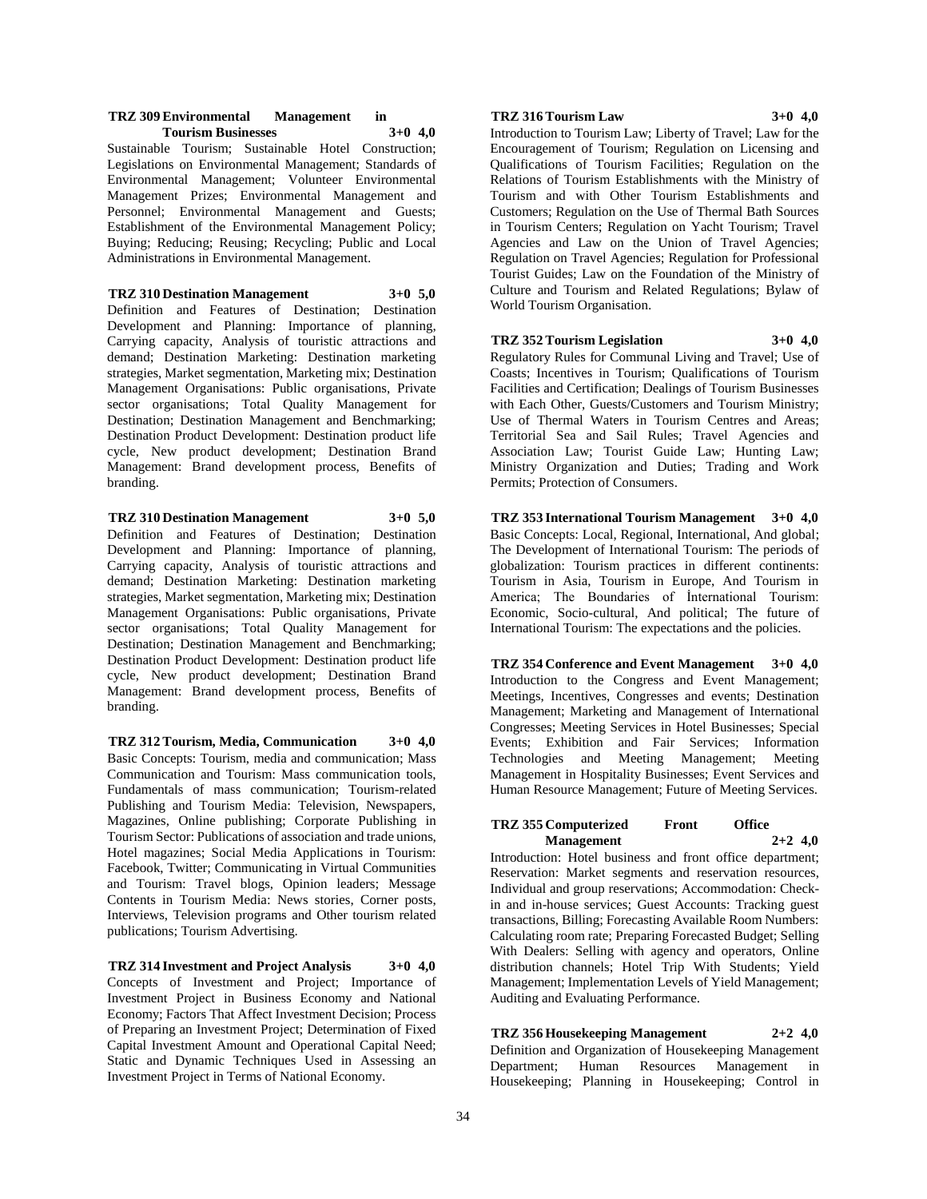**TRZ 309 Environmental Management in Tourism Businesses 3+0 4,0**

Sustainable Tourism; Sustainable Hotel Construction; Legislations on Environmental Management; Standards of Environmental Management; Volunteer Environmental Management Prizes; Environmental Management and Personnel; Environmental Management and Guests; Establishment of the Environmental Management Policy; Buying; Reducing; Reusing; Recycling; Public and Local Administrations in Environmental Management.

**TRZ 310 Destination Management 3+0 5,0**

Definition and Features of Destination; Destination Development and Planning: Importance of planning, Carrying capacity, Analysis of touristic attractions and demand; Destination Marketing: Destination marketing strategies, Market segmentation, Marketing mix; Destination Management Organisations: Public organisations, Private sector organisations; Total Quality Management for Destination; Destination Management and Benchmarking; Destination Product Development: Destination product life cycle, New product development; Destination Brand Management: Brand development process, Benefits of branding.

**TRZ 310 Destination Management 3+0 5,0**

Definition and Features of Destination; Destination Development and Planning: Importance of planning, Carrying capacity, Analysis of touristic attractions and demand; Destination Marketing: Destination marketing strategies, Market segmentation, Marketing mix; Destination Management Organisations: Public organisations, Private sector organisations; Total Quality Management for Destination; Destination Management and Benchmarking; Destination Product Development: Destination product life cycle, New product development; Destination Brand Management: Brand development process, Benefits of branding.

**TRZ 312 Tourism, Media, Communication 3+0 4,0**

Basic Concepts: Tourism, media and communication; Mass Communication and Tourism: Mass communication tools, Fundamentals of mass communication; Tourism-related Publishing and Tourism Media: Television, Newspapers, Magazines, Online publishing; Corporate Publishing in Tourism Sector: Publications of association and trade unions, Hotel magazines; Social Media Applications in Tourism: Facebook, Twitter; Communicating in Virtual Communities and Tourism: Travel blogs, Opinion leaders; Message Contents in Tourism Media: News stories, Corner posts, Interviews, Television programs and Other tourism related publications; Tourism Advertising.

**TRZ 314 Investment and Project Analysis 3+0 4,0**

Concepts of Investment and Project; Importance of Investment Project in Business Economy and National Economy; Factors That Affect Investment Decision; Process of Preparing an Investment Project; Determination of Fixed Capital Investment Amount and Operational Capital Need; Static and Dynamic Techniques Used in Assessing an Investment Project in Terms of National Economy.

**TRZ 316 Tourism Law 3+0 4,0**

Introduction to Tourism Law; Liberty of Travel; Law for the Encouragement of Tourism; Regulation on Licensing and Qualifications of Tourism Facilities; Regulation on the Relations of Tourism Establishments with the Ministry of Tourism and with Other Tourism Establishments and Customers; Regulation on the Use of Thermal Bath Sources in Tourism Centers; Regulation on Yacht Tourism; Travel Agencies and Law on the Union of Travel Agencies; Regulation on Travel Agencies; Regulation for Professional Tourist Guides; Law on the Foundation of the Ministry of Culture and Tourism and Related Regulations; Bylaw of World Tourism Organisation.

**TRZ 352 Tourism Legislation 3+0 4,0**

Regulatory Rules for Communal Living and Travel; Use of Coasts; Incentives in Tourism; Qualifications of Tourism Facilities and Certification; Dealings of Tourism Businesses with Each Other, Guests/Customers and Tourism Ministry; Use of Thermal Waters in Tourism Centres and Areas; Territorial Sea and Sail Rules; Travel Agencies and Association Law; Tourist Guide Law; Hunting Law; Ministry Organization and Duties; Trading and Work Permits; Protection of Consumers.

**TRZ 353 International Tourism Management 3+0 4,0**

Basic Concepts: Local, Regional, International, And global; The Development of International Tourism: The periods of globalization: Tourism practices in different continents: Tourism in Asia, Tourism in Europe, And Tourism in America; The Boundaries of İnternational Tourism: Economic, Socio-cultural, And political; The future of International Tourism: The expectations and the policies.

**TRZ 354 Conference and Event Management 3+0 4,0**

Introduction to the Congress and Event Management; Meetings, Incentives, Congresses and events; Destination Management; Marketing and Management of International Congresses; Meeting Services in Hotel Businesses; Special Events; Exhibition and Fair Services; Information Technologies and Meeting Management; Meeting Management in Hospitality Businesses; Event Services and Human Resource Management; Future of Meeting Services.

**TRZ 355 Computerized Front Office Management 2+2 4,0**

Introduction: Hotel business and front office department; Reservation: Market segments and reservation resources, Individual and group reservations; Accommodation: Check-in and in-house services; Guest Accounts: Tracking guest transactions, Billing; Forecasting Available Room Numbers: Calculating room rate; Preparing Forecasted Budget; Selling With Dealers: Selling with agency and operators, Online distribution channels; Hotel Trip With Students; Yield Management; Implementation Levels of Yield Management; Auditing and Evaluating Performance.

**TRZ 356 Housekeeping Management 2+2 4,0**

Definition and Organization of Housekeeping Management Department; Human Resources Management in Housekeeping; Planning in Housekeeping; Control in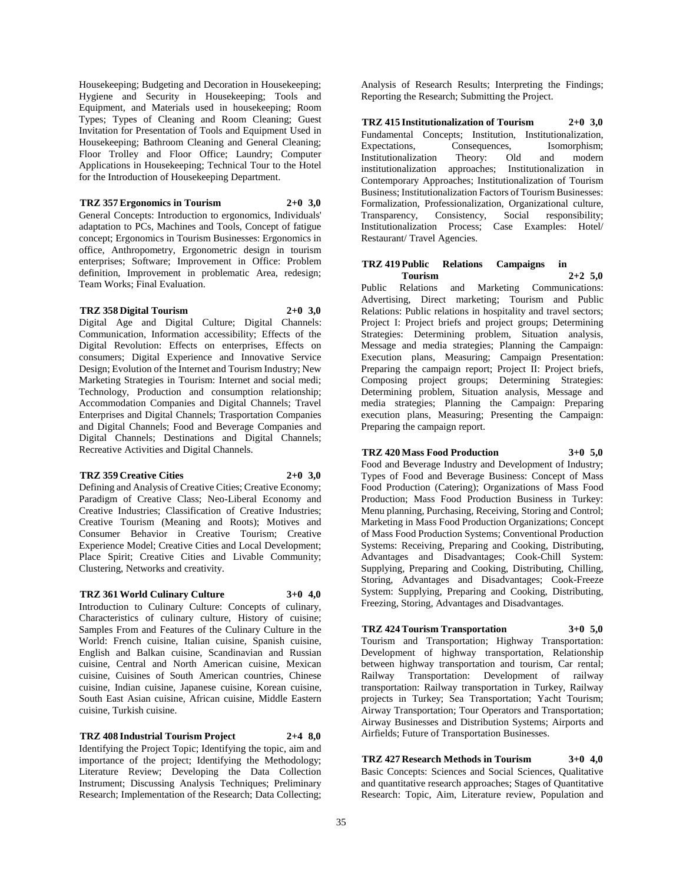Housekeeping; Budgeting and Decoration in Housekeeping; Hygiene and Security in Housekeeping; Tools and Equipment, and Materials used in housekeeping; Room Types; Types of Cleaning and Room Cleaning; Guest Invitation for Presentation of Tools and Equipment Used in Housekeeping; Bathroom Cleaning and General Cleaning; Floor Trolley and Floor Office; Laundry; Computer Applications in Housekeeping; Technical Tour to the Hotel for the Introduction of Housekeeping Department.

**TRZ 357 Ergonomics in Tourism 2+0 3,0**

General Concepts: Introduction to ergonomics, Individuals' adaptation to PCs, Machines and Tools, Concept of fatigue concept; Ergonomics in Tourism Businesses: Ergonomics in office, Anthropometry, Ergonometric design in tourism enterprises; Software; Improvement in Office: Problem definition, Improvement in problematic Area, redesign; Team Works; Final Evaluation.

**TRZ 358 Digital Tourism 2+0 3,0**

Digital Age and Digital Culture; Digital Channels: Communication, Information accessibility; Effects of the Digital Revolution: Effects on enterprises, Effects on consumers; Digital Experience and Innovative Service Design; Evolution of the Internet and Tourism Industry; New Marketing Strategies in Tourism: Internet and social medi; Technology, Production and consumption relationship; Accommodation Companies and Digital Channels; Travel Enterprises and Digital Channels; Trasportation Companies and Digital Channels; Food and Beverage Companies and Digital Channels; Destinations and Digital Channels; Recreative Activities and Digital Channels.

**TRZ 359 Creative Cities 2+0 3,0**

Defining and Analysis of Creative Cities; Creative Economy; Paradigm of Creative Class; Neo-Liberal Economy and Creative Industries; Classification of Creative Industries; Creative Tourism (Meaning and Roots); Motives and Consumer Behavior in Creative Tourism; Creative Experience Model; Creative Cities and Local Development; Place Spirit; Creative Cities and Livable Community; Clustering, Networks and creativity.

**TRZ 361 World Culinary Culture 3+0 4,0**

Introduction to Culinary Culture: Concepts of culinary, Characteristics of culinary culture, History of cuisine; Samples From and Features of the Culinary Culture in the World: French cuisine, Italian cuisine, Spanish cuisine, English and Balkan cuisine, Scandinavian and Russian cuisine, Central and North American cuisine, Mexican cuisine, Cuisines of South American countries, Chinese cuisine, Indian cuisine, Japanese cuisine, Korean cuisine, South East Asian cuisine, African cuisine, Middle Eastern cuisine, Turkish cuisine.

**TRZ 408 Industrial Tourism Project 2+4 8,0**

Identifying the Project Topic; Identifying the topic, aim and importance of the project; Identifying the Methodology; Literature Review; Developing the Data Collection Instrument; Discussing Analysis Techniques; Preliminary Research; Implementation of the Research; Data Collecting; Analysis of Research Results; Interpreting the Findings; Reporting the Research; Submitting the Project.

**TRZ 415 Institutionalization of Tourism 2+0 3,0**

Fundamental Concepts; Institution, Institutionalization, Expectations, Consequences, Isomorphism; Institutionalization Theory: Old and modern institutionalization approaches; Institutionalization in Contemporary Approaches; Institutionalization of Tourism Business; Institutionalization Factors of Tourism Businesses: Formalization, Professionalization, Organizational culture, Transparency, Consistency, Social responsibility; Institutionalization Process; Case Examples: Hotel/ Restaurant/ Travel Agencies.

**TRZ 419 Public Relations Campaigns in Tourism 2+2 5,0**

Public Relations and Marketing Communications: Advertising, Direct marketing; Tourism and Public Relations: Public relations in hospitality and travel sectors; Project I: Project briefs and project groups; Determining Strategies: Determining problem, Situation analysis, Message and media strategies; Planning the Campaign: Execution plans, Measuring; Campaign Presentation: Preparing the campaign report; Project II: Project briefs, Composing project groups; Determining Strategies: Determining problem, Situation analysis, Message and media strategies; Planning the Campaign: Preparing execution plans, Measuring; Presenting the Campaign: Preparing the campaign report.

**TRZ 420 Mass Food Production 3+0 5,0**

Food and Beverage Industry and Development of Industry; Types of Food and Beverage Business: Concept of Mass Food Production (Catering); Organizations of Mass Food Production; Mass Food Production Business in Turkey: Menu planning, Purchasing, Receiving, Storing and Control; Marketing in Mass Food Production Organizations; Concept of Mass Food Production Systems; Conventional Production Systems: Receiving, Preparing and Cooking, Distributing, Advantages and Disadvantages; Cook-Chill System: Supplying, Preparing and Cooking, Distributing, Chilling, Storing, Advantages and Disadvantages; Cook-Freeze System: Supplying, Preparing and Cooking, Distributing, Freezing, Storing, Advantages and Disadvantages.

**TRZ 424 Tourism Transportation 3+0 5,0**

Tourism and Transportation; Highway Transportation: Development of highway transportation, Relationship between highway transportation and tourism, Car rental; Railway Transportation: Development of railway transportation: Railway transportation in Turkey, Railway projects in Turkey; Sea Transportation; Yacht Tourism; Airway Transportation; Tour Operators and Transportation; Airway Businesses and Distribution Systems; Airports and Airfields; Future of Transportation Businesses.

**TRZ 427 Research Methods in Tourism 3+0 4,0**

Basic Concepts: Sciences and Social Sciences, Qualitative and quantitative research approaches; Stages of Quantitative Research: Topic, Aim, Literature review, Population and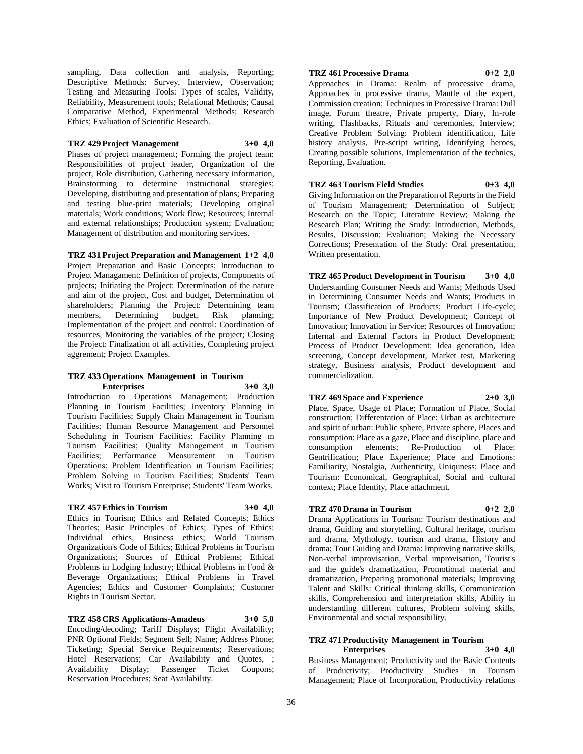sampling, Data collection and analysis, Reporting; Descriptive Methods: Survey, Interview, Observation; Testing and Measuring Tools: Types of scales, Validity, Reliability, Measurement tools; Relational Methods; Causal Comparative Method, Experimental Methods; Research Ethics; Evaluation of Scientific Research.

**TRZ 429 Project Management 3+0 4,0**

Phases of project management; Forming the project team: Responsibilities of project leader, Organization of the project, Role distribution, Gathering necessary information, Brainstorming to determine instructional strategies; Developing, distributing and presentation of plans; Preparing and testing blue-print materials; Developing original materials; Work conditions; Work flow; Resources; Internal and external relationships; Production system; Evaluation; Management of distribution and monitoring services.

**TRZ 431 Project Preparation and Management 1+2 4,0**

Project Preparation and Basic Concepts; Introduction to Project Managament: Definition of projects, Components of projects; Initiating the Project: Determination of the nature and aim of the project, Cost and budget, Determination of shareholders; Planning the Project: Determining team members, Determining budget, Risk planning; Implementation of the project and control: Coordination of resources, Monitoring the variables of the project; Closing the Project: Finalization of all activities, Completing project aggrement; Project Examples.

**TRZ 433 Operations Management in Tourism Enterprises 3+0 3,0**

Introduction to Operations Management; Production Planning in Tourism Facilities; Inventory Planning in Tourism Facilities; Supply Chain Management in Tourism Facilities; Human Resource Management and Personnel Scheduling in Tourism Facilities; Facility Planning ın Tourism Facilities; Quality Management ın Tourism Facilities; Performance Measurement ın Tourism Operations; Problem Identification ın Tourism Facilities; Problem Solving ın Tourism Facilities; Students' Team Works; Visit to Tourism Enterprise; Students' Team Works.

**TRZ 457 Ethics in Tourism 3+0 4,0**

Ethics in Tourism; Ethics and Related Concepts; Ethics Theories; Basic Principles of Ethics; Types of Ethics: Individual ethics, Business ethics; World Tourism Organization's Code of Ethics; Ethical Problems in Tourism Organizations; Sources of Ethical Problems; Ethical Problems in Lodging Industry; Ethical Problems in Food & Beverage Organizations; Ethical Problems in Travel Agencies; Ethics and Customer Complaints; Customer Rights in Tourism Sector.

**TRZ 458 CRS Applications-Amadeus 3+0 5,0**

Encoding/decoding; Tariff Displays; Flight Availability; PNR Optional Fields; Segment Sell; Name; Address Phone; Ticketing; Special Service Requirements; Reservations; Hotel Reservations; Car Availability and Quotes, ; Availability Display; Passenger Ticket Coupons; Reservation Procedures; Seat Availability.

**TRZ 461 Processive Drama 0+2 2,0**

Approaches in Drama: Realm of processive drama, Approaches in processive drama, Mantle of the expert, Commission creation; Techniques in Processive Drama: Dull image, Forum theatre, Private property, Diary, In-role writing, Flashbacks, Rituals and ceremonies, Interview; Creative Problem Solving: Problem identification, Life history analysis, Pre-script writing, Identifying heroes, Creating possible solutions, Implementation of the technics, Reporting, Evaluation.

**TRZ 463 Tourism Field Studies 0+3 4,0**

Giving Information on the Preparation of Reports in the Field of Tourism Management; Determination of Subject; Research on the Topic; Literature Review; Making the Research Plan; Writing the Study: Introduction, Methods, Results, Discussion; Evaluation; Making the Necessary Corrections; Presentation of the Study: Oral presentation, Written presentation.

**TRZ 465 Product Development in Tourism 3+0 4,0**

Understanding Consumer Needs and Wants; Methods Used in Determining Consumer Needs and Wants; Products in Tourism; Classification of Products; Product Life-cycle; Importance of New Product Development; Concept of Innovation; Innovation in Service; Resources of Innovation; Internal and External Factors in Product Development; Process of Product Development: Idea generation, Idea screening, Concept development, Market test, Marketing strategy, Business analysis, Product development and commercialization.

**TRZ 469 Space and Experience 2+0 3,0**

Place, Space, Usage of Place; Formation of Place, Social construction; Differentation of Place: Urban as architecture and spirit of urban: Public sphere, Private sphere, Places and consumption: Place as a gaze, Place and discipline, place and consumption elements; Re-Production of Place: Gentrification; Place Experience; Place and Emotions: Familiarity, Nostalgia, Authenticity, Uniquness; Place and Tourism: Economical, Geographical, Social and cultural context; Place Identity, Place attachment.

**TRZ 470 Drama in Tourism 0+2 2,0**

Drama Applications in Tourism: Tourism destinations and drama, Guiding and storytelling, Cultural heritage, tourism and drama, Mythology, tourism and drama, History and drama; Tour Guiding and Drama: Improving narrative skills, Non-verbal improvisation, Verbal improvisation, Tourist's and the guide's dramatization, Promotional material and dramatization, Preparing promotional materials; Improving Talent and Skills: Critical thinking skills, Communication skills, Comprehension and interpretation skills, Ability in understanding different cultures, Problem solving skills, Environmental and social responsibility.

**TRZ 471 Productivity Management in Tourism Enterprises 3+0 4,0**

Business Management; Productivity and the Basic Contents of Productivity; Productivity Studies in Tourism Management; Place of Incorporation, Productivity relations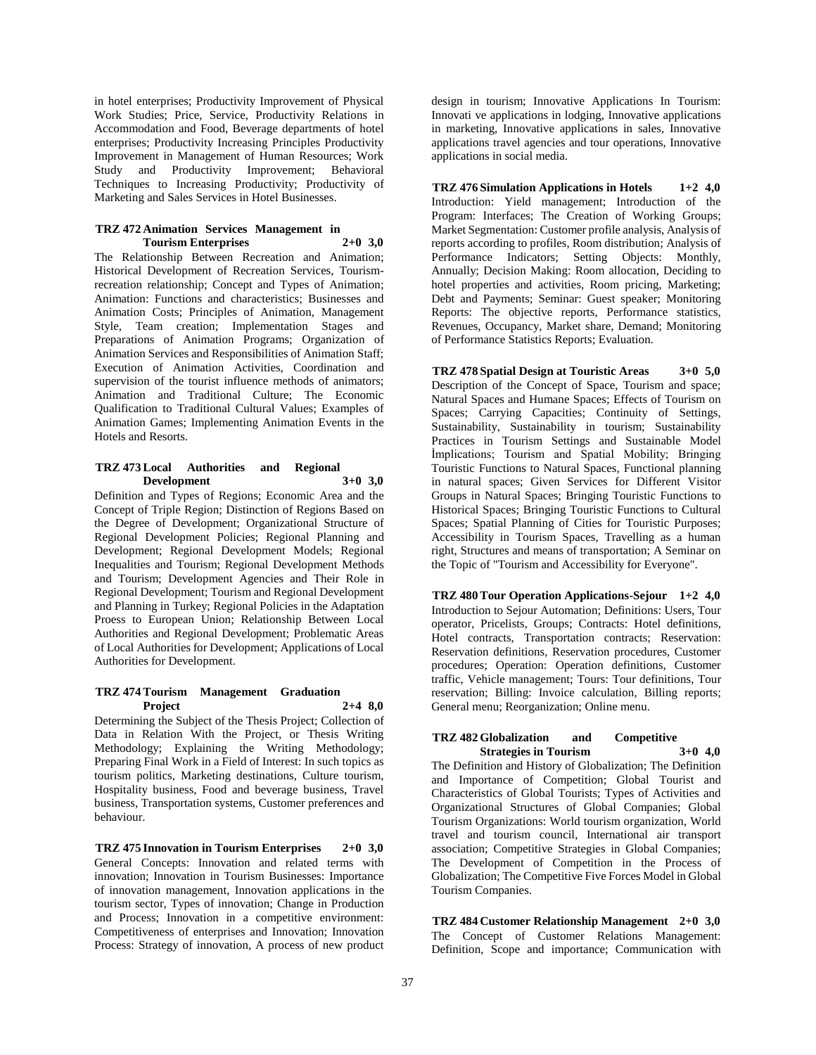in hotel enterprises; Productivity Improvement of Physical Work Studies; Price, Service, Productivity Relations in Accommodation and Food, Beverage departments of hotel enterprises; Productivity Increasing Principles Productivity Improvement in Management of Human Resources; Work Study and Productivity Improvement; Behavioral Techniques to Increasing Productivity; Productivity of Marketing and Sales Services in Hotel Businesses.

**TRZ 472 Animation Services Management in Tourism Enterprises 2+0 3,0**

The Relationship Between Recreation and Animation; Historical Development of Recreation Services, Tourism-recreation relationship; Concept and Types of Animation; Animation: Functions and characteristics; Businesses and Animation Costs; Principles of Animation, Management Style, Team creation; Implementation Stages and Preparations of Animation Programs; Organization of Animation Services and Responsibilities of Animation Staff; Execution of Animation Activities, Coordination and supervision of the tourist influence methods of animators; Animation and Traditional Culture; The Economic Qualification to Traditional Cultural Values; Examples of Animation Games; Implementing Animation Events in the Hotels and Resorts.

**TRZ 473 Local Authorities and Regional Development 3+0 3,0**

Definition and Types of Regions; Economic Area and the Concept of Triple Region; Distinction of Regions Based on the Degree of Development; Organizational Structure of Regional Development Policies; Regional Planning and Development; Regional Development Models; Regional Inequalities and Tourism; Regional Development Methods and Tourism; Development Agencies and Their Role in Regional Development; Tourism and Regional Development and Planning in Turkey; Regional Policies in the Adaptation Proess to European Union; Relationship Between Local Authorities and Regional Development; Problematic Areas of Local Authorities for Development; Applications of Local Authorities for Development.

**TRZ 474 Tourism Management Graduation Project 2+4 8,0**

Determining the Subject of the Thesis Project; Collection of Data in Relation With the Project, or Thesis Writing Methodology; Explaining the Writing Methodology; Preparing Final Work in a Field of Interest: In such topics as tourism politics, Marketing destinations, Culture tourism, Hospitality business, Food and beverage business, Travel business, Transportation systems, Customer preferences and behaviour.

**TRZ 475 Innovation in Tourism Enterprises 2+0 3,0**

General Concepts: Innovation and related terms with innovation; Innovation in Tourism Businesses: Importance of innovation management, Innovation applications in the tourism sector, Types of innovation; Change in Production and Process; Innovation in a competitive environment: Competitiveness of enterprises and Innovation; Innovation Process: Strategy of innovation, A process of new product design in tourism; Innovative Applications In Tourism: Innovati ve applications in lodging, Innovative applications in marketing, Innovative applications in sales, Innovative applications travel agencies and tour operations, Innovative applications in social media.

**TRZ 476 Simulation Applications in Hotels 1+2 4,0**

Introduction: Yield management; Introduction of the Program: Interfaces; The Creation of Working Groups; Market Segmentation: Customer profile analysis, Analysis of reports according to profiles, Room distribution; Analysis of Performance Indicators; Setting Objects: Monthly, Annually; Decision Making: Room allocation, Deciding to hotel properties and activities, Room pricing, Marketing; Debt and Payments; Seminar: Guest speaker; Monitoring Reports: The objective reports, Performance statistics, Revenues, Occupancy, Market share, Demand; Monitoring of Performance Statistics Reports; Evaluation.

**TRZ 478 Spatial Design at Touristic Areas 3+0 5,0**

Description of the Concept of Space, Tourism and space; Natural Spaces and Humane Spaces; Effects of Tourism on Spaces; Carrying Capacities; Continuity of Settings, Sustainability, Sustainability in tourism; Sustainability Practices in Tourism Settings and Sustainable Model İmplications; Tourism and Spatial Mobility; Bringing Touristic Functions to Natural Spaces, Functional planning in natural spaces; Given Services for Different Visitor Groups in Natural Spaces; Bringing Touristic Functions to Historical Spaces; Bringing Touristic Functions to Cultural Spaces; Spatial Planning of Cities for Touristic Purposes; Accessibility in Tourism Spaces, Travelling as a human right, Structures and means of transportation; A Seminar on the Topic of "Tourism and Accessibility for Everyone".

**TRZ 480 Tour Operation Applications-Sejour 1+2 4,0**

Introduction to Sejour Automation; Definitions: Users, Tour operator, Pricelists, Groups; Contracts: Hotel definitions, Hotel contracts, Transportation contracts; Reservation: Reservation definitions, Reservation procedures, Customer procedures; Operation: Operation definitions, Customer traffic, Vehicle management; Tours: Tour definitions, Tour reservation; Billing: Invoice calculation, Billing reports; General menu; Reorganization; Online menu.

**TRZ 482 Globalization and Competitive Strategies in Tourism 3+0 4,0**

The Definition and History of Globalization; The Definition and Importance of Competition; Global Tourist and Characteristics of Global Tourists; Types of Activities and Organizational Structures of Global Companies; Global Tourism Organizations: World tourism organization, World travel and tourism council, International air transport association; Competitive Strategies in Global Companies; The Development of Competition in the Process of Globalization; The Competitive Five Forces Model in Global Tourism Companies.

**TRZ 484 Customer Relationship Management 2+0 3,0**

The Concept of Customer Relations Management: Definition, Scope and importance; Communication with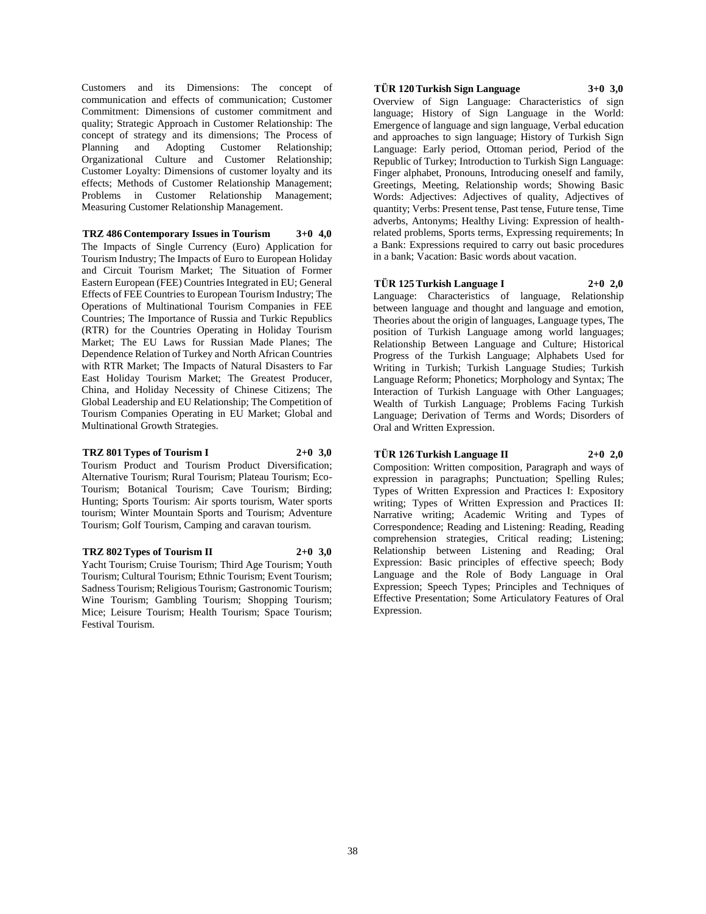Customers and its Dimensions: The concept of communication and effects of communication; Customer Commitment: Dimensions of customer commitment and quality; Strategic Approach in Customer Relationship: The concept of strategy and its dimensions; The Process of Planning and Adopting Customer Relationship; Organizational Culture and Customer Relationship; Customer Loyalty: Dimensions of customer loyalty and its effects; Methods of Customer Relationship Management; Problems in Customer Relationship Management; Measuring Customer Relationship Management.

**TRZ 486 Contemporary Issues in Tourism 3+0 4,0**

The Impacts of Single Currency (Euro) Application for Tourism Industry; The Impacts of Euro to European Holiday and Circuit Tourism Market; The Situation of Former Eastern European (FEE) Countries Integrated in EU; General Effects of FEE Countries to European Tourism Industry; The Operations of Multinational Tourism Companies in FEE Countries; The Importance of Russia and Turkic Republics (RTR) for the Countries Operating in Holiday Tourism Market; The EU Laws for Russian Made Planes; The Dependence Relation of Turkey and North African Countries with RTR Market; The Impacts of Natural Disasters to Far East Holiday Tourism Market; The Greatest Producer, China, and Holiday Necessity of Chinese Citizens; The Global Leadership and EU Relationship; The Competition of Tourism Companies Operating in EU Market; Global and Multinational Growth Strategies.

**TRZ 801 Types of Tourism I 2+0 3,0**

Tourism Product and Tourism Product Diversification; Alternative Tourism; Rural Tourism; Plateau Tourism; Eco-Tourism; Botanical Tourism; Cave Tourism; Birding; Hunting; Sports Tourism: Air sports tourism, Water sports tourism; Winter Mountain Sports and Tourism; Adventure Tourism; Golf Tourism, Camping and caravan tourism.

**TRZ 802 Types of Tourism II 2+0 3,0**

Yacht Tourism; Cruise Tourism; Third Age Tourism; Youth Tourism; Cultural Tourism; Ethnic Tourism; Event Tourism; Sadness Tourism; Religious Tourism; Gastronomic Tourism; Wine Tourism; Gambling Tourism; Shopping Tourism; Mice; Leisure Tourism; Health Tourism; Space Tourism; Festival Tourism.

**TÜR 120 Turkish Sign Language 3+0 3,0**

Overview of Sign Language: Characteristics of sign language; History of Sign Language in the World: Emergence of language and sign language, Verbal education and approaches to sign language; History of Turkish Sign Language: Early period, Ottoman period, Period of the Republic of Turkey; Introduction to Turkish Sign Language: Finger alphabet, Pronouns, Introducing oneself and family, Greetings, Meeting, Relationship words; Showing Basic Words: Adjectives: Adjectives of quality, Adjectives of quantity; Verbs: Present tense, Past tense, Future tense, Time adverbs, Antonyms; Healthy Living: Expression of health-related problems, Sports terms, Expressing requirements; In a Bank: Expressions required to carry out basic procedures in a bank; Vacation: Basic words about vacation.

**TÜR 125 Turkish Language I 2+0 2,0**

Language: Characteristics of language, Relationship between language and thought and language and emotion, Theories about the origin of languages, Language types, The position of Turkish Language among world languages; Relationship Between Language and Culture; Historical Progress of the Turkish Language; Alphabets Used for Writing in Turkish; Turkish Language Studies; Turkish Language Reform; Phonetics; Morphology and Syntax; The Interaction of Turkish Language with Other Languages; Wealth of Turkish Language; Problems Facing Turkish Language; Derivation of Terms and Words; Disorders of Oral and Written Expression.

**TÜR 126 Turkish Language II 2+0 2,0**

Composition: Written composition, Paragraph and ways of expression in paragraphs; Punctuation; Spelling Rules; Types of Written Expression and Practices I: Expository writing; Types of Written Expression and Practices II: Narrative writing; Academic Writing and Types of Correspondence; Reading and Listening: Reading, Reading comprehension strategies, Critical reading; Listening; Relationship between Listening and Reading; Oral Expression: Basic principles of effective speech; Body Language and the Role of Body Language in Oral Expression; Speech Types; Principles and Techniques of Effective Presentation; Some Articulatory Features of Oral Expression.